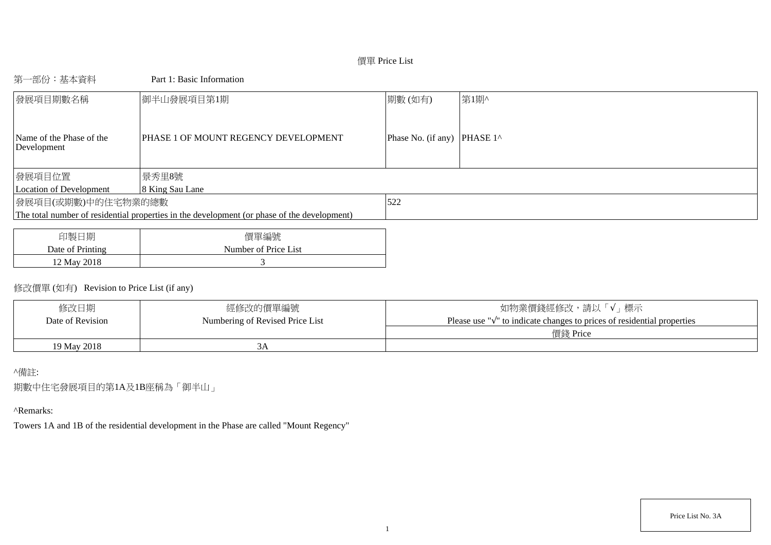# 價單 Price List

第一部份：基本資料　　　Part 1: Basic Information

| 發展項目期數名稱<br>Name of the Phase of the Development | 御半山發展項目第1期<br>PHASE 1 OF MOUNT REGENCY DEVELOPMENT | 期數 (如有)<br>Phase No. (if any) | 第1期^<br>PHASE 1^ |
|---|---|---|---|
| 發展項目位置<br>Location of Development | 景秀里8號<br>8 King Sau Lane | | |
| 發展項目(或期數)中的住宅物業的總數<br>The total number of residential properties in the development (or phase of the development) | | 522 | |

| 印製日期<br>Date of Printing | 價單編號<br>Number of Price List |
|---|---|
| 12 May 2018 | 3 |

修改價單 (如有)　Revision to Price List (if any)

| 修改日期<br>Date of Revision | 經修改的價單編號<br>Numbering of Revised Price List | 如物業價錢經修改，請以「√」標示<br>Please use "√" to indicate changes to prices of residential properties |
|---|---|---|
| | | 價錢 Price |
| 19 May 2018 | 3A | |

^備註:

期數中住宅發展項目的第1A及1B座稱為「御半山」

^Remarks:

Towers 1A and 1B of the residential development in the Phase are called "Mount Regency"

Price List No. 3A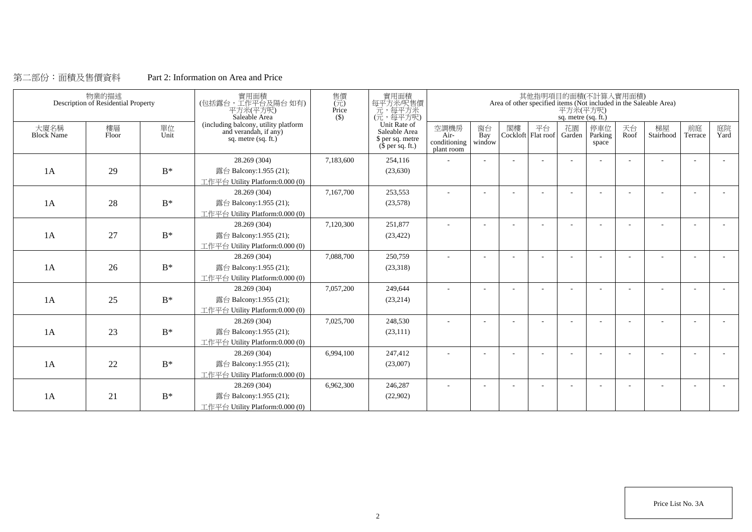第二部份：面積及售價資料　　Part 2: Information on Area and Price

| 物業的描述 Description of Residential Property | | | 實用面積 (包括露台，工作平台及陽台 如有) 平方米(平方呎) Saleable Area (including balcony, utility platform and verandah, if any) sq. metre (sq. ft.) | 售價 (元) Price ($) | 實用面積 每平方米/呎售價 元，每平方米 (元，每平方呎) Unit Rate of Saleable Area $ per sq. metre ($ per sq. ft.) | 其他指明項目的面積(不計算入實用面積) Area of other specified items (Not included in the Saleable Area) 平方米(平方呎) sq. metre (sq. ft.) | | | | | | | | | |
|---|---|---|---|---|---|---|---|---|---|---|---|---|---|---|---|
| 大廈名稱 Block Name | 樓層 Floor | 單位 Unit | | | | 空調機房 Air-conditioning plant room | 窗台 Bay window | 閣樓 Cockloft | 平台 Flat roof | 花園 Garden | 停車位 Parking space | 天台 Roof | 梯屋 Stairhood | 前庭 Terrace | 庭院 Yard |
| 1A | 29 | B* | 28.269 (304) 露台 Balcony:1.955 (21); 工作平台 Utility Platform:0.000 (0) | 7,183,600 | 254,116 (23,630) | - | - | - | - | - | - | - | - | - | - |
| 1A | 28 | B* | 28.269 (304) 露台 Balcony:1.955 (21); 工作平台 Utility Platform:0.000 (0) | 7,167,700 | 253,553 (23,578) | - | - | - | - | - | - | - | - | - | - |
| 1A | 27 | B* | 28.269 (304) 露台 Balcony:1.955 (21); 工作平台 Utility Platform:0.000 (0) | 7,120,300 | 251,877 (23,422) | - | - | - | - | - | - | - | - | - | - |
| 1A | 26 | B* | 28.269 (304) 露台 Balcony:1.955 (21); 工作平台 Utility Platform:0.000 (0) | 7,088,700 | 250,759 (23,318) | - | - | - | - | - | - | - | - | - | - |
| 1A | 25 | B* | 28.269 (304) 露台 Balcony:1.955 (21); 工作平台 Utility Platform:0.000 (0) | 7,057,200 | 249,644 (23,214) | - | - | - | - | - | - | - | - | - | - |
| 1A | 23 | B* | 28.269 (304) 露台 Balcony:1.955 (21); 工作平台 Utility Platform:0.000 (0) | 7,025,700 | 248,530 (23,111) | - | - | - | - | - | - | - | - | - | - |
| 1A | 22 | B* | 28.269 (304) 露台 Balcony:1.955 (21); 工作平台 Utility Platform:0.000 (0) | 6,994,100 | 247,412 (23,007) | - | - | - | - | - | - | - | - | - | - |
| 1A | 21 | B* | 28.269 (304) 露台 Balcony:1.955 (21); 工作平台 Utility Platform:0.000 (0) | 6,962,300 | 246,287 (22,902) | - | - | - | - | - | - | - | - | - | - |

Price List No. 3A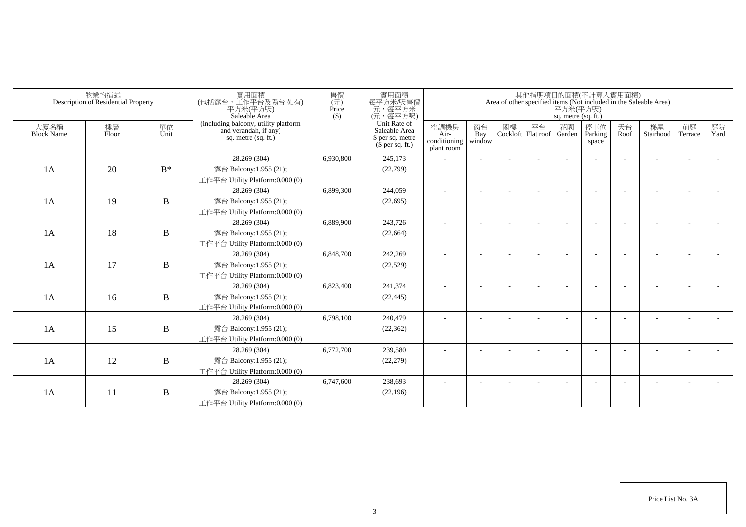| 物業的描述 Description of Residential Property | | | 實用面積 (包括露台，工作平台及陽台 如有) 平方米(平方呎) Saleable Area (including balcony, utility platform and verandah, if any) sq. metre (sq. ft.) | 售價 (元) Price ($) | 實用面積 每平方米/呎售價 元，每平方米 (元，每平方呎) Unit Rate of Saleable Area $ per sq. metre ($ per sq. ft.) | 其他指明項目的面積(不計算入實用面積) Area of other specified items (Not included in the Saleable Area) 平方米(平方呎) sq. metre (sq. ft.) | | | | | | | | | |
|---|---|---|---|---|---|---|---|---|---|---|---|---|---|---|---|
| 大廈名稱 Block Name | 樓層 Floor | 單位 Unit | | | | 空調機房 Air-conditioning plant room | 窗台 Bay window | 閣樓 Cockloft | 平台 Flat roof | 花園 Garden | 停車位 Parking space | 天台 Roof | 梯屋 Stairhood | 前庭 Terrace | 庭院 Yard |
| 1A | 20 | B* | 28.269 (304) 露台 Balcony:1.955 (21); 工作平台 Utility Platform:0.000 (0) | 6,930,800 | 245,173 (22,799) | - | - | - | - | - | - | - | - | - | - |
| 1A | 19 | B | 28.269 (304) 露台 Balcony:1.955 (21); 工作平台 Utility Platform:0.000 (0) | 6,899,300 | 244,059 (22,695) | - | - | - | - | - | - | - | - | - | - |
| 1A | 18 | B | 28.269 (304) 露台 Balcony:1.955 (21); 工作平台 Utility Platform:0.000 (0) | 6,889,900 | 243,726 (22,664) | - | - | - | - | - | - | - | - | - | - |
| 1A | 17 | B | 28.269 (304) 露台 Balcony:1.955 (21); 工作平台 Utility Platform:0.000 (0) | 6,848,700 | 242,269 (22,529) | - | - | - | - | - | - | - | - | - | - |
| 1A | 16 | B | 28.269 (304) 露台 Balcony:1.955 (21); 工作平台 Utility Platform:0.000 (0) | 6,823,400 | 241,374 (22,445) | - | - | - | - | - | - | - | - | - | - |
| 1A | 15 | B | 28.269 (304) 露台 Balcony:1.955 (21); 工作平台 Utility Platform:0.000 (0) | 6,798,100 | 240,479 (22,362) | - | - | - | - | - | - | - | - | - | - |
| 1A | 12 | B | 28.269 (304) 露台 Balcony:1.955 (21); 工作平台 Utility Platform:0.000 (0) | 6,772,700 | 239,580 (22,279) | - | - | - | - | - | - | - | - | - | - |
| 1A | 11 | B | 28.269 (304) 露台 Balcony:1.955 (21); 工作平台 Utility Platform:0.000 (0) | 6,747,600 | 238,693 (22,196) | - | - | - | - | - | - | - | - | - | - |

Price List No. 3A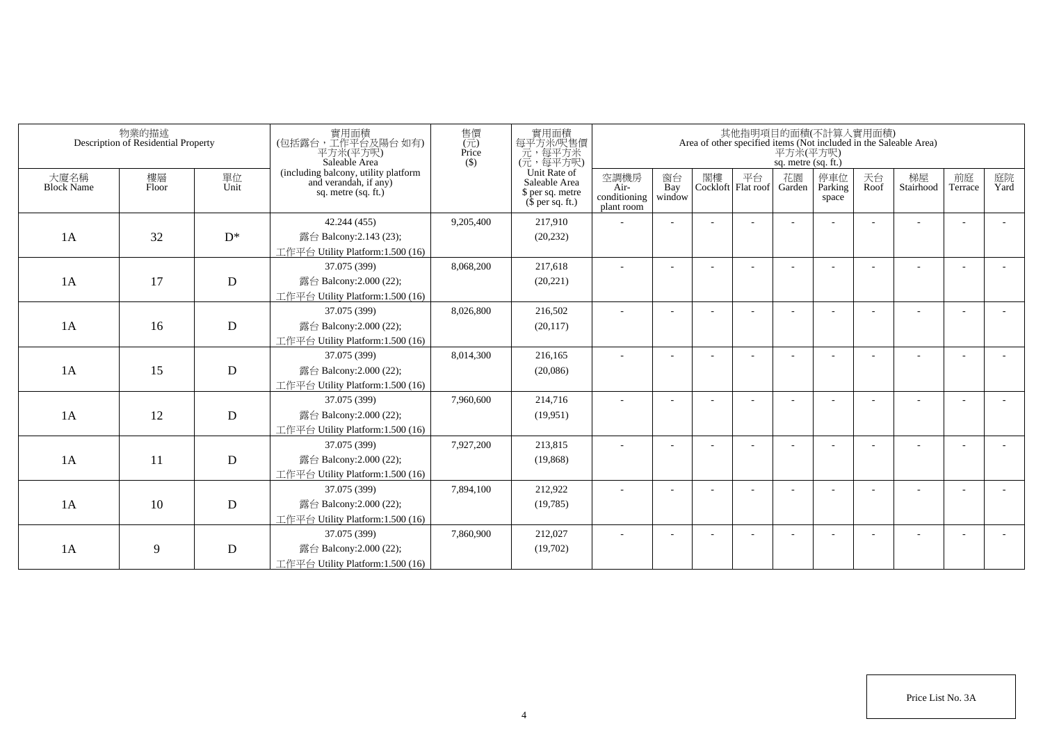| 物業的描述 Description of Residential Property | | | 實用面積 (包括露台，工作平台及陽台 如有) 平方米(平方呎) Saleable Area (including balcony, utility platform and verandah, if any) sq. metre (sq. ft.) | 售價 (元) Price ($) | 實用面積 每平方米/呎售價 元，每平方米 (元，每平方呎) Unit Rate of Saleable Area $ per sq. metre ($ per sq. ft.) | 其他指明項目的面積(不計算入實用面積) Area of other specified items (Not included in the Saleable Area) 平方米(平方呎) sq. metre (sq. ft.) | | | | | | | | | |
|---|---|---|---|---|---|---|---|---|---|---|---|---|---|---|---|
| 大廈名稱 Block Name | 樓層 Floor | 單位 Unit | | | | 空調機房 Air-conditioning plant room | 窗台 Bay window | 閣樓 Cockloft | 平台 Flat roof | 花園 Garden | 停車位 Parking space | 天台 Roof | 梯屋 Stairhood | 前庭 Terrace | 庭院 Yard |
| 1A | 32 | D* | 42.244 (455) 露台 Balcony:2.143 (23); 工作平台 Utility Platform:1.500 (16) | 9,205,400 | 217,910 (20,232) | - | - | - | - | - | - | - | - | - | - |
| 1A | 17 | D | 37.075 (399) 露台 Balcony:2.000 (22); 工作平台 Utility Platform:1.500 (16) | 8,068,200 | 217,618 (20,221) | - | - | - | - | - | - | - | - | - | - |
| 1A | 16 | D | 37.075 (399) 露台 Balcony:2.000 (22); 工作平台 Utility Platform:1.500 (16) | 8,026,800 | 216,502 (20,117) | - | - | - | - | - | - | - | - | - | - |
| 1A | 15 | D | 37.075 (399) 露台 Balcony:2.000 (22); 工作平台 Utility Platform:1.500 (16) | 8,014,300 | 216,165 (20,086) | - | - | - | - | - | - | - | - | - | - |
| 1A | 12 | D | 37.075 (399) 露台 Balcony:2.000 (22); 工作平台 Utility Platform:1.500 (16) | 7,960,600 | 214,716 (19,951) | - | - | - | - | - | - | - | - | - | - |
| 1A | 11 | D | 37.075 (399) 露台 Balcony:2.000 (22); 工作平台 Utility Platform:1.500 (16) | 7,927,200 | 213,815 (19,868) | - | - | - | - | - | - | - | - | - | - |
| 1A | 10 | D | 37.075 (399) 露台 Balcony:2.000 (22); 工作平台 Utility Platform:1.500 (16) | 7,894,100 | 212,922 (19,785) | - | - | - | - | - | - | - | - | - | - |
| 1A | 9 | D | 37.075 (399) 露台 Balcony:2.000 (22); 工作平台 Utility Platform:1.500 (16) | 7,860,900 | 212,027 (19,702) | - | - | - | - | - | - | - | - | - | - |

Price List No. 3A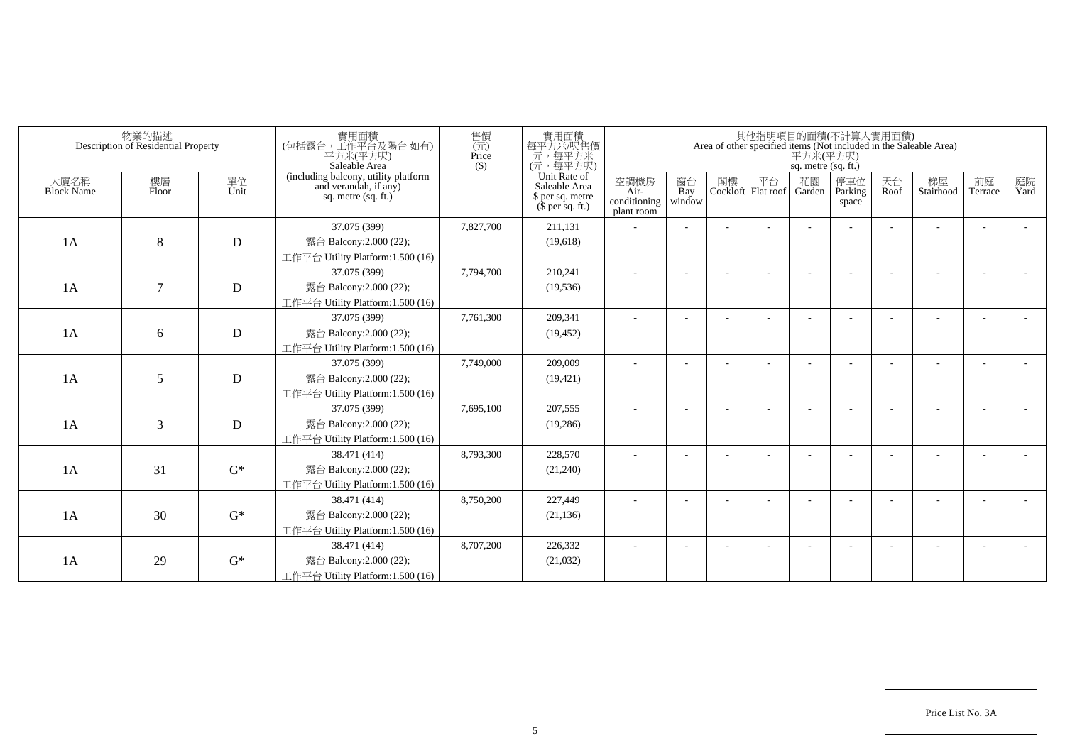| 物業的描述 Description of Residential Property | | | 實用面積 (包括露台，工作平台及陽台 如有) 平方米(平方呎) Saleable Area (including balcony, utility platform and verandah, if any) sq. metre (sq. ft.) | 售價 (元) Price ($) | 實用面積 每平方米/呎售價 元，每平方米 (元，每平方呎) Unit Rate of Saleable Area $ per sq. metre ($ per sq. ft.) | 其他指明項目的面積(不計算入實用面積) Area of other specified items (Not included in the Saleable Area) 平方米(平方呎) sq. metre (sq. ft.) | | | | | | | | | |
|---|---|---|---|---|---|---|---|---|---|---|---|---|---|---|---|
| 大廈名稱 Block Name | 樓層 Floor | 單位 Unit | | | | 空調機房 Air-conditioning plant room | 窗台 Bay window | 閣樓 Cockloft | 平台 Flat roof | 花園 Garden | 停車位 Parking space | 天台 Roof | 梯屋 Stairhood | 前庭 Terrace | 庭院 Yard |
| 1A | 8 | D | 37.075 (399) 露台 Balcony:2.000 (22); 工作平台 Utility Platform:1.500 (16) | 7,827,700 | 211,131 (19,618) | - | - | - | - | - | - | - | - | - | - |
| 1A | 7 | D | 37.075 (399) 露台 Balcony:2.000 (22); 工作平台 Utility Platform:1.500 (16) | 7,794,700 | 210,241 (19,536) | - | - | - | - | - | - | - | - | - | - |
| 1A | 6 | D | 37.075 (399) 露台 Balcony:2.000 (22); 工作平台 Utility Platform:1.500 (16) | 7,761,300 | 209,341 (19,452) | - | - | - | - | - | - | - | - | - | - |
| 1A | 5 | D | 37.075 (399) 露台 Balcony:2.000 (22); 工作平台 Utility Platform:1.500 (16) | 7,749,000 | 209,009 (19,421) | - | - | - | - | - | - | - | - | - | - |
| 1A | 3 | D | 37.075 (399) 露台 Balcony:2.000 (22); 工作平台 Utility Platform:1.500 (16) | 7,695,100 | 207,555 (19,286) | - | - | - | - | - | - | - | - | - | - |
| 1A | 31 | G* | 38.471 (414) 露台 Balcony:2.000 (22); 工作平台 Utility Platform:1.500 (16) | 8,793,300 | 228,570 (21,240) | - | - | - | - | - | - | - | - | - | - |
| 1A | 30 | G* | 38.471 (414) 露台 Balcony:2.000 (22); 工作平台 Utility Platform:1.500 (16) | 8,750,200 | 227,449 (21,136) | - | - | - | - | - | - | - | - | - | - |
| 1A | 29 | G* | 38.471 (414) 露台 Balcony:2.000 (22); 工作平台 Utility Platform:1.500 (16) | 8,707,200 | 226,332 (21,032) | - | - | - | - | - | - | - | - | - | - |

Price List No. 3A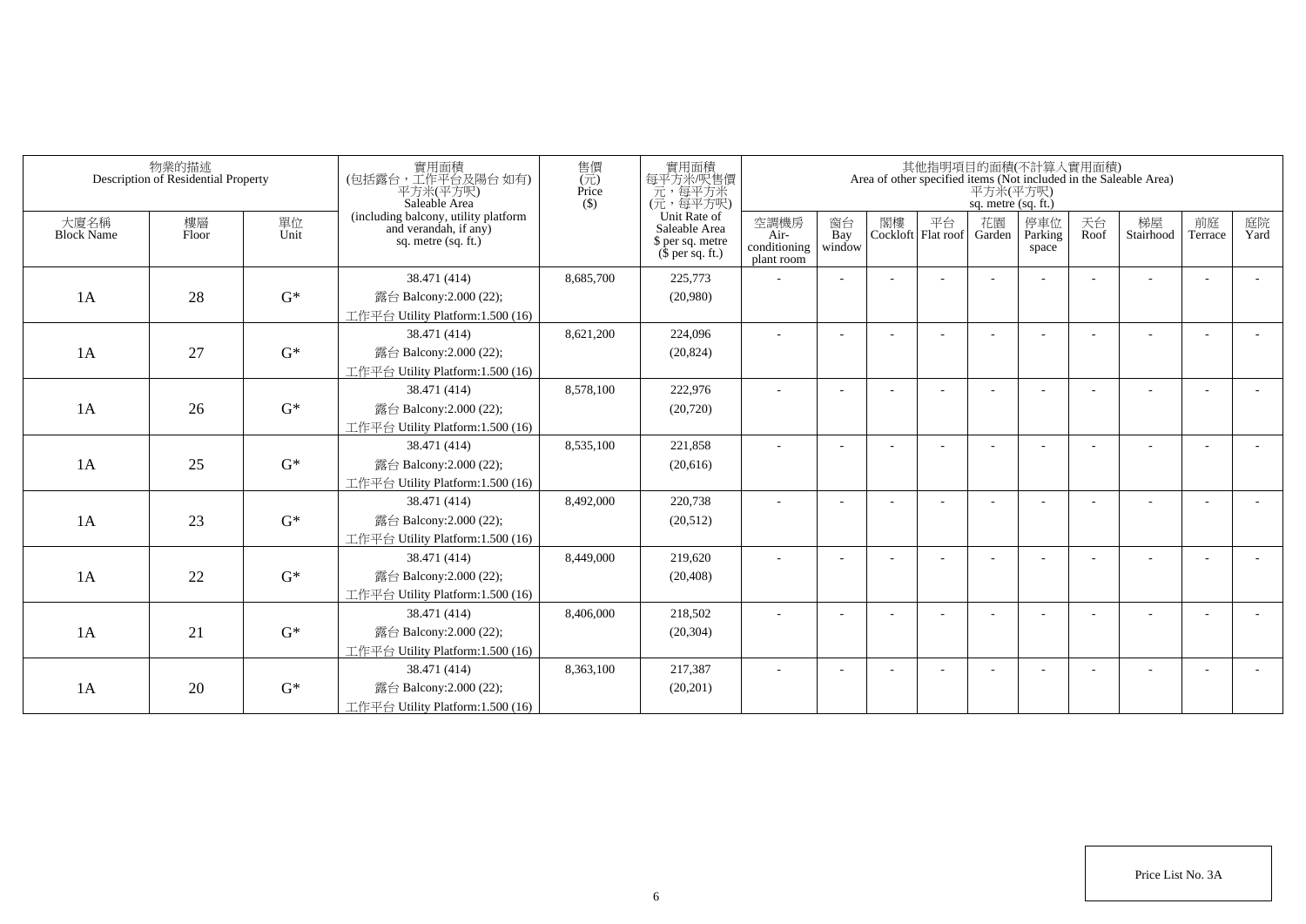| 物業的描述 Description of Residential Property | | | 實用面積 (包括露台，工作平台及陽台 如有) 平方米(平方呎) Saleable Area (including balcony, utility platform and verandah, if any) sq. metre (sq. ft.) | 售價 (元) Price ($) | 實用面積 每平方米/呎售價 元，每平方米 (元，每平方呎) Unit Rate of Saleable Area $ per sq. metre ($ per sq. ft.) | 其他指明項目的面積(不計算入實用面積) Area of other specified items (Not included in the Saleable Area) 平方米(平方呎) sq. metre (sq. ft.) | | | | | | | | | |
|---|---|---|---|---|---|---|---|---|---|---|---|---|---|---|---|
| 大廈名稱 Block Name | 樓層 Floor | 單位 Unit | | | | 空調機房 Air-conditioning plant room | 窗台 Bay window | 閣樓 Cockloft | 平台 Flat roof | 花園 Garden | 停車位 Parking space | 天台 Roof | 梯屋 Stairhood | 前庭 Terrace | 庭院 Yard |
| 1A | 28 | G* | 38.471 (414) 露台 Balcony:2.000 (22); 工作平台 Utility Platform:1.500 (16) | 8,685,700 | 225,773 (20,980) | - | - | - | - | - | - | - | - | - | - |
| 1A | 27 | G* | 38.471 (414) 露台 Balcony:2.000 (22); 工作平台 Utility Platform:1.500 (16) | 8,621,200 | 224,096 (20,824) | - | - | - | - | - | - | - | - | - | - |
| 1A | 26 | G* | 38.471 (414) 露台 Balcony:2.000 (22); 工作平台 Utility Platform:1.500 (16) | 8,578,100 | 222,976 (20,720) | - | - | - | - | - | - | - | - | - | - |
| 1A | 25 | G* | 38.471 (414) 露台 Balcony:2.000 (22); 工作平台 Utility Platform:1.500 (16) | 8,535,100 | 221,858 (20,616) | - | - | - | - | - | - | - | - | - | - |
| 1A | 23 | G* | 38.471 (414) 露台 Balcony:2.000 (22); 工作平台 Utility Platform:1.500 (16) | 8,492,000 | 220,738 (20,512) | - | - | - | - | - | - | - | - | - | - |
| 1A | 22 | G* | 38.471 (414) 露台 Balcony:2.000 (22); 工作平台 Utility Platform:1.500 (16) | 8,449,000 | 219,620 (20,408) | - | - | - | - | - | - | - | - | - | - |
| 1A | 21 | G* | 38.471 (414) 露台 Balcony:2.000 (22); 工作平台 Utility Platform:1.500 (16) | 8,406,000 | 218,502 (20,304) | - | - | - | - | - | - | - | - | - | - |
| 1A | 20 | G* | 38.471 (414) 露台 Balcony:2.000 (22); 工作平台 Utility Platform:1.500 (16) | 8,363,100 | 217,387 (20,201) | - | - | - | - | - | - | - | - | - | - |

Price List No. 3A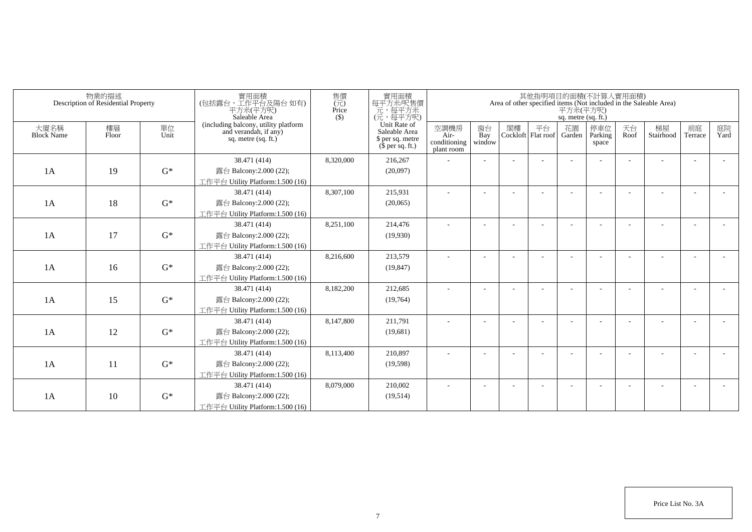| 物業的描述 Description of Residential Property | | | 實用面積 (包括露台，工作平台及陽台 如有) 平方米(平方呎) Saleable Area (including balcony, utility platform and verandah, if any) sq. metre (sq. ft.) | 售價 (元) Price ($) | 實用面積 每平方米/呎售價 元，每平方米 (元，每平方呎) Unit Rate of Saleable Area $ per sq. metre ($ per sq. ft.) | 其他指明項目的面積(不計算入實用面積) Area of other specified items (Not included in the Saleable Area) 平方米(平方呎) sq. metre (sq. ft.) | | | | | | | | | |
|---|---|---|---|---|---|---|---|---|---|---|---|---|---|---|---|
| 大廈名稱 Block Name | 樓層 Floor | 單位 Unit | | | | 空調機房 Air-conditioning plant room | 窗台 Bay window | 閣樓 Cockloft | 平台 Flat roof | 花園 Garden | 停車位 Parking space | 天台 Roof | 梯屋 Stairhood | 前庭 Terrace | 庭院 Yard |
| 1A | 19 | G* | 38.471 (414)<br>露台 Balcony:2.000 (22);<br>工作平台 Utility Platform:1.500 (16) | 8,320,000 | 216,267<br>(20,097) | - | - | - | - | - | - | - | - | - | - |
| 1A | 18 | G* | 38.471 (414)<br>露台 Balcony:2.000 (22);<br>工作平台 Utility Platform:1.500 (16) | 8,307,100 | 215,931<br>(20,065) | - | - | - | - | - | - | - | - | - | - |
| 1A | 17 | G* | 38.471 (414)<br>露台 Balcony:2.000 (22);<br>工作平台 Utility Platform:1.500 (16) | 8,251,100 | 214,476<br>(19,930) | - | - | - | - | - | - | - | - | - | - |
| 1A | 16 | G* | 38.471 (414)<br>露台 Balcony:2.000 (22);<br>工作平台 Utility Platform:1.500 (16) | 8,216,600 | 213,579<br>(19,847) | - | - | - | - | - | - | - | - | - | - |
| 1A | 15 | G* | 38.471 (414)<br>露台 Balcony:2.000 (22);<br>工作平台 Utility Platform:1.500 (16) | 8,182,200 | 212,685<br>(19,764) | - | - | - | - | - | - | - | - | - | - |
| 1A | 12 | G* | 38.471 (414)<br>露台 Balcony:2.000 (22);<br>工作平台 Utility Platform:1.500 (16) | 8,147,800 | 211,791<br>(19,681) | - | - | - | - | - | - | - | - | - | - |
| 1A | 11 | G* | 38.471 (414)<br>露台 Balcony:2.000 (22);<br>工作平台 Utility Platform:1.500 (16) | 8,113,400 | 210,897<br>(19,598) | - | - | - | - | - | - | - | - | - | - |
| 1A | 10 | G* | 38.471 (414)<br>露台 Balcony:2.000 (22);<br>工作平台 Utility Platform:1.500 (16) | 8,079,000 | 210,002<br>(19,514) | - | - | - | - | - | - | - | - | - | - |

Price List No. 3A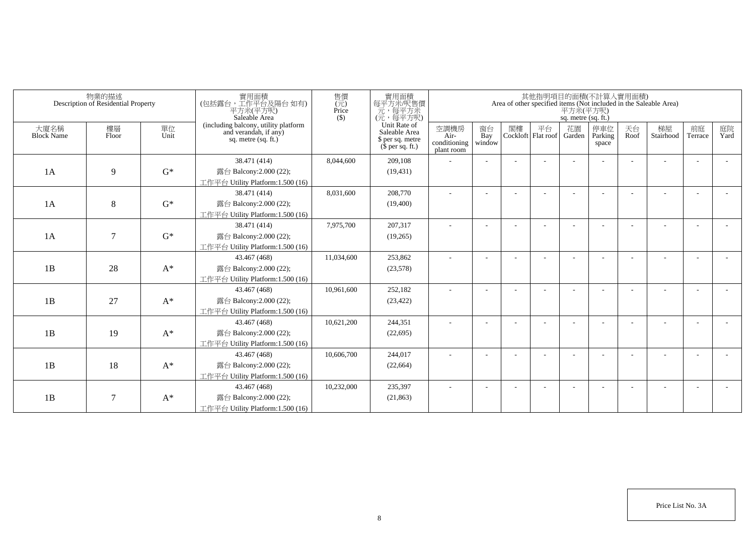| 物業的描述 Description of Residential Property | | | 實用面積 (包括露台，工作平台及陽台 如有) 平方米(平方呎) Saleable Area (including balcony, utility platform and verandah, if any) sq. metre (sq. ft.) | 售價 (元) Price ($) | 實用面積 每平方米/呎售價 元，每平方米 (元，每平方呎) Unit Rate of Saleable Area $ per sq. metre ($ per sq. ft.) | 其他指明項目的面積(不計算入實用面積) Area of other specified items (Not included in the Saleable Area) 平方米(平方呎) sq. metre (sq. ft.) | | | | | | | | | |
|---|---|---|---|---|---|---|---|---|---|---|---|---|---|---|---|
| 大廈名稱 Block Name | 樓層 Floor | 單位 Unit | | | | 空調機房 Air-conditioning plant room | 窗台 Bay window | 閣樓 Cockloft | 平台 Flat roof | 花園 Garden | 停車位 Parking space | 天台 Roof | 梯屋 Stairhood | 前庭 Terrace | 庭院 Yard |
| 1A | 9 | G* | 38.471 (414) 露台 Balcony:2.000 (22); 工作平台 Utility Platform:1.500 (16) | 8,044,600 | 209,108 (19,431) | - | - | - | - | - | - | - | - | - | - |
| 1A | 8 | G* | 38.471 (414) 露台 Balcony:2.000 (22); 工作平台 Utility Platform:1.500 (16) | 8,031,600 | 208,770 (19,400) | - | - | - | - | - | - | - | - | - | - |
| 1A | 7 | G* | 38.471 (414) 露台 Balcony:2.000 (22); 工作平台 Utility Platform:1.500 (16) | 7,975,700 | 207,317 (19,265) | - | - | - | - | - | - | - | - | - | - |
| 1B | 28 | A* | 43.467 (468) 露台 Balcony:2.000 (22); 工作平台 Utility Platform:1.500 (16) | 11,034,600 | 253,862 (23,578) | - | - | - | - | - | - | - | - | - | - |
| 1B | 27 | A* | 43.467 (468) 露台 Balcony:2.000 (22); 工作平台 Utility Platform:1.500 (16) | 10,961,600 | 252,182 (23,422) | - | - | - | - | - | - | - | - | - | - |
| 1B | 19 | A* | 43.467 (468) 露台 Balcony:2.000 (22); 工作平台 Utility Platform:1.500 (16) | 10,621,200 | 244,351 (22,695) | - | - | - | - | - | - | - | - | - | - |
| 1B | 18 | A* | 43.467 (468) 露台 Balcony:2.000 (22); 工作平台 Utility Platform:1.500 (16) | 10,606,700 | 244,017 (22,664) | - | - | - | - | - | - | - | - | - | - |
| 1B | 7 | A* | 43.467 (468) 露台 Balcony:2.000 (22); 工作平台 Utility Platform:1.500 (16) | 10,232,000 | 235,397 (21,863) | - | - | - | - | - | - | - | - | - | - |

Price List No. 3A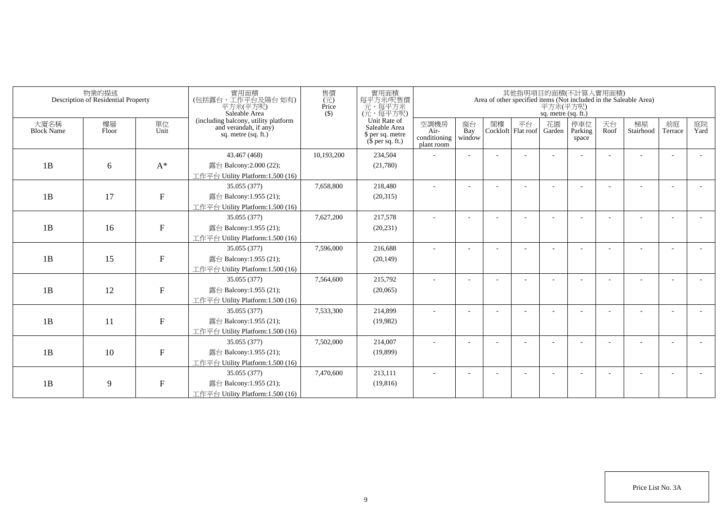| 物業的描述 Description of Residential Property | | | 實用面積 (包括露台，工作平台及陽台 如有) 平方米(平方呎) Saleable Area (including balcony, utility platform and verandah, if any) sq. metre (sq. ft.) | 售價 (元) Price ($) | 實用面積 每平方米/呎售價 元，每平方米 (元，每平方呎) Unit Rate of Saleable Area $ per sq. metre ($ per sq. ft.) | 其他指明項目的面積(不計算入實用面積) Area of other specified items (Not included in the Saleable Area) 平方米(平方呎) sq. metre (sq. ft.) | | | | | | | | | |
|---|---|---|---|---|---|---|---|---|---|---|---|---|---|---|---|
| 大廈名稱 Block Name | 樓層 Floor | 單位 Unit | | | | 空調機房 Air-conditioning plant room | 窗台 Bay window | 閣樓 Cockloft | 平台 Flat roof | 花園 Garden | 停車位 Parking space | 天台 Roof | 梯屋 Stairhood | 前庭 Terrace | 庭院 Yard |
| 1B | 6 | A* | 43.467 (468) 露台 Balcony:2.000 (22); 工作平台 Utility Platform:1.500 (16) | 10,193,200 | 234,504 (21,780) | - | - | - | - | - | - | - | - | - | - |
| 1B | 17 | F | 35.055 (377) 露台 Balcony:1.955 (21); 工作平台 Utility Platform:1.500 (16) | 7,658,800 | 218,480 (20,315) | - | - | - | - | - | - | - | - | - | - |
| 1B | 16 | F | 35.055 (377) 露台 Balcony:1.955 (21); 工作平台 Utility Platform:1.500 (16) | 7,627,200 | 217,578 (20,231) | - | - | - | - | - | - | - | - | - | - |
| 1B | 15 | F | 35.055 (377) 露台 Balcony:1.955 (21); 工作平台 Utility Platform:1.500 (16) | 7,596,000 | 216,688 (20,149) | - | - | - | - | - | - | - | - | - | - |
| 1B | 12 | F | 35.055 (377) 露台 Balcony:1.955 (21); 工作平台 Utility Platform:1.500 (16) | 7,564,600 | 215,792 (20,065) | - | - | - | - | - | - | - | - | - | - |
| 1B | 11 | F | 35.055 (377) 露台 Balcony:1.955 (21); 工作平台 Utility Platform:1.500 (16) | 7,533,300 | 214,899 (19,982) | - | - | - | - | - | - | - | - | - | - |
| 1B | 10 | F | 35.055 (377) 露台 Balcony:1.955 (21); 工作平台 Utility Platform:1.500 (16) | 7,502,000 | 214,007 (19,899) | - | - | - | - | - | - | - | - | - | - |
| 1B | 9 | F | 35.055 (377) 露台 Balcony:1.955 (21); 工作平台 Utility Platform:1.500 (16) | 7,470,600 | 213,111 (19,816) | - | - | - | - | - | - | - | - | - | - |

Price List No. 3A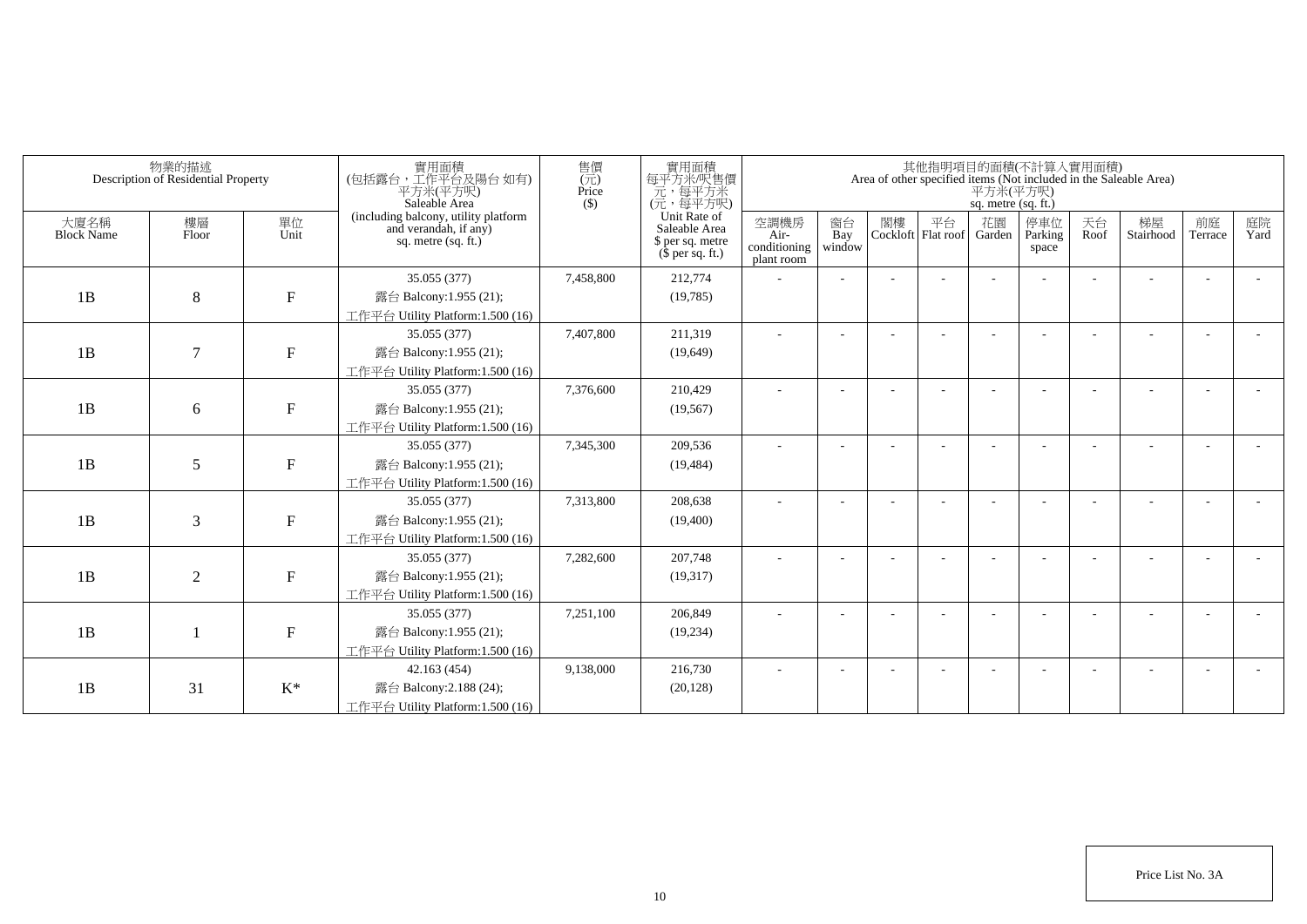| 物業的描述 Description of Residential Property | | | 實用面積 (包括露台，工作平台及陽台 如有) 平方米(平方呎) Saleable Area (including balcony, utility platform and verandah, if any) sq. metre (sq. ft.) | 售價 (元) Price ($) | 實用面積 每平方米/呎售價 元，每平方米 (元，每平方呎) Unit Rate of Saleable Area $ per sq. metre ($ per sq. ft.) | 其他指明項目的面積(不計算入實用面積) Area of other specified items (Not included in the Saleable Area) 平方米(平方呎) sq. metre (sq. ft.) | | | | | | | | | |
|---|---|---|---|---|---|---|---|---|---|---|---|---|---|---|---|
| 大廈名稱 Block Name | 樓層 Floor | 單位 Unit | | | | 空調機房 Air-conditioning plant room | 窗台 Bay window | 閣樓 Cockloft | 平台 Flat roof | 花園 Garden | 停車位 Parking space | 天台 Roof | 梯屋 Stairhood | 前庭 Terrace | 庭院 Yard |
| 1B | 8 | F | 35.055 (377) 露台 Balcony:1.955 (21); 工作平台 Utility Platform:1.500 (16) | 7,458,800 | 212,774 (19,785) | - | - | - | - | - | - | - | - | - | - |
| 1B | 7 | F | 35.055 (377) 露台 Balcony:1.955 (21); 工作平台 Utility Platform:1.500 (16) | 7,407,800 | 211,319 (19,649) | - | - | - | - | - | - | - | - | - | - |
| 1B | 6 | F | 35.055 (377) 露台 Balcony:1.955 (21); 工作平台 Utility Platform:1.500 (16) | 7,376,600 | 210,429 (19,567) | - | - | - | - | - | - | - | - | - | - |
| 1B | 5 | F | 35.055 (377) 露台 Balcony:1.955 (21); 工作平台 Utility Platform:1.500 (16) | 7,345,300 | 209,536 (19,484) | - | - | - | - | - | - | - | - | - | - |
| 1B | 3 | F | 35.055 (377) 露台 Balcony:1.955 (21); 工作平台 Utility Platform:1.500 (16) | 7,313,800 | 208,638 (19,400) | - | - | - | - | - | - | - | - | - | - |
| 1B | 2 | F | 35.055 (377) 露台 Balcony:1.955 (21); 工作平台 Utility Platform:1.500 (16) | 7,282,600 | 207,748 (19,317) | - | - | - | - | - | - | - | - | - | - |
| 1B | 1 | F | 35.055 (377) 露台 Balcony:1.955 (21); 工作平台 Utility Platform:1.500 (16) | 7,251,100 | 206,849 (19,234) | - | - | - | - | - | - | - | - | - | - |
| 1B | 31 | K* | 42.163 (454) 露台 Balcony:2.188 (24); 工作平台 Utility Platform:1.500 (16) | 9,138,000 | 216,730 (20,128) | - | - | - | - | - | - | - | - | - | - |

Price List No. 3A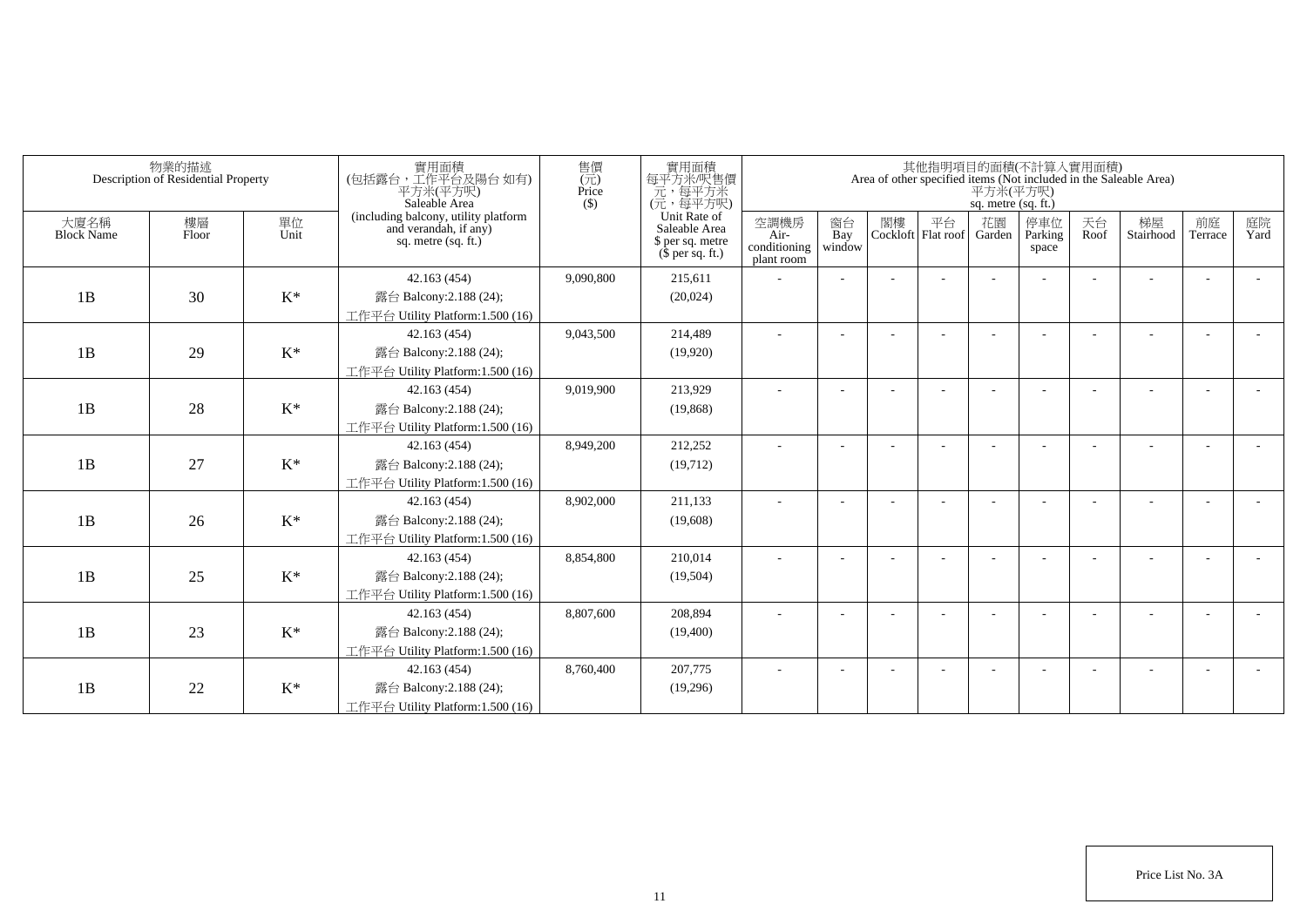| 物業的描述 Description of Residential Property | | | 實用面積 (包括露台，工作平台及陽台 如有) 平方米(平方呎) Saleable Area (including balcony, utility platform and verandah, if any) sq. metre (sq. ft.) | 售價 (元) Price ($) | 實用面積 每平方米/呎售價 元，每平方米 (元，每平方呎) Unit Rate of Saleable Area $ per sq. metre ($ per sq. ft.) | 其他指明項目的面積(不計算入實用面積) Area of other specified items (Not included in the Saleable Area) 平方米(平方呎) sq. metre (sq. ft.) | | | | | | | | | |
|---|---|---|---|---|---|---|---|---|---|---|---|---|---|---|---|
| 大廈名稱 Block Name | 樓層 Floor | 單位 Unit | | | | 空調機房 Air-conditioning plant room | 窗台 Bay window | 閣樓 Cockloft | 平台 Flat roof | 花園 Garden | 停車位 Parking space | 天台 Roof | 梯屋 Stairhood | 前庭 Terrace | 庭院 Yard |
| 1B | 30 | K* | 42.163 (454) 露台 Balcony:2.188 (24); 工作平台 Utility Platform:1.500 (16) | 9,090,800 | 215,611 (20,024) | - | - | - | - | - | - | - | - | - | - |
| 1B | 29 | K* | 42.163 (454) 露台 Balcony:2.188 (24); 工作平台 Utility Platform:1.500 (16) | 9,043,500 | 214,489 (19,920) | - | - | - | - | - | - | - | - | - | - |
| 1B | 28 | K* | 42.163 (454) 露台 Balcony:2.188 (24); 工作平台 Utility Platform:1.500 (16) | 9,019,900 | 213,929 (19,868) | - | - | - | - | - | - | - | - | - | - |
| 1B | 27 | K* | 42.163 (454) 露台 Balcony:2.188 (24); 工作平台 Utility Platform:1.500 (16) | 8,949,200 | 212,252 (19,712) | - | - | - | - | - | - | - | - | - | - |
| 1B | 26 | K* | 42.163 (454) 露台 Balcony:2.188 (24); 工作平台 Utility Platform:1.500 (16) | 8,902,000 | 211,133 (19,608) | - | - | - | - | - | - | - | - | - | - |
| 1B | 25 | K* | 42.163 (454) 露台 Balcony:2.188 (24); 工作平台 Utility Platform:1.500 (16) | 8,854,800 | 210,014 (19,504) | - | - | - | - | - | - | - | - | - | - |
| 1B | 23 | K* | 42.163 (454) 露台 Balcony:2.188 (24); 工作平台 Utility Platform:1.500 (16) | 8,807,600 | 208,894 (19,400) | - | - | - | - | - | - | - | - | - | - |
| 1B | 22 | K* | 42.163 (454) 露台 Balcony:2.188 (24); 工作平台 Utility Platform:1.500 (16) | 8,760,400 | 207,775 (19,296) | - | - | - | - | - | - | - | - | - | - |

Price List No. 3A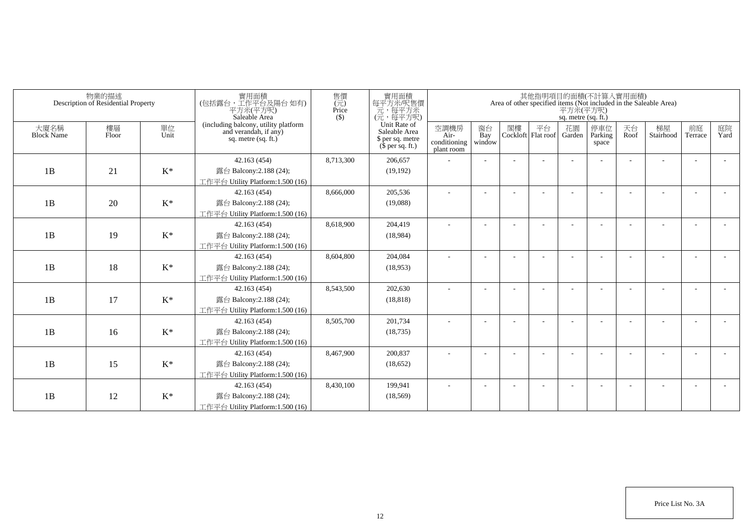| 物業的描述 Description of Residential Property | | | 實用面積 (包括露台，工作平台及陽台 如有) 平方米(平方呎) Saleable Area (including balcony, utility platform and verandah, if any) sq. metre (sq. ft.) | 售價 (元) Price ($) | 實用面積 每平方米/呎售價 元，每平方米 (元，每平方呎) Unit Rate of Saleable Area $ per sq. metre ($ per sq. ft.) | 其他指明項目的面積(不計算入實用面積) Area of other specified items (Not included in the Saleable Area) 平方米(平方呎) sq. metre (sq. ft.) | | | | | | | | | |
|---|---|---|---|---|---|---|---|---|---|---|---|---|---|---|---|
| 大廈名稱 Block Name | 樓層 Floor | 單位 Unit | | | | 空調機房 Air-conditioning plant room | 窗台 Bay window | 閣樓 Cockloft | 平台 Flat roof | 花園 Garden | 停車位 Parking space | 天台 Roof | 梯屋 Stairhood | 前庭 Terrace | 庭院 Yard |
| 1B | 21 | K* | 42.163 (454) 露台 Balcony:2.188 (24); 工作平台 Utility Platform:1.500 (16) | 8,713,300 | 206,657 (19,192) | - | - | - | - | - | - | - | - | - | - |
| 1B | 20 | K* | 42.163 (454) 露台 Balcony:2.188 (24); 工作平台 Utility Platform:1.500 (16) | 8,666,000 | 205,536 (19,088) | - | - | - | - | - | - | - | - | - | - |
| 1B | 19 | K* | 42.163 (454) 露台 Balcony:2.188 (24); 工作平台 Utility Platform:1.500 (16) | 8,618,900 | 204,419 (18,984) | - | - | - | - | - | - | - | - | - | - |
| 1B | 18 | K* | 42.163 (454) 露台 Balcony:2.188 (24); 工作平台 Utility Platform:1.500 (16) | 8,604,800 | 204,084 (18,953) | - | - | - | - | - | - | - | - | - | - |
| 1B | 17 | K* | 42.163 (454) 露台 Balcony:2.188 (24); 工作平台 Utility Platform:1.500 (16) | 8,543,500 | 202,630 (18,818) | - | - | - | - | - | - | - | - | - | - |
| 1B | 16 | K* | 42.163 (454) 露台 Balcony:2.188 (24); 工作平台 Utility Platform:1.500 (16) | 8,505,700 | 201,734 (18,735) | - | - | - | - | - | - | - | - | - | - |
| 1B | 15 | K* | 42.163 (454) 露台 Balcony:2.188 (24); 工作平台 Utility Platform:1.500 (16) | 8,467,900 | 200,837 (18,652) | - | - | - | - | - | - | - | - | - | - |
| 1B | 12 | K* | 42.163 (454) 露台 Balcony:2.188 (24); 工作平台 Utility Platform:1.500 (16) | 8,430,100 | 199,941 (18,569) | - | - | - | - | - | - | - | - | - | - |

Price List No. 3A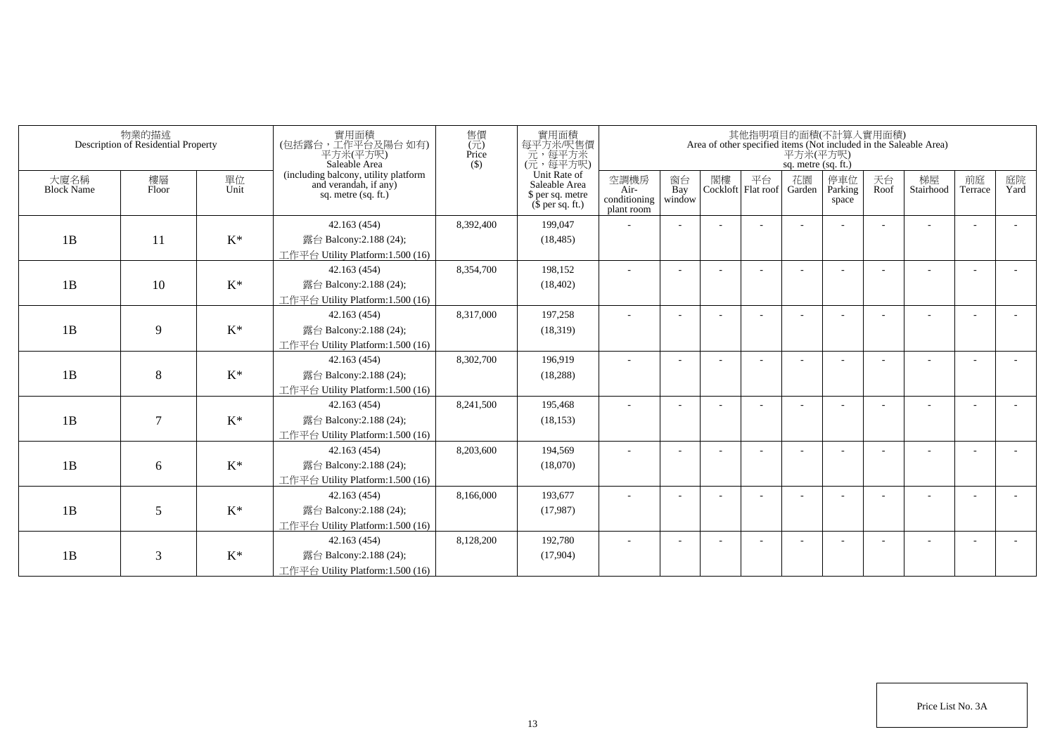| 物業的描述 Description of Residential Property | | | 實用面積 (包括露台，工作平台及陽台 如有) 平方米(平方呎) Saleable Area (including balcony, utility platform and verandah, if any) sq. metre (sq. ft.) | 售價 (元) Price ($) | 實用面積 每平方米/呎售價 元，每平方米 (元，每平方呎) Unit Rate of Saleable Area $ per sq. metre ($ per sq. ft.) | 其他指明項目的面積(不計算入實用面積) Area of other specified items (Not included in the Saleable Area) 平方米(平方呎) sq. metre (sq. ft.) | | | | | | | | | |
|---|---|---|---|---|---|---|---|---|---|---|---|---|---|---|---|
| 大廈名稱 Block Name | 樓層 Floor | 單位 Unit | | | | 空調機房 Air-conditioning plant room | 窗台 Bay window | 閣樓 Cockloft | 平台 Flat roof | 花園 Garden | 停車位 Parking space | 天台 Roof | 梯屋 Stairhood | 前庭 Terrace | 庭院 Yard |
| 1B | 11 | K* | 42.163 (454) 露台 Balcony:2.188 (24); 工作平台 Utility Platform:1.500 (16) | 8,392,400 | 199,047 (18,485) | - | - | - | - | - | - | - | - | - | - |
| 1B | 10 | K* | 42.163 (454) 露台 Balcony:2.188 (24); 工作平台 Utility Platform:1.500 (16) | 8,354,700 | 198,152 (18,402) | - | - | - | - | - | - | - | - | - | - |
| 1B | 9 | K* | 42.163 (454) 露台 Balcony:2.188 (24); 工作平台 Utility Platform:1.500 (16) | 8,317,000 | 197,258 (18,319) | - | - | - | - | - | - | - | - | - | - |
| 1B | 8 | K* | 42.163 (454) 露台 Balcony:2.188 (24); 工作平台 Utility Platform:1.500 (16) | 8,302,700 | 196,919 (18,288) | - | - | - | - | - | - | - | - | - | - |
| 1B | 7 | K* | 42.163 (454) 露台 Balcony:2.188 (24); 工作平台 Utility Platform:1.500 (16) | 8,241,500 | 195,468 (18,153) | - | - | - | - | - | - | - | - | - | - |
| 1B | 6 | K* | 42.163 (454) 露台 Balcony:2.188 (24); 工作平台 Utility Platform:1.500 (16) | 8,203,600 | 194,569 (18,070) | - | - | - | - | - | - | - | - | - | - |
| 1B | 5 | K* | 42.163 (454) 露台 Balcony:2.188 (24); 工作平台 Utility Platform:1.500 (16) | 8,166,000 | 193,677 (17,987) | - | - | - | - | - | - | - | - | - | - |
| 1B | 3 | K* | 42.163 (454) 露台 Balcony:2.188 (24); 工作平台 Utility Platform:1.500 (16) | 8,128,200 | 192,780 (17,904) | - | - | - | - | - | - | - | - | - | - |

Price List No. 3A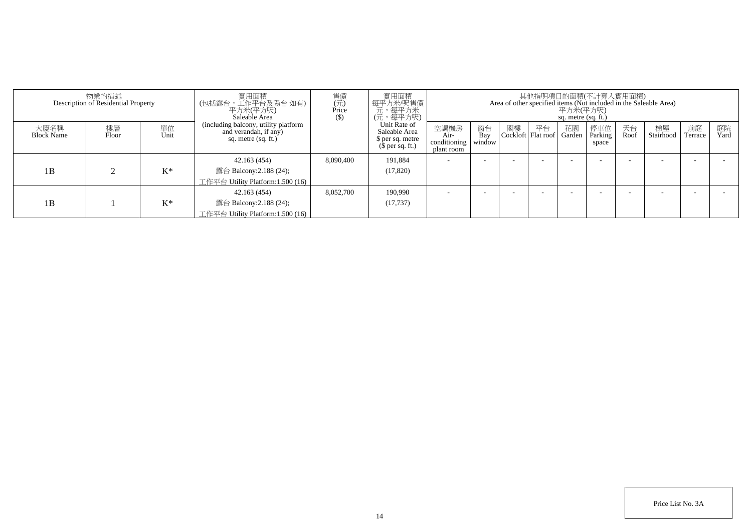| 物業的描述 Description of Residential Property | | | 實用面積 (包括露台，工作平台及陽台 如有) 平方米(平方呎) Saleable Area (including balcony, utility platform and verandah, if any) sq. metre (sq. ft.) | 售價 (元) Price ($) | 實用面積 每平方米/呎售價 元，每平方米 (元，每平方呎) Unit Rate of Saleable Area $ per sq. metre ($ per sq. ft.) | 其他指明項目的面積(不計算入實用面積) Area of other specified items (Not included in the Saleable Area) 平方米(平方呎) sq. metre (sq. ft.) | | | | | | | | | |
|---|---|---|---|---|---|---|---|---|---|---|---|---|---|---|---|
| 大廈名稱 Block Name | 樓層 Floor | 單位 Unit | | | | 空調機房 Air-conditioning plant room | 窗台 Bay window | 閣樓 Cockloft | 平台 Flat roof | 花園 Garden | 停車位 Parking space | 天台 Roof | 梯屋 Stairhood | 前庭 Terrace | 庭院 Yard |
| 1B | 2 | K* | 42.163 (454) 露台 Balcony:2.188 (24); 工作平台 Utility Platform:1.500 (16) | 8,090,400 | 191,884 (17,820) | - | - | - | - | - | - | - | - | - | - |
| 1B | 1 | K* | 42.163 (454) 露台 Balcony:2.188 (24); 工作平台 Utility Platform:1.500 (16) | 8,052,700 | 190,990 (17,737) | - | - | - | - | - | - | - | - | - | - |

Price List No. 3A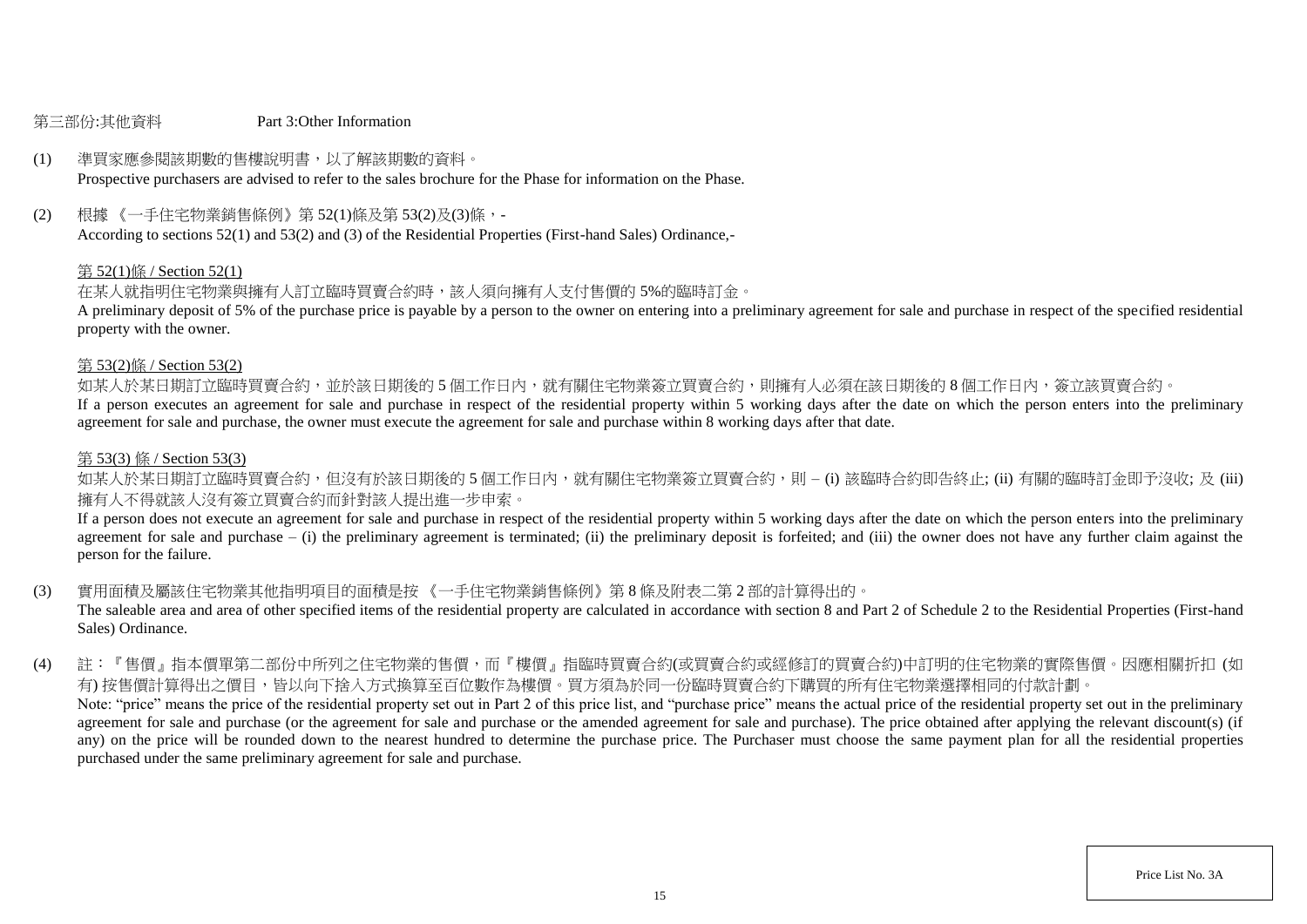第三部份:其他資料　　　　Part 3:Other Information

(1) 準買家應參閱該期數的售樓說明書，以了解該期數的資料。
Prospective purchasers are advised to refer to the sales brochure for the Phase for information on the Phase.

(2) 根據 《一手住宅物業銷售條例》第 52(1)條及第 53(2)及(3)條，-
According to sections 52(1) and 53(2) and (3) of the Residential Properties (First-hand Sales) Ordinance,-

第 52(1)條 / Section 52(1)

在某人就指明住宅物業與擁有人訂立臨時買賣合約時，該人須向擁有人支付售價的 5%的臨時訂金。
A preliminary deposit of 5% of the purchase price is payable by a person to the owner on entering into a preliminary agreement for sale and purchase in respect of the specified residential property with the owner.

第 53(2)條 / Section 53(2)

如某人於某日期訂立臨時買賣合約，並於該日期後的 5 個工作日內，就有關住宅物業簽立買賣合約，則擁有人必須在該日期後的 8 個工作日內，簽立該買賣合約。
If a person executes an agreement for sale and purchase in respect of the residential property within 5 working days after the date on which the person enters into the preliminary agreement for sale and purchase, the owner must execute the agreement for sale and purchase within 8 working days after that date.

第 53(3) 條 / Section 53(3)

如某人於某日期訂立臨時買賣合約，但沒有於該日期後的 5 個工作日內，就有關住宅物業簽立買賣合約，則 – (i) 該臨時合約即告終止; (ii) 有關的臨時訂金即予沒收; 及 (iii) 擁有人不得就該人沒有簽立買賣合約而針對該人提出進一步申索。
If a person does not execute an agreement for sale and purchase in respect of the residential property within 5 working days after the date on which the person enters into the preliminary agreement for sale and purchase – (i) the preliminary agreement is terminated; (ii) the preliminary deposit is forfeited; and (iii) the owner does not have any further claim against the person for the failure.

(3) 實用面積及屬該住宅物業其他指明項目的面積是按 《一手住宅物業銷售條例》第 8 條及附表二第 2 部的計算得出的。
The saleable area and area of other specified items of the residential property are calculated in accordance with section 8 and Part 2 of Schedule 2 to the Residential Properties (First-hand Sales) Ordinance.

(4) 註：『售價』指本價單第二部份中所列之住宅物業的售價，而『樓價』指臨時買賣合約(或買賣合約或經修訂的買賣合約)中訂明的住宅物業的實際售價。因應相關折扣 (如有) 按售價計算得出之價目，皆以向下捨入方式換算至百位數作為樓價。買方須為於同一份臨時買賣合約下購買的所有住宅物業選擇相同的付款計劃。
Note: "price" means the price of the residential property set out in Part 2 of this price list, and "purchase price" means the actual price of the residential property set out in the preliminary agreement for sale and purchase (or the agreement for sale and purchase or the amended agreement for sale and purchase). The price obtained after applying the relevant discount(s) (if any) on the price will be rounded down to the nearest hundred to determine the purchase price. The Purchaser must choose the same payment plan for all the residential properties purchased under the same preliminary agreement for sale and purchase.

Price List No. 3A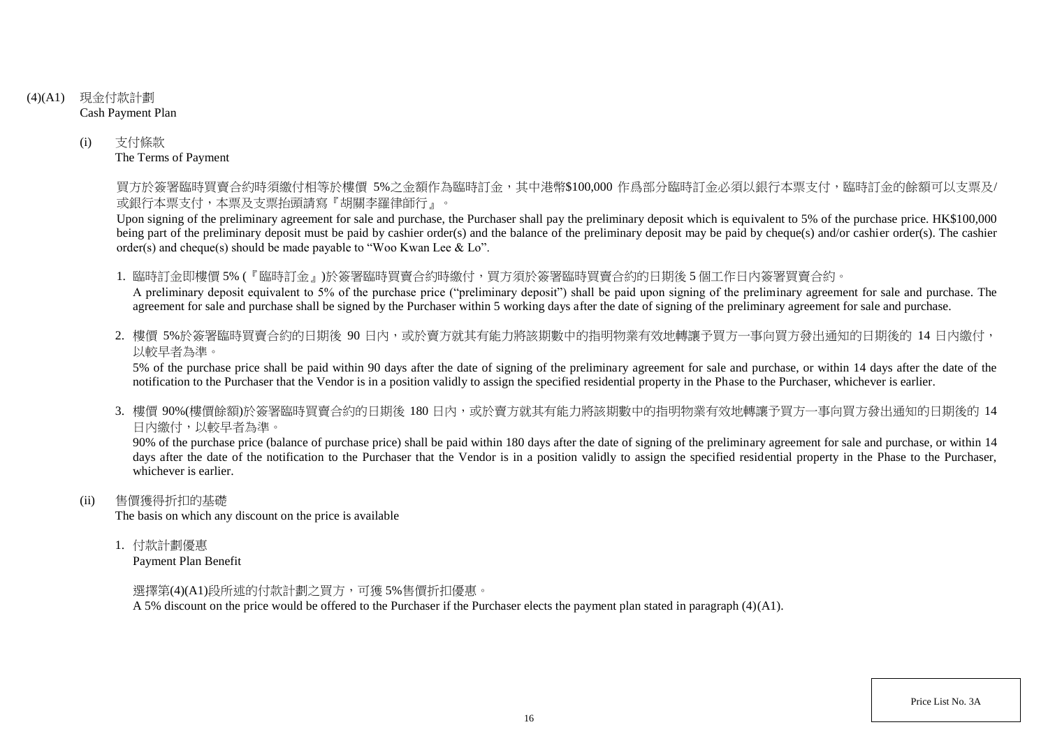## (4)(A1) 現金付款計劃
Cash Payment Plan

### (i) 支付條款
The Terms of Payment

買方於簽署臨時買賣合約時須繳付相等於樓價 5%之金額作為臨時訂金，其中港幣$100,000 作爲部分臨時訂金必須以銀行本票支付，臨時訂金的餘額可以支票及/或銀行本票支付，本票及支票抬頭請寫『胡關李羅律師行』。

Upon signing of the preliminary agreement for sale and purchase, the Purchaser shall pay the preliminary deposit which is equivalent to 5% of the purchase price. HK$100,000 being part of the preliminary deposit must be paid by cashier order(s) and the balance of the preliminary deposit may be paid by cheque(s) and/or cashier order(s). The cashier order(s) and cheque(s) should be made payable to "Woo Kwan Lee & Lo".

1. 臨時訂金即樓價 5% (『臨時訂金』)於簽署臨時買賣合約時繳付，買方須於簽署臨時買賣合約的日期後 5 個工作日內簽署買賣合約。
   A preliminary deposit equivalent to 5% of the purchase price ("preliminary deposit") shall be paid upon signing of the preliminary agreement for sale and purchase. The agreement for sale and purchase shall be signed by the Purchaser within 5 working days after the date of signing of the preliminary agreement for sale and purchase.

2. 樓價 5%於簽署臨時買賣合約的日期後 90 日內，或於賣方就其有能力將該期數中的指明物業有效地轉讓予買方一事向買方發出通知的日期後的 14 日內繳付，以較早者為準。
   5% of the purchase price shall be paid within 90 days after the date of signing of the preliminary agreement for sale and purchase, or within 14 days after the date of the notification to the Purchaser that the Vendor is in a position validly to assign the specified residential property in the Phase to the Purchaser, whichever is earlier.

3. 樓價 90%(樓價餘額)於簽署臨時買賣合約的日期後 180 日內，或於賣方就其有能力將該期數中的指明物業有效地轉讓予買方一事向買方發出通知的日期後的 14 日內繳付，以較早者為準。
   90% of the purchase price (balance of purchase price) shall be paid within 180 days after the date of signing of the preliminary agreement for sale and purchase, or within 14 days after the date of the notification to the Purchaser that the Vendor is in a position validly to assign the specified residential property in the Phase to the Purchaser, whichever is earlier.

### (ii) 售價獲得折扣的基礎
The basis on which any discount on the price is available

1. 付款計劃優惠
   Payment Plan Benefit

   選擇第(4)(A1)段所述的付款計劃之買方，可獲 5%售價折扣優惠。
   A 5% discount on the price would be offered to the Purchaser if the Purchaser elects the payment plan stated in paragraph (4)(A1).

Price List No. 3A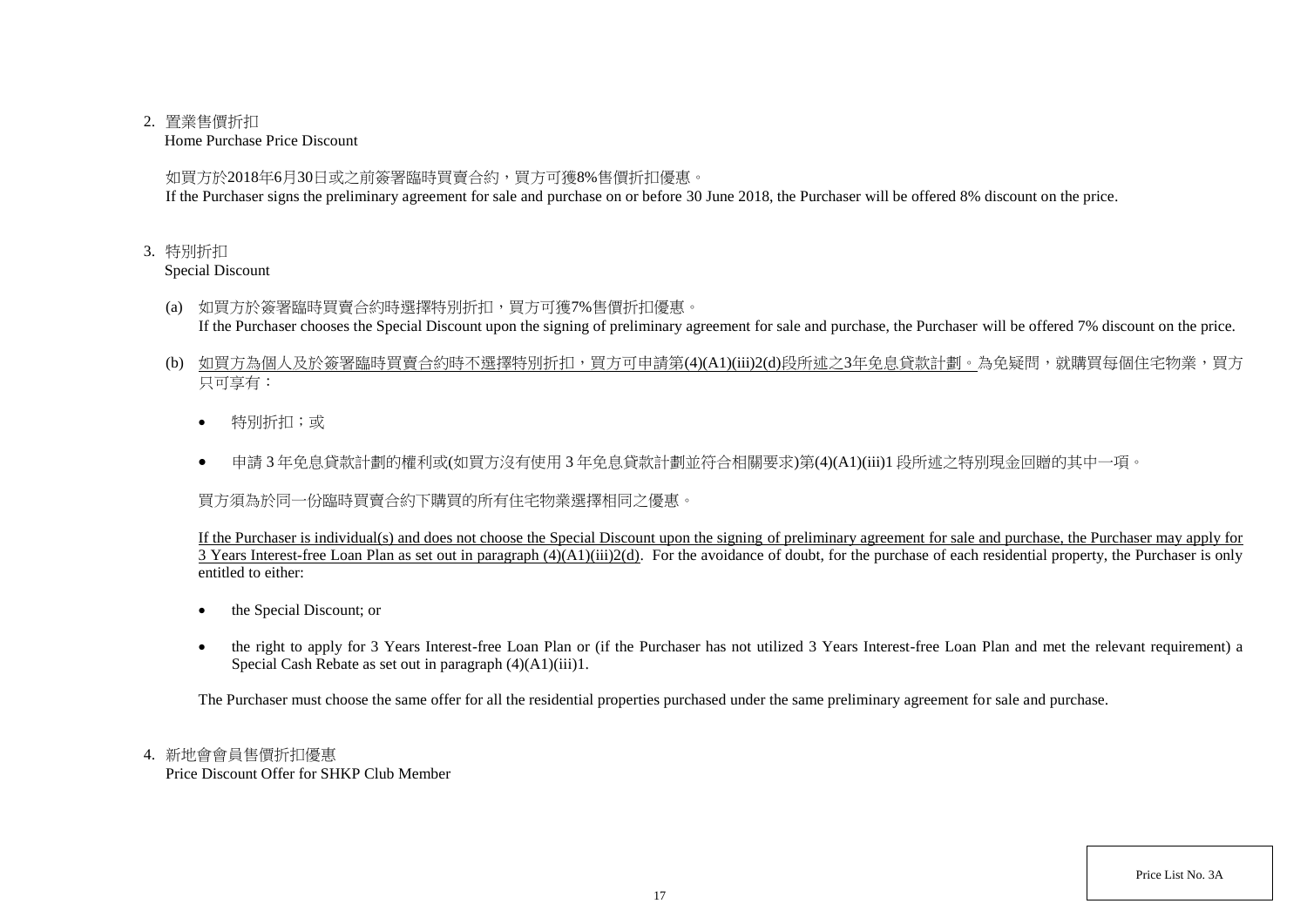2. 置業售價折扣
   Home Purchase Price Discount

   如買方於2018年6月30日或之前簽署臨時買賣合約，買方可獲8%售價折扣優惠。
   If the Purchaser signs the preliminary agreement for sale and purchase on or before 30 June 2018, the Purchaser will be offered 8% discount on the price.

3. 特別折扣
   Special Discount

   (a) 如買方於簽署臨時買賣合約時選擇特別折扣，買方可獲7%售價折扣優惠。
   If the Purchaser chooses the Special Discount upon the signing of preliminary agreement for sale and purchase, the Purchaser will be offered 7% discount on the price.

   (b) 如買方為個人及於簽署臨時買賣合約時不選擇特別折扣，買方可申請第(4)(A1)(iii)2(d)段所述之3年免息貸款計劃。為免疑問，就購買每個住宅物業，買方只可享有：

   - 特別折扣；或
   - 申請 3 年免息貸款計劃的權利或(如買方沒有使用 3 年免息貸款計劃並符合相關要求)第(4)(A1)(iii)1 段所述之特別現金回贈的其中一項。

   買方須為於同一份臨時買賣合約下購買的所有住宅物業選擇相同之優惠。

   If the Purchaser is individual(s) and does not choose the Special Discount upon the signing of preliminary agreement for sale and purchase, the Purchaser may apply for 3 Years Interest-free Loan Plan as set out in paragraph (4)(A1)(iii)2(d). For the avoidance of doubt, for the purchase of each residential property, the Purchaser is only entitled to either:

   - the Special Discount; or
   - the right to apply for 3 Years Interest-free Loan Plan or (if the Purchaser has not utilized 3 Years Interest-free Loan Plan and met the relevant requirement) a Special Cash Rebate as set out in paragraph (4)(A1)(iii)1.

   The Purchaser must choose the same offer for all the residential properties purchased under the same preliminary agreement for sale and purchase.

4. 新地會會員售價折扣優惠
   Price Discount Offer for SHKP Club Member

Price List No. 3A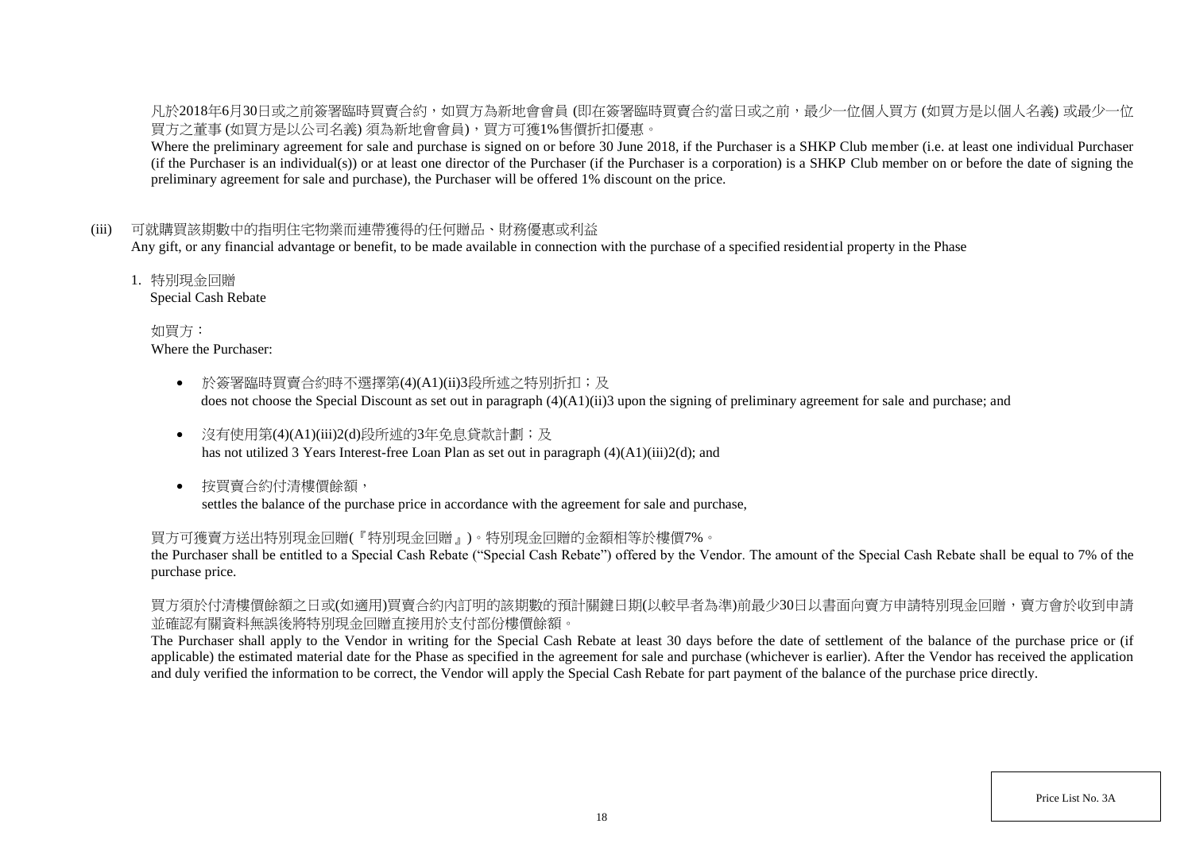凡於2018年6月30日或之前簽署臨時買賣合約，如買方為新地會會員 (即在簽署臨時買賣合約當日或之前，最少一位個人買方 (如買方是以個人名義) 或最少一位買方之董事 (如買方是以公司名義) 須為新地會會員)，買方可獲1%售價折扣優惠。

Where the preliminary agreement for sale and purchase is signed on or before 30 June 2018, if the Purchaser is a SHKP Club member (i.e. at least one individual Purchaser (if the Purchaser is an individual(s)) or at least one director of the Purchaser (if the Purchaser is a corporation) is a SHKP Club member on or before the date of signing the preliminary agreement for sale and purchase), the Purchaser will be offered 1% discount on the price.

(iii) 可就購買該期數中的指明住宅物業而連帶獲得的任何贈品、財務優惠或利益
Any gift, or any financial advantage or benefit, to be made available in connection with the purchase of a specified residential property in the Phase

1. 特別現金回贈
Special Cash Rebate

如買方：
Where the Purchaser:

- 於簽署臨時買賣合約時不選擇第(4)(A1)(ii)3段所述之特別折扣；及
  does not choose the Special Discount as set out in paragraph (4)(A1)(ii)3 upon the signing of preliminary agreement for sale and purchase; and
- 沒有使用第(4)(A1)(iii)2(d)段所述的3年免息貸款計劃；及
  has not utilized 3 Years Interest-free Loan Plan as set out in paragraph (4)(A1)(iii)2(d); and
- 按買賣合約付清樓價餘額，
  settles the balance of the purchase price in accordance with the agreement for sale and purchase,

買方可獲賣方送出特別現金回贈(『特別現金回贈』)。特別現金回贈的金額相等於樓價7%。
the Purchaser shall be entitled to a Special Cash Rebate ("Special Cash Rebate") offered by the Vendor. The amount of the Special Cash Rebate shall be equal to 7% of the purchase price.

買方須於付清樓價餘額之日或(如適用)買賣合約內訂明的該期數的預計關鍵日期(以較早者為準)前最少30日以書面向賣方申請特別現金回贈，賣方會於收到申請並確認有關資料無誤後將特別現金回贈直接用於支付部份樓價餘額。
The Purchaser shall apply to the Vendor in writing for the Special Cash Rebate at least 30 days before the date of settlement of the balance of the purchase price or (if applicable) the estimated material date for the Phase as specified in the agreement for sale and purchase (whichever is earlier). After the Vendor has received the application and duly verified the information to be correct, the Vendor will apply the Special Cash Rebate for part payment of the balance of the purchase price directly.

Price List No. 3A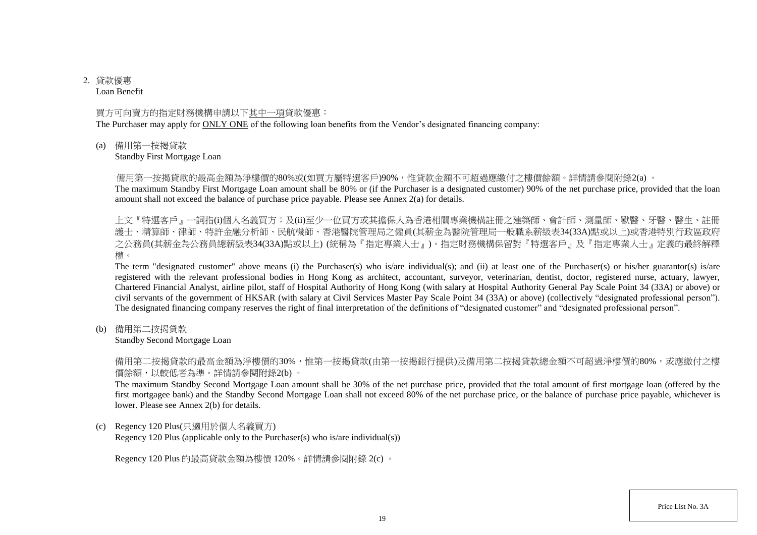2. 貸款優惠

Loan Benefit

買方可向賣方的指定財務機構申請以下<u>其中一項</u>貸款優惠：

The Purchaser may apply for <u>ONLY ONE</u> of the following loan benefits from the Vendor's designated financing company:

(a) 備用第一按揭貸款

Standby First Mortgage Loan

備用第一按揭貸款的最高金額為淨樓價的80%或(如買方屬特選客戶)90%，惟貸款金額不可超過應繳付之樓價餘額。詳情請參閱附錄2(a) 。

The maximum Standby First Mortgage Loan amount shall be 80% or (if the Purchaser is a designated customer) 90% of the net purchase price, provided that the loan amount shall not exceed the balance of purchase price payable. Please see Annex 2(a) for details.

上文『特選客戶』一詞指(i)個人名義買方；及(ii)至少一位買方或其擔保人為香港相關專業機構註冊之建築師、會計師、測量師、獸醫、牙醫、醫生、註冊護士、精算師、律師、特許金融分析師、民航機師、香港醫院管理局之僱員(其薪金為醫院管理局一般職系薪級表34(33A)點或以上)或香港特別行政區政府之公務員(其薪金為公務員總薪級表34(33A)點或以上) (統稱為『指定專業人士』)。指定財務機構保留對『特選客戶』及『指定專業人士』定義的最終解釋權。

The term "designated customer" above means (i) the Purchaser(s) who is/are individual(s); and (ii) at least one of the Purchaser(s) or his/her guarantor(s) is/are registered with the relevant professional bodies in Hong Kong as architect, accountant, surveyor, veterinarian, dentist, doctor, registered nurse, actuary, lawyer, Chartered Financial Analyst, airline pilot, staff of Hospital Authority of Hong Kong (with salary at Hospital Authority General Pay Scale Point 34 (33A) or above) or civil servants of the government of HKSAR (with salary at Civil Services Master Pay Scale Point 34 (33A) or above) (collectively "designated professional person"). The designated financing company reserves the right of final interpretation of the definitions of "designated customer" and "designated professional person".

(b) 備用第二按揭貸款

Standby Second Mortgage Loan

備用第二按揭貸款的最高金額為淨樓價的30%，惟第一按揭貸款(由第一按揭銀行提供)及備用第二按揭貸款總金額不可超過淨樓價的80%，或應繳付之樓價餘額，以較低者為準。詳情請參閱附錄2(b) 。

The maximum Standby Second Mortgage Loan amount shall be 30% of the net purchase price, provided that the total amount of first mortgage loan (offered by the first mortgagee bank) and the Standby Second Mortgage Loan shall not exceed 80% of the net purchase price, or the balance of purchase price payable, whichever is lower. Please see Annex 2(b) for details.

(c) Regency 120 Plus(只適用於個人名義買方)

Regency 120 Plus (applicable only to the Purchaser(s) who is/are individual(s))

Regency 120 Plus 的最高貸款金額為樓價 120%。詳情請參閱附錄 2(c) 。

Price List No. 3A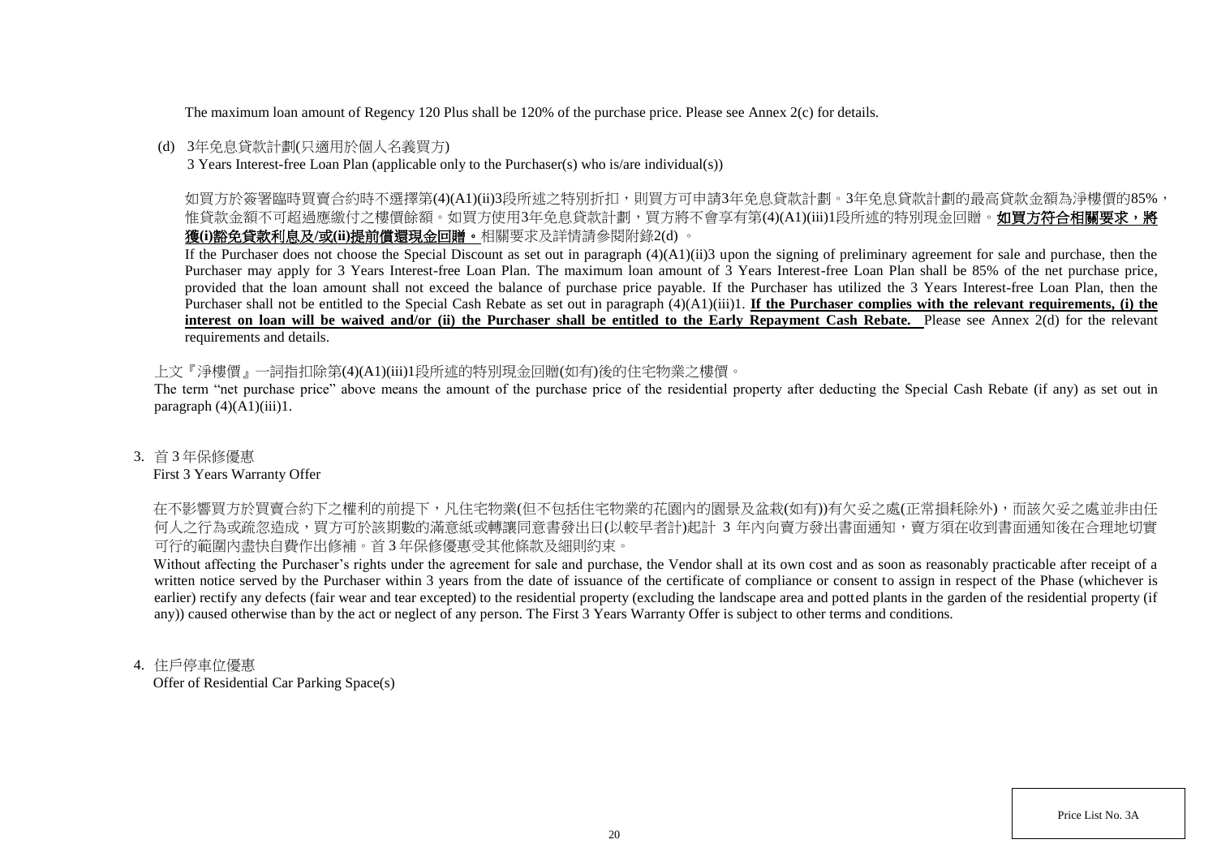The maximum loan amount of Regency 120 Plus shall be 120% of the purchase price. Please see Annex 2(c) for details.

(d) 3年免息貸款計劃(只適用於個人名義買方)
3 Years Interest-free Loan Plan (applicable only to the Purchaser(s) who is/are individual(s))

如買方於簽署臨時買賣合約時不選擇第(4)(A1)(ii)3段所述之特別折扣，則買方可申請3年免息貸款計劃。3年免息貸款計劃的最高貸款金額為淨樓價的85%，惟貸款金額不可超過應繳付之樓價餘額。如買方使用3年免息貸款計劃，買方將不會享有第(4)(A1)(iii)1段所述的特別現金回贈。**如買方符合相關要求，將獲(i)豁免貸款利息及/或(ii)提前償還現金回贈。**相關要求及詳情請參閱附錄2(d) 。

If the Purchaser does not choose the Special Discount as set out in paragraph (4)(A1)(ii)3 upon the signing of preliminary agreement for sale and purchase, then the Purchaser may apply for 3 Years Interest-free Loan Plan. The maximum loan amount of 3 Years Interest-free Loan Plan shall be 85% of the net purchase price, provided that the loan amount shall not exceed the balance of purchase price payable. If the Purchaser has utilized the 3 Years Interest-free Loan Plan, then the Purchaser shall not be entitled to the Special Cash Rebate as set out in paragraph (4)(A1)(iii)1. **If the Purchaser complies with the relevant requirements, (i) the interest on loan will be waived and/or (ii) the Purchaser shall be entitled to the Early Repayment Cash Rebate.** Please see Annex 2(d) for the relevant requirements and details.

上文『淨樓價』一詞指扣除第(4)(A1)(iii)1段所述的特別現金回贈(如有)後的住宅物業之樓價。
The term "net purchase price" above means the amount of the purchase price of the residential property after deducting the Special Cash Rebate (if any) as set out in paragraph (4)(A1)(iii)1.

3. 首 3 年保修優惠
First 3 Years Warranty Offer

在不影響買方於買賣合約下之權利的前提下，凡住宅物業(但不包括住宅物業的花園內的園景及盆栽(如有))有欠妥之處(正常損耗除外)，而該欠妥之處並非由任何人之行為或疏忽造成，買方可於該期數的滿意紙或轉讓同意書發出日(以較早者計)起計 3 年內向賣方發出書面通知，賣方須在收到書面通知後在合理地切實可行的範圍內盡快自費作出修補。首 3 年保修優惠受其他條款及細則約束。

Without affecting the Purchaser's rights under the agreement for sale and purchase, the Vendor shall at its own cost and as soon as reasonably practicable after receipt of a written notice served by the Purchaser within 3 years from the date of issuance of the certificate of compliance or consent to assign in respect of the Phase (whichever is earlier) rectify any defects (fair wear and tear excepted) to the residential property (excluding the landscape area and potted plants in the garden of the residential property (if any)) caused otherwise than by the act or neglect of any person. The First 3 Years Warranty Offer is subject to other terms and conditions.

4. 住戶停車位優惠
Offer of Residential Car Parking Space(s)

Price List No. 3A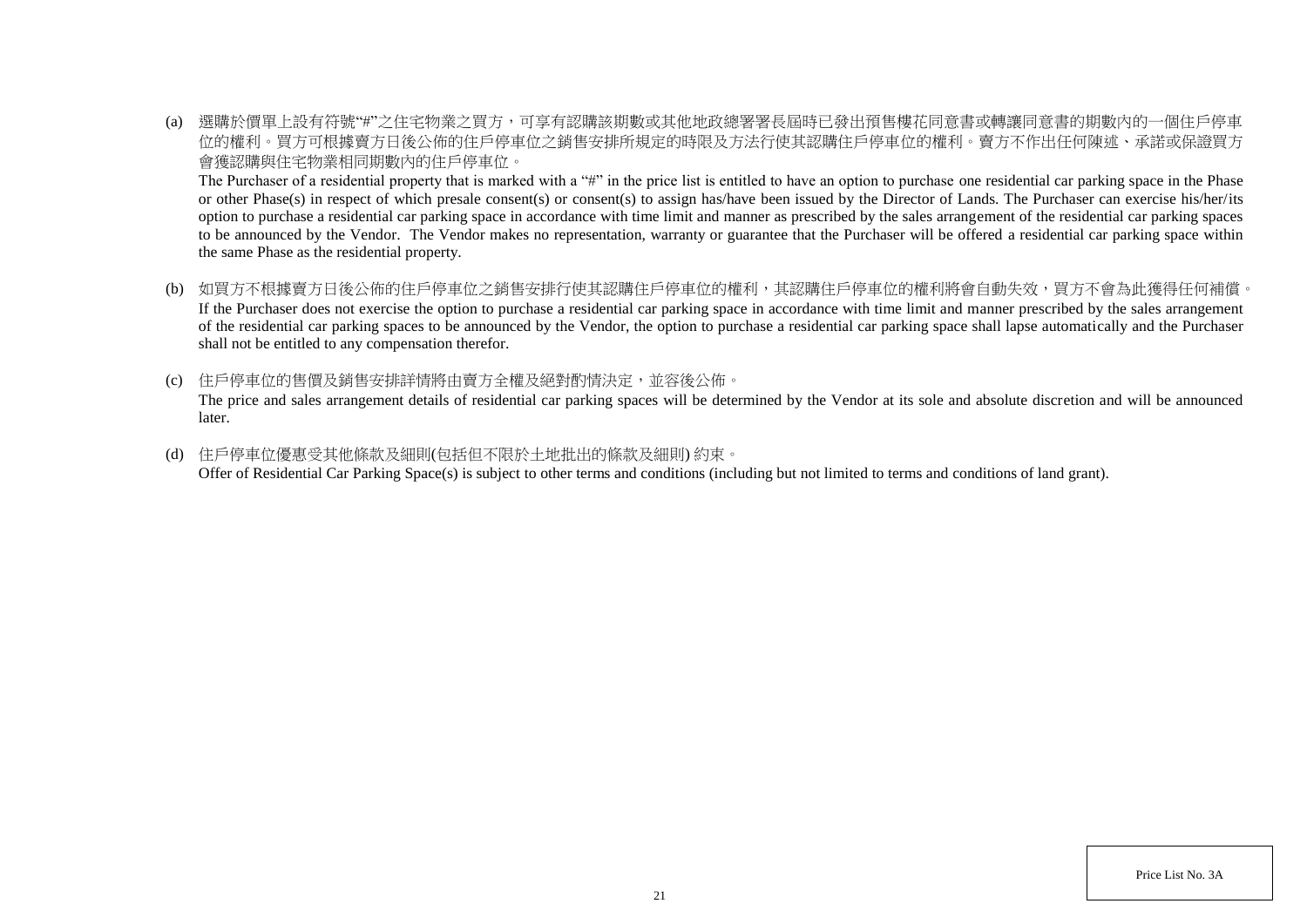(a) 選購於價單上設有符號"#"之住宅物業之買方，可享有認購該期數或其他地政總署署長屆時已發出預售樓花同意書或轉讓同意書的期數內的一個住戶停車位的權利。買方可根據賣方日後公佈的住戶停車位之銷售安排所規定的時限及方法行使其認購住戶停車位的權利。賣方不作出任何陳述、承諾或保證買方會獲認購與住宅物業相同期數內的住戶停車位。

The Purchaser of a residential property that is marked with a "#" in the price list is entitled to have an option to purchase one residential car parking space in the Phase or other Phase(s) in respect of which presale consent(s) or consent(s) to assign has/have been issued by the Director of Lands. The Purchaser can exercise his/her/its option to purchase a residential car parking space in accordance with time limit and manner as prescribed by the sales arrangement of the residential car parking spaces to be announced by the Vendor. The Vendor makes no representation, warranty or guarantee that the Purchaser will be offered a residential car parking space within the same Phase as the residential property.

(b) 如買方不根據賣方日後公佈的住戶停車位之銷售安排行使其認購住戶停車位的權利，其認購住戶停車位的權利將會自動失效，買方不會為此獲得任何補償。

If the Purchaser does not exercise the option to purchase a residential car parking space in accordance with time limit and manner prescribed by the sales arrangement of the residential car parking spaces to be announced by the Vendor, the option to purchase a residential car parking space shall lapse automatically and the Purchaser shall not be entitled to any compensation therefor.

(c) 住戶停車位的售價及銷售安排詳情將由賣方全權及絕對酌情決定，並容後公佈。

The price and sales arrangement details of residential car parking spaces will be determined by the Vendor at its sole and absolute discretion and will be announced later.

(d) 住戶停車位優惠受其他條款及細則(包括但不限於土地批出的條款及細則) 約束。

Offer of Residential Car Parking Space(s) is subject to other terms and conditions (including but not limited to terms and conditions of land grant).

Price List No. 3A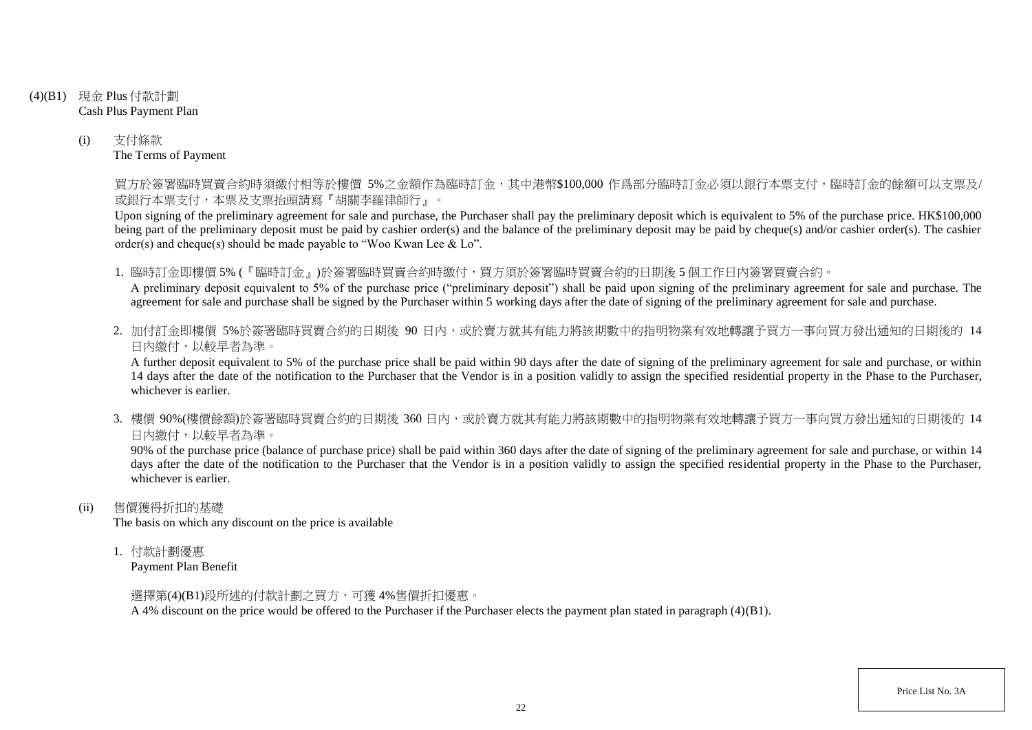(4)(B1) 現金 Plus 付款計劃
Cash Plus Payment Plan

(i) 支付條款
The Terms of Payment

買方於簽署臨時買賣合約時須繳付相等於樓價 5%之金額作為臨時訂金，其中港幣$100,000 作爲部分臨時訂金必須以銀行本票支付，臨時訂金的餘額可以支票及/或銀行本票支付，本票及支票抬頭請寫『胡關李羅律師行』。

Upon signing of the preliminary agreement for sale and purchase, the Purchaser shall pay the preliminary deposit which is equivalent to 5% of the purchase price. HK$100,000 being part of the preliminary deposit must be paid by cashier order(s) and the balance of the preliminary deposit may be paid by cheque(s) and/or cashier order(s). The cashier order(s) and cheque(s) should be made payable to "Woo Kwan Lee & Lo".

1. 臨時訂金即樓價 5% (『臨時訂金』)於簽署臨時買賣合約時繳付，買方須於簽署臨時買賣合約的日期後 5 個工作日內簽署買賣合約。
   A preliminary deposit equivalent to 5% of the purchase price ("preliminary deposit") shall be paid upon signing of the preliminary agreement for sale and purchase. The agreement for sale and purchase shall be signed by the Purchaser within 5 working days after the date of signing of the preliminary agreement for sale and purchase.

2. 加付訂金即樓價 5%於簽署臨時買賣合約的日期後 90 日內，或於賣方就其有能力將該期數中的指明物業有效地轉讓予買方一事向買方發出通知的日期後的 14 日內繳付，以較早者為準。
   A further deposit equivalent to 5% of the purchase price shall be paid within 90 days after the date of signing of the preliminary agreement for sale and purchase, or within 14 days after the date of the notification to the Purchaser that the Vendor is in a position validly to assign the specified residential property in the Phase to the Purchaser, whichever is earlier.

3. 樓價 90%(樓價餘額)於簽署臨時買賣合約的日期後 360 日內，或於賣方就其有能力將該期數中的指明物業有效地轉讓予買方一事向買方發出通知的日期後的 14 日內繳付，以較早者為準。
   90% of the purchase price (balance of purchase price) shall be paid within 360 days after the date of signing of the preliminary agreement for sale and purchase, or within 14 days after the date of the notification to the Purchaser that the Vendor is in a position validly to assign the specified residential property in the Phase to the Purchaser, whichever is earlier.

(ii) 售價獲得折扣的基礎
The basis on which any discount on the price is available

1. 付款計劃優惠
   Payment Plan Benefit

   選擇第(4)(B1)段所述的付款計劃之買方，可獲 4%售價折扣優惠。
   A 4% discount on the price would be offered to the Purchaser if the Purchaser elects the payment plan stated in paragraph (4)(B1).

Price List No. 3A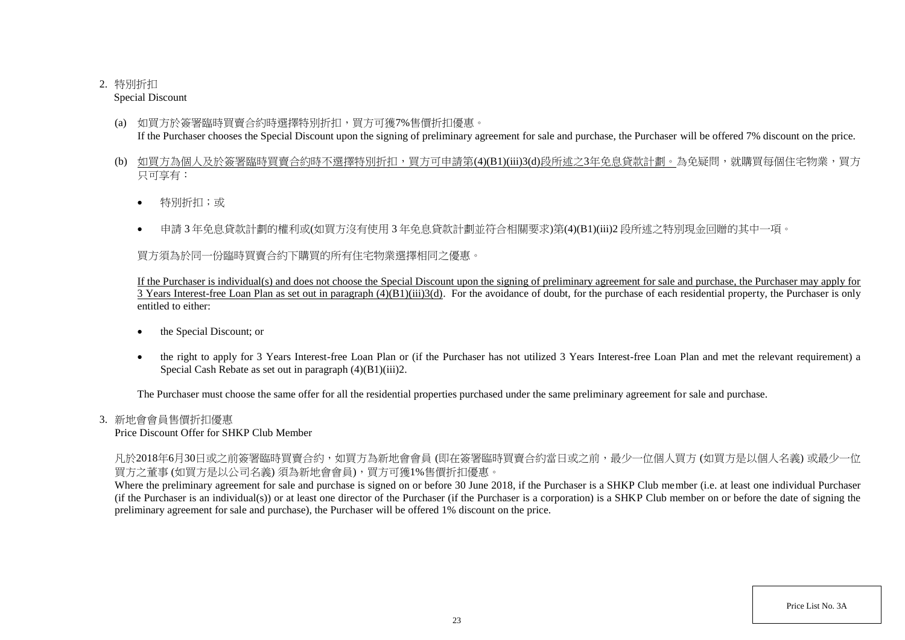2. 特別折扣
   Special Discount

   (a) 如買方於簽署臨時買賣合約時選擇特別折扣，買方可獲7%售價折扣優惠。
   If the Purchaser chooses the Special Discount upon the signing of preliminary agreement for sale and purchase, the Purchaser will be offered 7% discount on the price.

   (b) <u>如買方為個人及於簽署臨時買賣合約時不選擇特別折扣，買方可申請第(4)(B1)(iii)3(d)段所述之3年免息貸款計劃。</u>為免疑問，就購買每個住宅物業，買方只可享有：

   - 特別折扣；或
   - 申請 3 年免息貸款計劃的權利或(如買方沒有使用 3 年免息貸款計劃並符合相關要求)第(4)(B1)(iii)2 段所述之特別現金回贈的其中一項。

   買方須為於同一份臨時買賣合約下購買的所有住宅物業選擇相同之優惠。

   <u>If the Purchaser is individual(s) and does not choose the Special Discount upon the signing of preliminary agreement for sale and purchase, the Purchaser may apply for 3 Years Interest-free Loan Plan as set out in paragraph (4)(B1)(iii)3(d).</u> For the avoidance of doubt, for the purchase of each residential property, the Purchaser is only entitled to either:

   - the Special Discount; or
   - the right to apply for 3 Years Interest-free Loan Plan or (if the Purchaser has not utilized 3 Years Interest-free Loan Plan and met the relevant requirement) a Special Cash Rebate as set out in paragraph (4)(B1)(iii)2.

   The Purchaser must choose the same offer for all the residential properties purchased under the same preliminary agreement for sale and purchase.

3. 新地會會員售價折扣優惠
   Price Discount Offer for SHKP Club Member

   凡於2018年6月30日或之前簽署臨時買賣合約，如買方為新地會會員 (即在簽署臨時買賣合約當日或之前，最少一位個人買方 (如買方是以個人名義) 或最少一位買方之董事 (如買方是以公司名義) 須為新地會會員)，買方可獲1%售價折扣優惠。
   Where the preliminary agreement for sale and purchase is signed on or before 30 June 2018, if the Purchaser is a SHKP Club member (i.e. at least one individual Purchaser (if the Purchaser is an individual(s)) or at least one director of the Purchaser (if the Purchaser is a corporation) is a SHKP Club member on or before the date of signing the preliminary agreement for sale and purchase), the Purchaser will be offered 1% discount on the price.

Price List No. 3A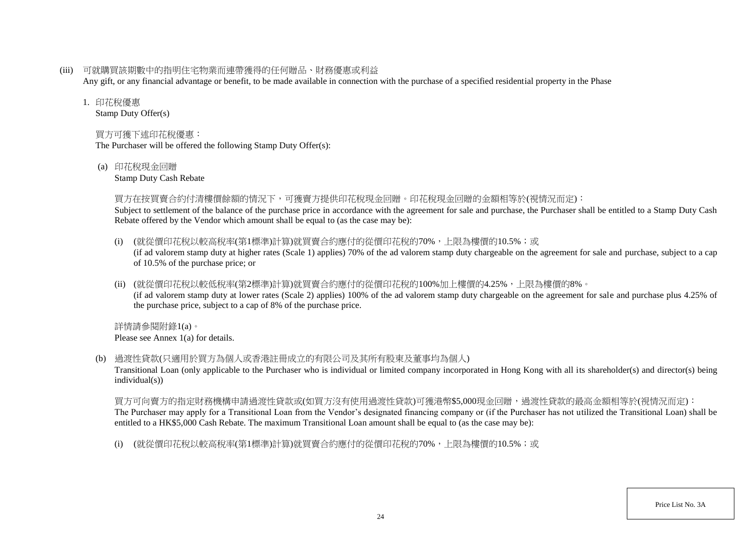(iii) 可就購買該期數中的指明住宅物業而連帶獲得的任何贈品、財務優惠或利益
Any gift, or any financial advantage or benefit, to be made available in connection with the purchase of a specified residential property in the Phase

1. 印花稅優惠
Stamp Duty Offer(s)

買方可獲下述印花稅優惠：
The Purchaser will be offered the following Stamp Duty Offer(s):

(a) 印花稅現金回贈
Stamp Duty Cash Rebate

買方在按買賣合約付清樓價餘額的情況下，可獲賣方提供印花稅現金回贈。印花稅現金回贈的金額相等於(視情況而定)：
Subject to settlement of the balance of the purchase price in accordance with the agreement for sale and purchase, the Purchaser shall be entitled to a Stamp Duty Cash Rebate offered by the Vendor which amount shall be equal to (as the case may be):

(i) (就從價印花稅以較高稅率(第1標準)計算)就買賣合約應付的從價印花稅的70%，上限為樓價的10.5%；或
(if ad valorem stamp duty at higher rates (Scale 1) applies) 70% of the ad valorem stamp duty chargeable on the agreement for sale and purchase, subject to a cap of 10.5% of the purchase price; or

(ii) (就從價印花稅以較低稅率(第2標準)計算)就買賣合約應付的從價印花稅的100%加上樓價的4.25%，上限為樓價的8%。
(if ad valorem stamp duty at lower rates (Scale 2) applies) 100% of the ad valorem stamp duty chargeable on the agreement for sale and purchase plus 4.25% of the purchase price, subject to a cap of 8% of the purchase price.

詳情請參閱附錄1(a)。
Please see Annex 1(a) for details.

(b) 過渡性貸款(只適用於買方為個人或香港註冊成立的有限公司及其所有股東及董事均為個人)
Transitional Loan (only applicable to the Purchaser who is individual or limited company incorporated in Hong Kong with all its shareholder(s) and director(s) being individual(s))

買方可向賣方的指定財務機構申請過渡性貸款或(如買方沒有使用過渡性貸款)可獲港幣$5,000現金回贈，過渡性貸款的最高金額相等於(視情況而定)：
The Purchaser may apply for a Transitional Loan from the Vendor's designated financing company or (if the Purchaser has not utilized the Transitional Loan) shall be entitled to a HK$5,000 Cash Rebate. The maximum Transitional Loan amount shall be equal to (as the case may be):

(i) (就從價印花稅以較高稅率(第1標準)計算)就買賣合約應付的從價印花稅的70%，上限為樓價的10.5%；或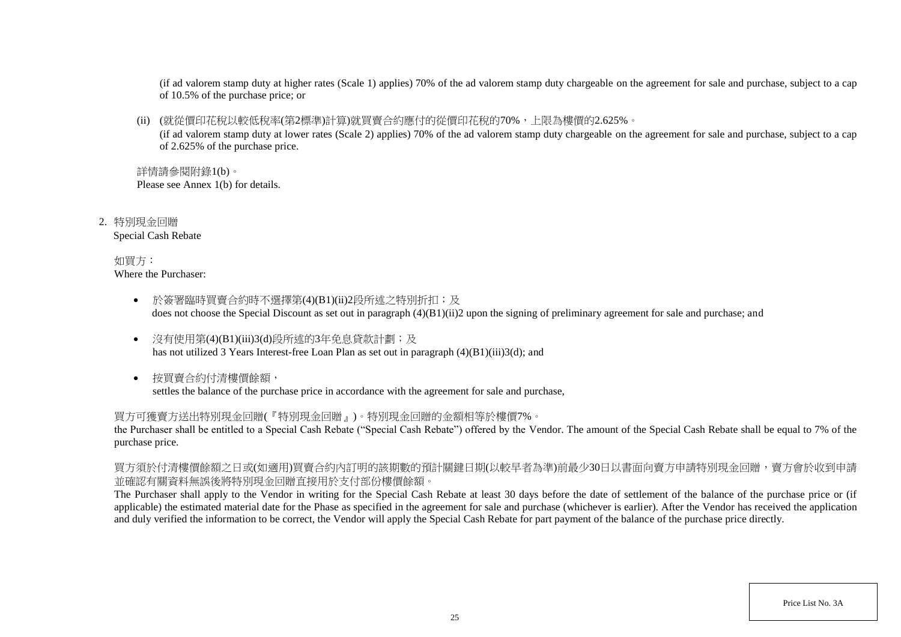(if ad valorem stamp duty at higher rates (Scale 1) applies) 70% of the ad valorem stamp duty chargeable on the agreement for sale and purchase, subject to a cap of 10.5% of the purchase price; or

(ii) (就從價印花稅以較低稅率(第2標準)計算)就買賣合約應付的從價印花稅的70%，上限為樓價的2.625%。
(if ad valorem stamp duty at lower rates (Scale 2) applies) 70% of the ad valorem stamp duty chargeable on the agreement for sale and purchase, subject to a cap of 2.625% of the purchase price.

詳情請參閱附錄1(b)。
Please see Annex 1(b) for details.

2. 特別現金回贈
Special Cash Rebate

如買方：
Where the Purchaser:

- 於簽署臨時買賣合約時不選擇第(4)(B1)(ii)2段所述之特別折扣；及
  does not choose the Special Discount as set out in paragraph (4)(B1)(ii)2 upon the signing of preliminary agreement for sale and purchase; and

- 沒有使用第(4)(B1)(iii)3(d)段所述的3年免息貸款計劃；及
  has not utilized 3 Years Interest-free Loan Plan as set out in paragraph (4)(B1)(iii)3(d); and

- 按買賣合約付清樓價餘額，
  settles the balance of the purchase price in accordance with the agreement for sale and purchase,

買方可獲賣方送出特別現金回贈(『特別現金回贈』)。特別現金回贈的金額相等於樓價7%。
the Purchaser shall be entitled to a Special Cash Rebate ("Special Cash Rebate") offered by the Vendor. The amount of the Special Cash Rebate shall be equal to 7% of the purchase price.

買方須於付清樓價餘額之日或(如適用)買賣合約內訂明的該期數的預計關鍵日期(以較早者為準)前最少30日以書面向賣方申請特別現金回贈，賣方會於收到申請並確認有關資料無誤後將特別現金回贈直接用於支付部份樓價餘額。
The Purchaser shall apply to the Vendor in writing for the Special Cash Rebate at least 30 days before the date of settlement of the balance of the purchase price or (if applicable) the estimated material date for the Phase as specified in the agreement for sale and purchase (whichever is earlier). After the Vendor has received the application and duly verified the information to be correct, the Vendor will apply the Special Cash Rebate for part payment of the balance of the purchase price directly.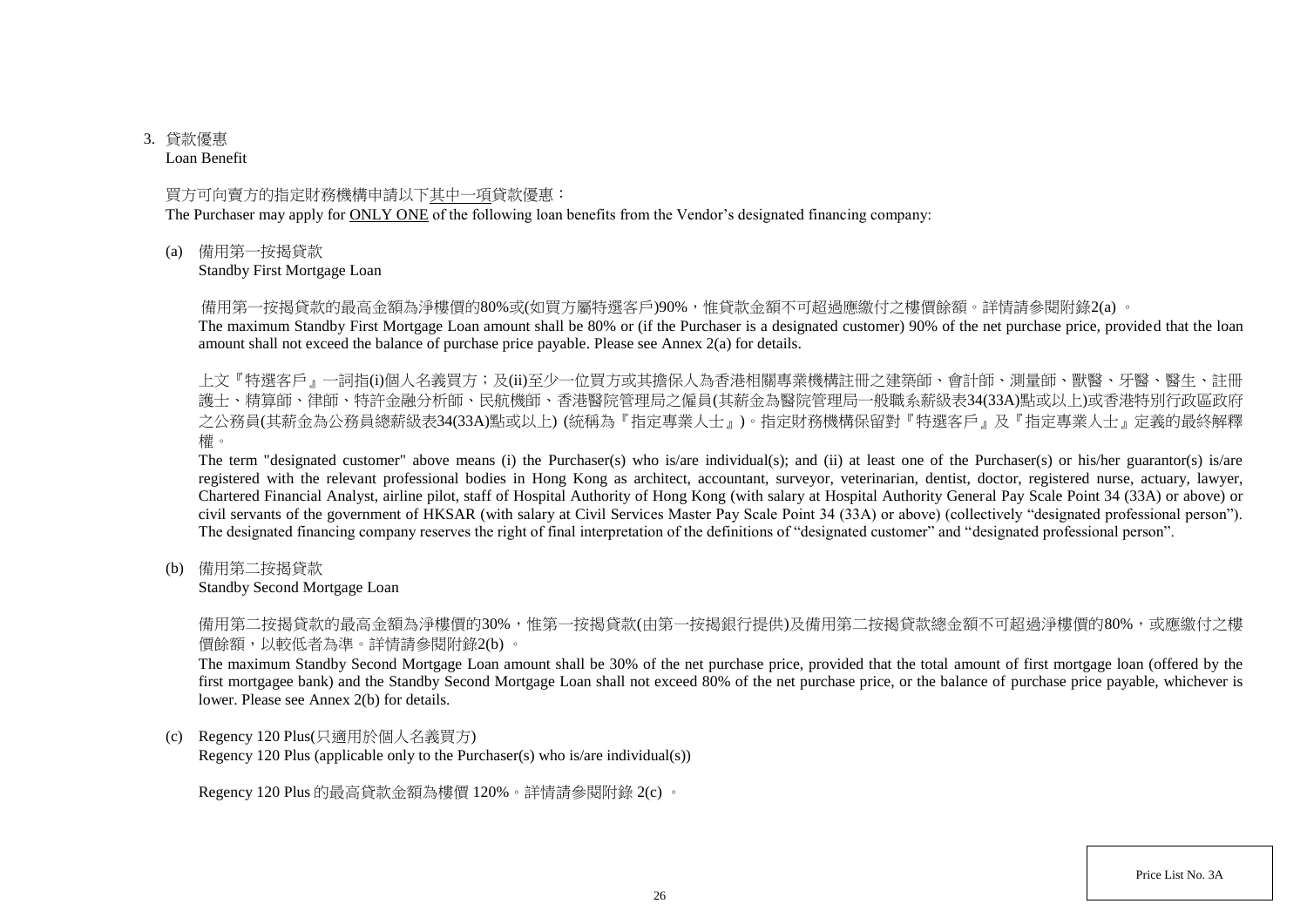3. 貸款優惠
Loan Benefit

買方可向賣方的指定財務機構申請以下<u>其中一項</u>貸款優惠：
The Purchaser may apply for <u>ONLY ONE</u> of the following loan benefits from the Vendor's designated financing company:

(a) 備用第一按揭貸款
Standby First Mortgage Loan

備用第一按揭貸款的最高金額為淨樓價的80%或(如買方屬特選客戶)90%，惟貸款金額不可超過應繳付之樓價餘額。詳情請參閱附錄2(a) 。
The maximum Standby First Mortgage Loan amount shall be 80% or (if the Purchaser is a designated customer) 90% of the net purchase price, provided that the loan amount shall not exceed the balance of purchase price payable. Please see Annex 2(a) for details.

上文『特選客戶』一詞指(i)個人名義買方；及(ii)至少一位買方或其擔保人為香港相關專業機構註冊之建築師、會計師、測量師、獸醫、牙醫、醫生、註冊護士、精算師、律師、特許金融分析師、民航機師、香港醫院管理局之僱員(其薪金為醫院管理局一般職系薪級表34(33A)點或以上)或香港特別行政區政府之公務員(其薪金為公務員總薪級表34(33A)點或以上) (統稱為『指定專業人士』)。指定財務機構保留對『特選客戶』及『指定專業人士』定義的最終解釋權。
The term "designated customer" above means (i) the Purchaser(s) who is/are individual(s); and (ii) at least one of the Purchaser(s) or his/her guarantor(s) is/are registered with the relevant professional bodies in Hong Kong as architect, accountant, surveyor, veterinarian, dentist, doctor, registered nurse, actuary, lawyer, Chartered Financial Analyst, airline pilot, staff of Hospital Authority of Hong Kong (with salary at Hospital Authority General Pay Scale Point 34 (33A) or above) or civil servants of the government of HKSAR (with salary at Civil Services Master Pay Scale Point 34 (33A) or above) (collectively "designated professional person"). The designated financing company reserves the right of final interpretation of the definitions of "designated customer" and "designated professional person".

(b) 備用第二按揭貸款
Standby Second Mortgage Loan

備用第二按揭貸款的最高金額為淨樓價的30%，惟第一按揭貸款(由第一按揭銀行提供)及備用第二按揭貸款總金額不可超過淨樓價的80%，或應繳付之樓價餘額，以較低者為準。詳情請參閱附錄2(b) 。
The maximum Standby Second Mortgage Loan amount shall be 30% of the net purchase price, provided that the total amount of first mortgage loan (offered by the first mortgagee bank) and the Standby Second Mortgage Loan shall not exceed 80% of the net purchase price, or the balance of purchase price payable, whichever is lower. Please see Annex 2(b) for details.

(c) Regency 120 Plus(只適用於個人名義買方)
Regency 120 Plus (applicable only to the Purchaser(s) who is/are individual(s))

Regency 120 Plus 的最高貸款金額為樓價 120%。詳情請參閱附錄 2(c) 。

Price List No. 3A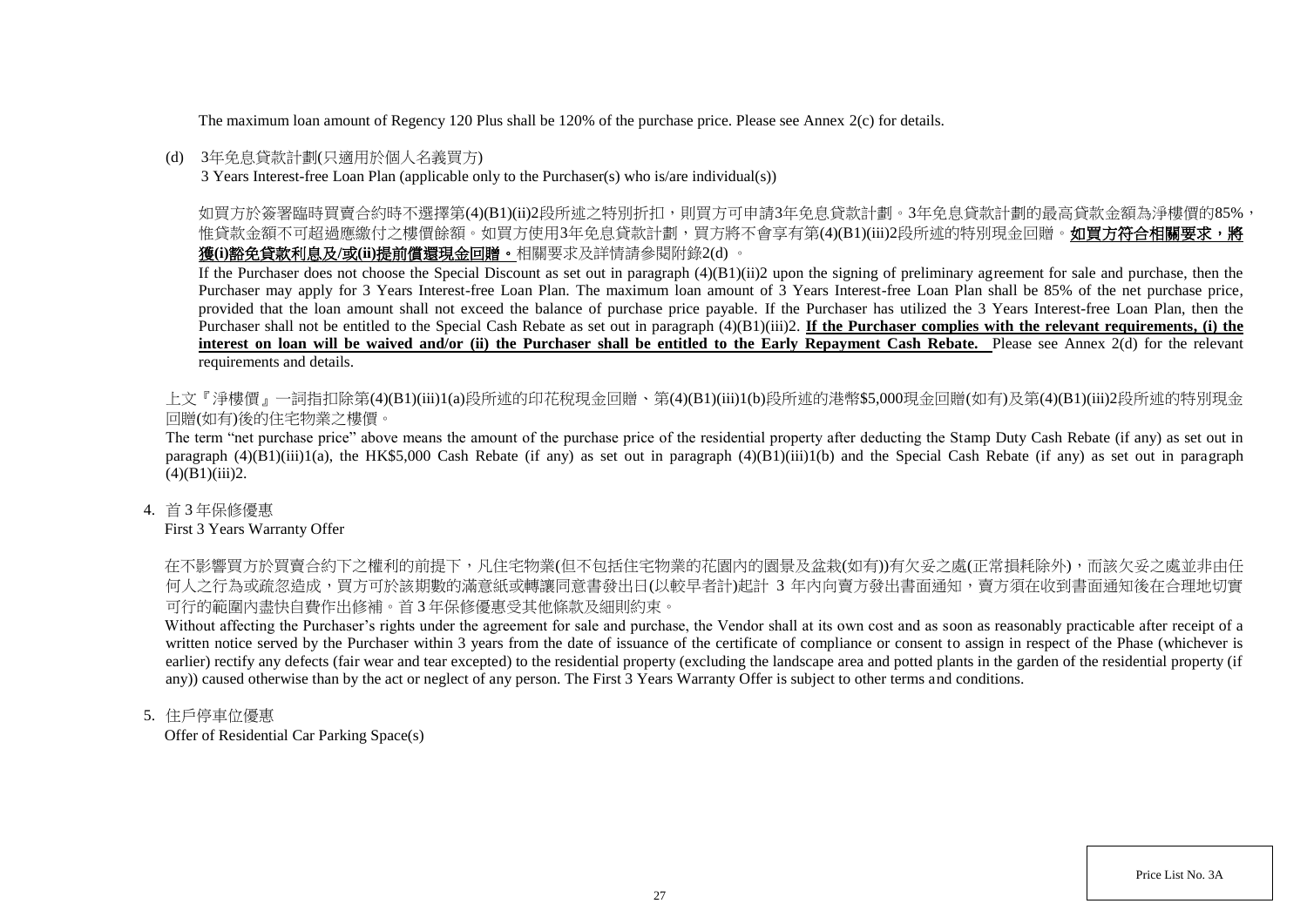The maximum loan amount of Regency 120 Plus shall be 120% of the purchase price. Please see Annex 2(c) for details.

(d) 3年免息貸款計劃(只適用於個人名義買方)

3 Years Interest-free Loan Plan (applicable only to the Purchaser(s) who is/are individual(s))

如買方於簽署臨時買賣合約時不選擇第(4)(B1)(ii)2段所述之特別折扣，則買方可申請3年免息貸款計劃。3年免息貸款計劃的最高貸款金額為淨樓價的85%，惟貸款金額不可超過應繳付之樓價餘額。如買方使用3年免息貸款計劃，買方將不會享有第(4)(B1)(iii)2段所述的特別現金回贈。**如買方符合相關要求，將獲(i)豁免貸款利息及/或(ii)提前償還現金回贈。**相關要求及詳情請參閱附錄2(d) 。

If the Purchaser does not choose the Special Discount as set out in paragraph (4)(B1)(ii)2 upon the signing of preliminary agreement for sale and purchase, then the Purchaser may apply for 3 Years Interest-free Loan Plan. The maximum loan amount of 3 Years Interest-free Loan Plan shall be 85% of the net purchase price, provided that the loan amount shall not exceed the balance of purchase price payable. If the Purchaser has utilized the 3 Years Interest-free Loan Plan, then the Purchaser shall not be entitled to the Special Cash Rebate as set out in paragraph (4)(B1)(iii)2. **If the Purchaser complies with the relevant requirements, (i) the interest on loan will be waived and/or (ii) the Purchaser shall be entitled to the Early Repayment Cash Rebate.** Please see Annex 2(d) for the relevant requirements and details.

上文『淨樓價』一詞指扣除第(4)(B1)(iii)1(a)段所述的印花稅現金回贈、第(4)(B1)(iii)1(b)段所述的港幣$5,000現金回贈(如有)及第(4)(B1)(iii)2段所述的特別現金回贈(如有)後的住宅物業之樓價。

The term "net purchase price" above means the amount of the purchase price of the residential property after deducting the Stamp Duty Cash Rebate (if any) as set out in paragraph (4)(B1)(iii)1(a), the HK$5,000 Cash Rebate (if any) as set out in paragraph (4)(B1)(iii)1(b) and the Special Cash Rebate (if any) as set out in paragraph (4)(B1)(iii)2.

4. 首 3 年保修優惠

First 3 Years Warranty Offer

在不影響買方於買賣合約下之權利的前提下，凡住宅物業(但不包括住宅物業的花園內的園景及盆栽(如有))有欠妥之處(正常損耗除外)，而該欠妥之處並非由任何人之行為或疏忽造成，買方可於該期數的滿意紙或轉讓同意書發出日(以較早者計)起計 3 年內向賣方發出書面通知，賣方須在收到書面通知後在合理地切實可行的範圍內盡快自費作出修補。首 3 年保修優惠受其他條款及細則約束。

Without affecting the Purchaser's rights under the agreement for sale and purchase, the Vendor shall at its own cost and as soon as reasonably practicable after receipt of a written notice served by the Purchaser within 3 years from the date of issuance of the certificate of compliance or consent to assign in respect of the Phase (whichever is earlier) rectify any defects (fair wear and tear excepted) to the residential property (excluding the landscape area and potted plants in the garden of the residential property (if any)) caused otherwise than by the act or neglect of any person. The First 3 Years Warranty Offer is subject to other terms and conditions.

5. 住戶停車位優惠

Offer of Residential Car Parking Space(s)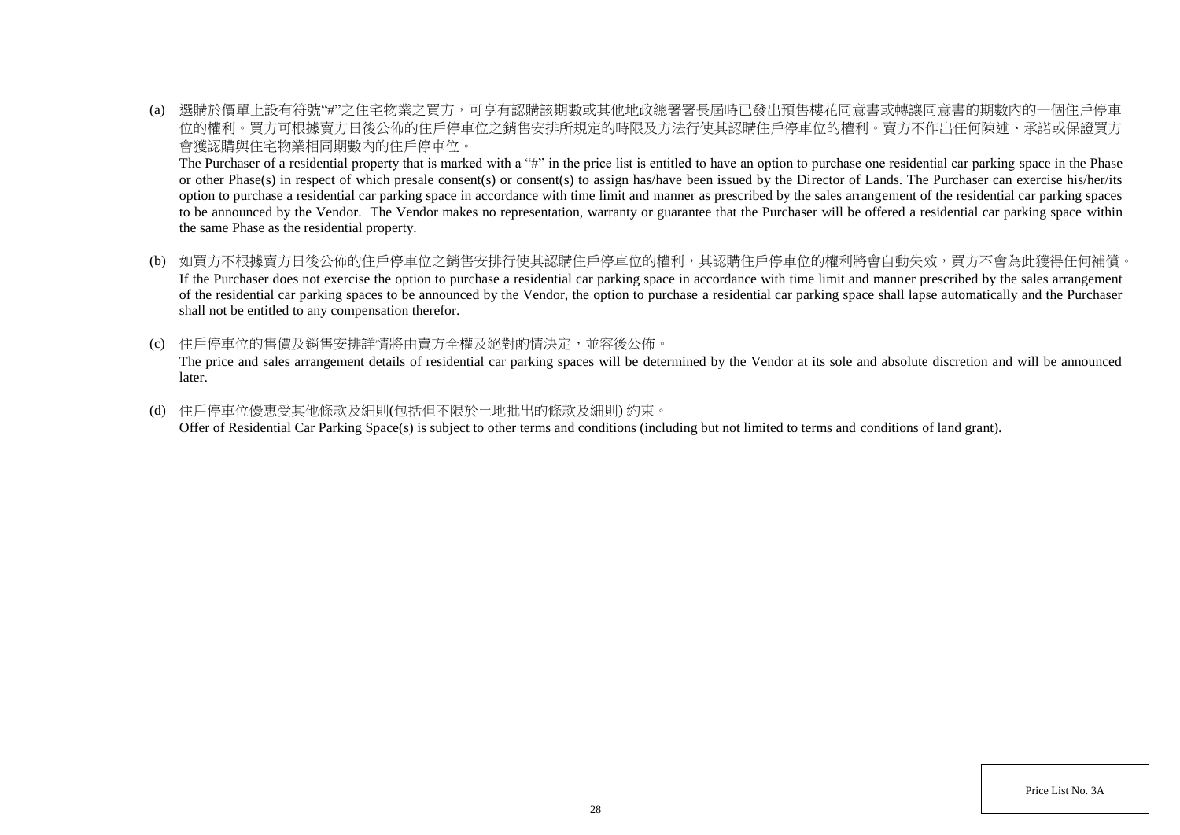(a) 選購於價單上設有符號"#"之住宅物業之買方，可享有認購該期數或其他地政總署署長屆時已發出預售樓花同意書或轉讓同意書的期數內的一個住戶停車位的權利。買方可根據賣方日後公佈的住戶停車位之銷售安排所規定的時限及方法行使其認購住戶停車位的權利。賣方不作出任何陳述、承諾或保證買方會獲認購與住宅物業相同期數內的住戶停車位。

The Purchaser of a residential property that is marked with a "#" in the price list is entitled to have an option to purchase one residential car parking space in the Phase or other Phase(s) in respect of which presale consent(s) or consent(s) to assign has/have been issued by the Director of Lands. The Purchaser can exercise his/her/its option to purchase a residential car parking space in accordance with time limit and manner as prescribed by the sales arrangement of the residential car parking spaces to be announced by the Vendor. The Vendor makes no representation, warranty or guarantee that the Purchaser will be offered a residential car parking space within the same Phase as the residential property.

(b) 如買方不根據賣方日後公佈的住戶停車位之銷售安排行使其認購住戶停車位的權利，其認購住戶停車位的權利將會自動失效，買方不會為此獲得任何補償。

If the Purchaser does not exercise the option to purchase a residential car parking space in accordance with time limit and manner prescribed by the sales arrangement of the residential car parking spaces to be announced by the Vendor, the option to purchase a residential car parking space shall lapse automatically and the Purchaser shall not be entitled to any compensation therefor.

(c) 住戶停車位的售價及銷售安排詳情將由賣方全權及絕對酌情決定，並容後公佈。

The price and sales arrangement details of residential car parking spaces will be determined by the Vendor at its sole and absolute discretion and will be announced later.

(d) 住戶停車位優惠受其他條款及細則(包括但不限於土地批出的條款及細則) 約束。

Offer of Residential Car Parking Space(s) is subject to other terms and conditions (including but not limited to terms and conditions of land grant).

Price List No. 3A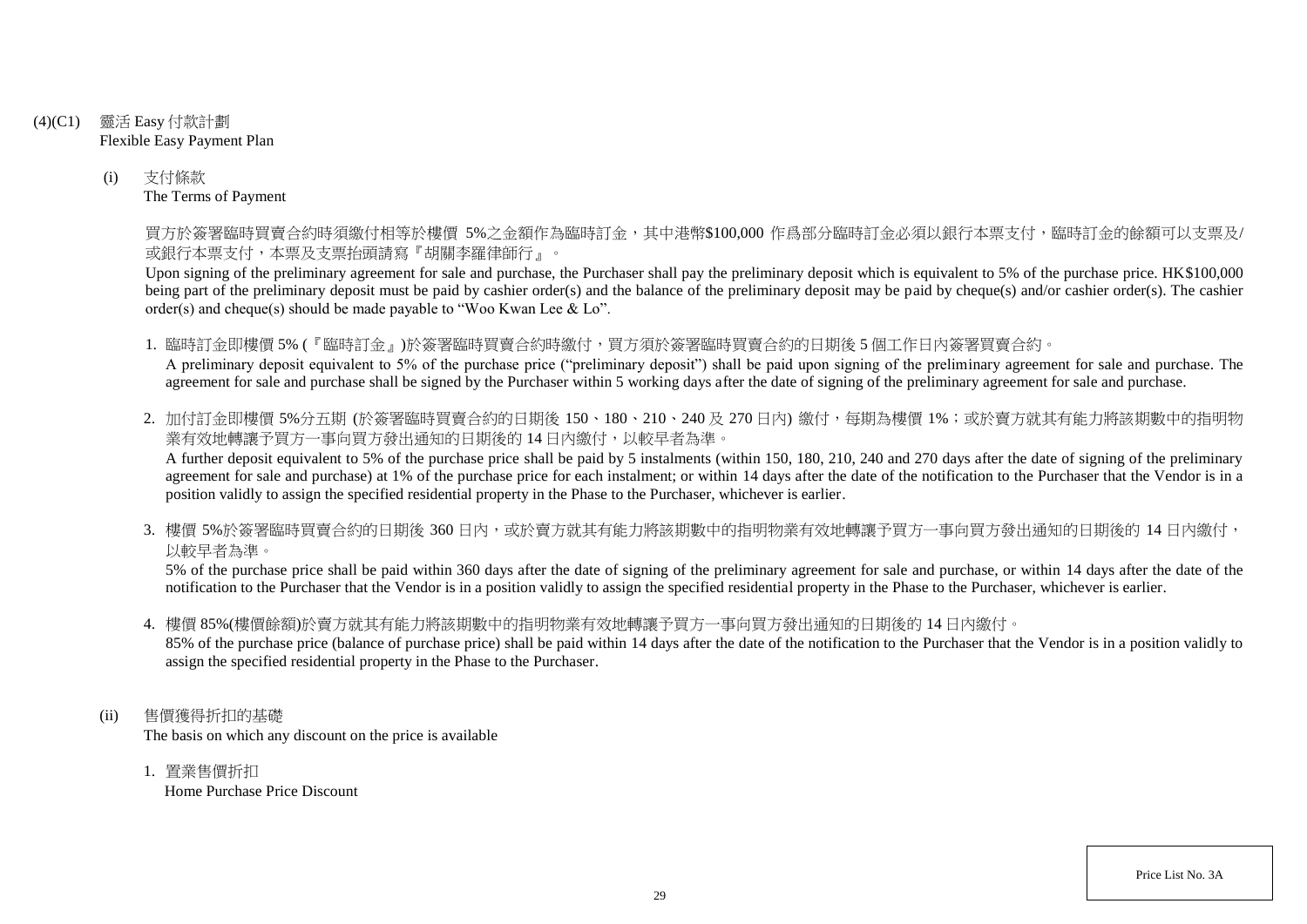## (4)(C1) 靈活 Easy 付款計劃 Flexible Easy Payment Plan

### (i) 支付條款 The Terms of Payment

買方於簽署臨時買賣合約時須繳付相等於樓價 5%之金額作為臨時訂金，其中港幣$100,000 作爲部分臨時訂金必須以銀行本票支付，臨時訂金的餘額可以支票及/或銀行本票支付，本票及支票抬頭請寫『胡關李羅律師行』。

Upon signing of the preliminary agreement for sale and purchase, the Purchaser shall pay the preliminary deposit which is equivalent to 5% of the purchase price. HK$100,000 being part of the preliminary deposit must be paid by cashier order(s) and the balance of the preliminary deposit may be paid by cheque(s) and/or cashier order(s). The cashier order(s) and cheque(s) should be made payable to "Woo Kwan Lee & Lo".

1. 臨時訂金即樓價 5% (『臨時訂金』)於簽署臨時買賣合約時繳付，買方須於簽署臨時買賣合約的日期後 5 個工作日內簽署買賣合約。
   A preliminary deposit equivalent to 5% of the purchase price ("preliminary deposit") shall be paid upon signing of the preliminary agreement for sale and purchase. The agreement for sale and purchase shall be signed by the Purchaser within 5 working days after the date of signing of the preliminary agreement for sale and purchase.

2. 加付訂金即樓價 5%分五期 (於簽署臨時買賣合約的日期後 150、180、210、240 及 270 日內) 繳付，每期為樓價 1%；或於賣方就其有能力將該期數中的指明物業有效地轉讓予買方一事向買方發出通知的日期後的 14 日內繳付，以較早者為準。
   A further deposit equivalent to 5% of the purchase price shall be paid by 5 instalments (within 150, 180, 210, 240 and 270 days after the date of signing of the preliminary agreement for sale and purchase) at 1% of the purchase price for each instalment; or within 14 days after the date of the notification to the Purchaser that the Vendor is in a position validly to assign the specified residential property in the Phase to the Purchaser, whichever is earlier.

3. 樓價 5%於簽署臨時買賣合約的日期後 360 日內，或於賣方就其有能力將該期數中的指明物業有效地轉讓予買方一事向買方發出通知的日期後的 14 日內繳付，以較早者為準。
   5% of the purchase price shall be paid within 360 days after the date of signing of the preliminary agreement for sale and purchase, or within 14 days after the date of the notification to the Purchaser that the Vendor is in a position validly to assign the specified residential property in the Phase to the Purchaser, whichever is earlier.

4. 樓價 85%(樓價餘額)於賣方就其有能力將該期數中的指明物業有效地轉讓予買方一事向買方發出通知的日期後的 14 日內繳付。
   85% of the purchase price (balance of purchase price) shall be paid within 14 days after the date of the notification to the Purchaser that the Vendor is in a position validly to assign the specified residential property in the Phase to the Purchaser.

### (ii) 售價獲得折扣的基礎 The basis on which any discount on the price is available

1. 置業售價折扣
   Home Purchase Price Discount

Price List No. 3A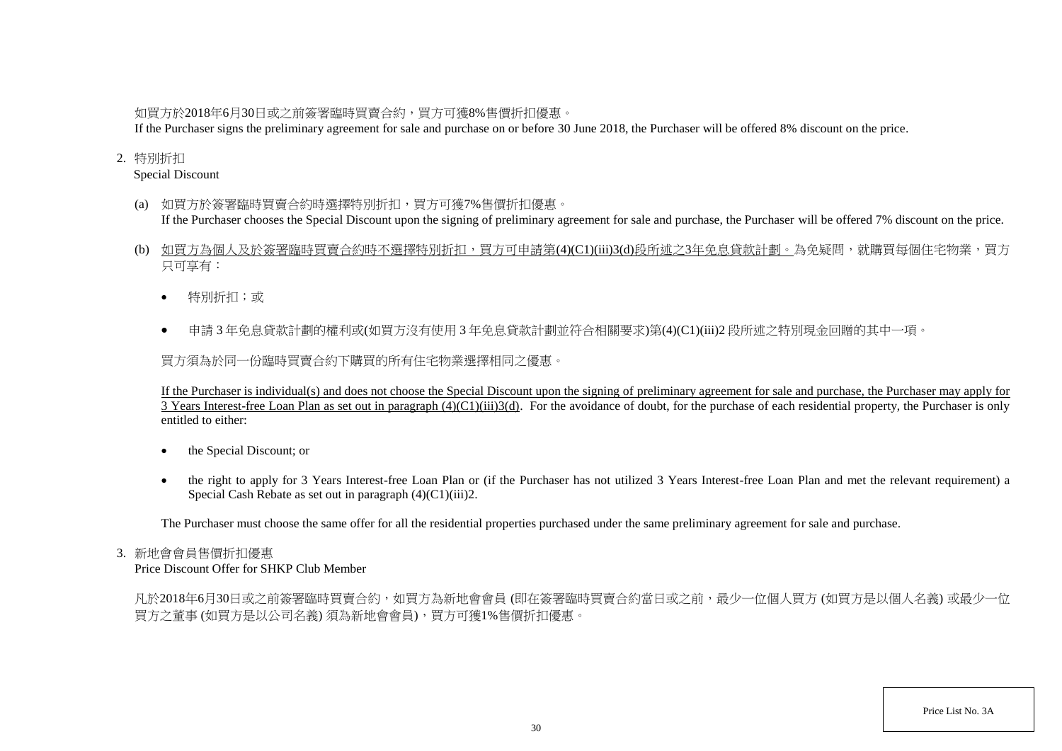如買方於2018年6月30日或之前簽署臨時買賣合約，買方可獲8%售價折扣優惠。
If the Purchaser signs the preliminary agreement for sale and purchase on or before 30 June 2018, the Purchaser will be offered 8% discount on the price.

2. 特別折扣
Special Discount

(a) 如買方於簽署臨時買賣合約時選擇特別折扣，買方可獲7%售價折扣優惠。
If the Purchaser chooses the Special Discount upon the signing of preliminary agreement for sale and purchase, the Purchaser will be offered 7% discount on the price.

(b) <u>如買方為個人及於簽署臨時買賣合約時不選擇特別折扣，買方可申請第(4)(C1)(iii)3(d)段所述之3年免息貸款計劃。</u>為免疑問，就購買每個住宅物業，買方只可享有：

- 特別折扣；或
- 申請 3 年免息貸款計劃的權利或(如買方沒有使用 3 年免息貸款計劃並符合相關要求)第(4)(C1)(iii)2 段所述之特別現金回贈的其中一項。

買方須為於同一份臨時買賣合約下購買的所有住宅物業選擇相同之優惠。

<u>If the Purchaser is individual(s) and does not choose the Special Discount upon the signing of preliminary agreement for sale and purchase, the Purchaser may apply for 3 Years Interest-free Loan Plan as set out in paragraph (4)(C1)(iii)3(d)</u>. For the avoidance of doubt, for the purchase of each residential property, the Purchaser is only entitled to either:

- the Special Discount; or
- the right to apply for 3 Years Interest-free Loan Plan or (if the Purchaser has not utilized 3 Years Interest-free Loan Plan and met the relevant requirement) a Special Cash Rebate as set out in paragraph (4)(C1)(iii)2.

The Purchaser must choose the same offer for all the residential properties purchased under the same preliminary agreement for sale and purchase.

3. 新地會會員售價折扣優惠
Price Discount Offer for SHKP Club Member

凡於2018年6月30日或之前簽署臨時買賣合約，如買方為新地會會員 (即在簽署臨時買賣合約當日或之前，最少一位個人買方 (如買方是以個人名義) 或最少一位買方之董事 (如買方是以公司名義) 須為新地會會員)，買方可獲1%售價折扣優惠。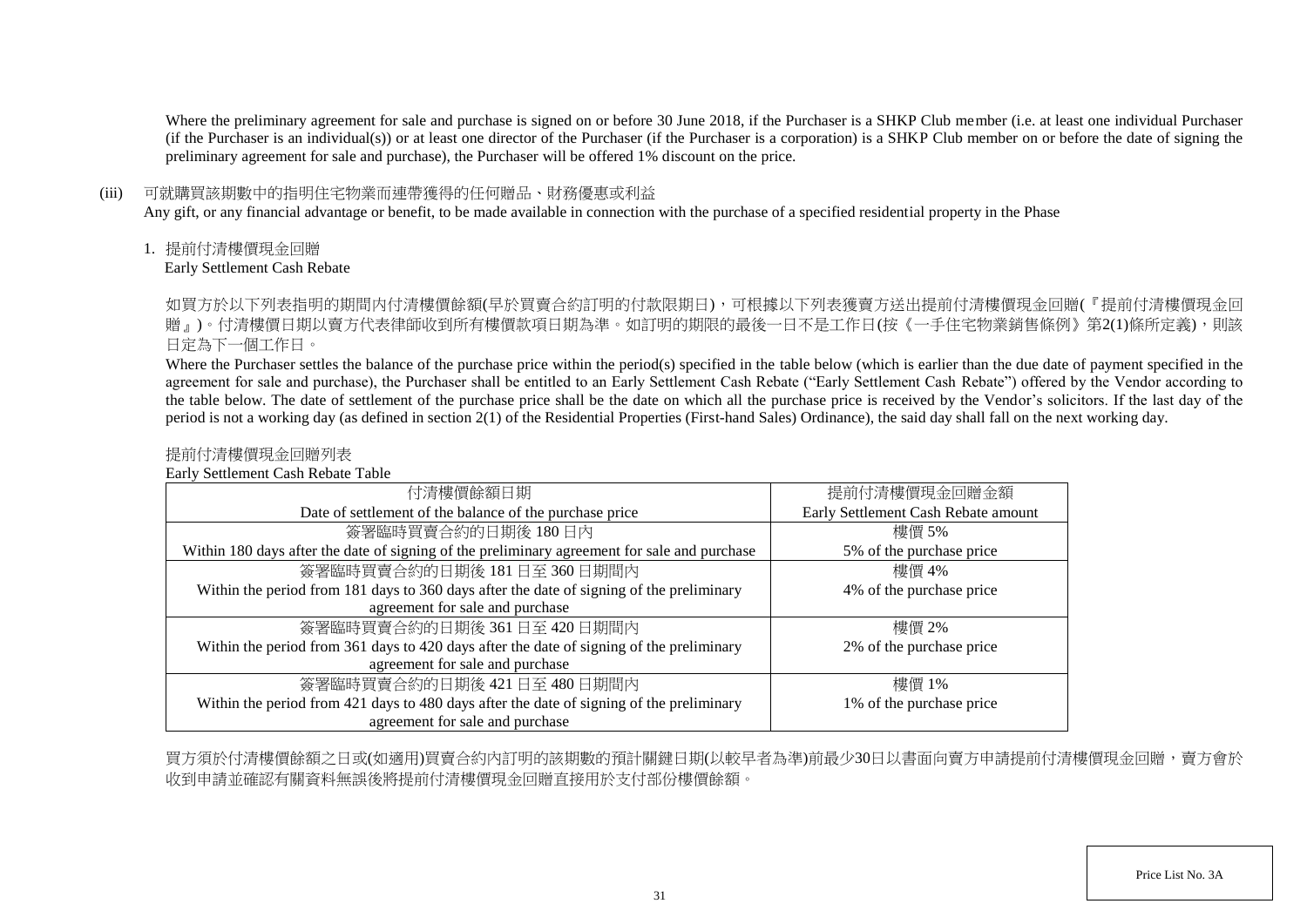Where the preliminary agreement for sale and purchase is signed on or before 30 June 2018, if the Purchaser is a SHKP Club member (i.e. at least one individual Purchaser (if the Purchaser is an individual(s)) or at least one director of the Purchaser (if the Purchaser is a corporation) is a SHKP Club member on or before the date of signing the preliminary agreement for sale and purchase), the Purchaser will be offered 1% discount on the price.

(iii) 可就購買該期數中的指明住宅物業而連帶獲得的任何贈品、財務優惠或利益
Any gift, or any financial advantage or benefit, to be made available in connection with the purchase of a specified residential property in the Phase

1. 提前付清樓價現金回贈
Early Settlement Cash Rebate

如買方於以下列表指明的期間內付清樓價餘額(早於買賣合約訂明的付款限期日)，可根據以下列表獲賣方送出提前付清樓價現金回贈(『提前付清樓價現金回贈』)。付清樓價日期以賣方代表律師收到所有樓價款項日期為準。如訂明的期限的最後一日不是工作日(按《一手住宅物業銷售條例》第2(1)條所定義)，則該日定為下一個工作日。

Where the Purchaser settles the balance of the purchase price within the period(s) specified in the table below (which is earlier than the due date of payment specified in the agreement for sale and purchase), the Purchaser shall be entitled to an Early Settlement Cash Rebate ("Early Settlement Cash Rebate") offered by the Vendor according to the table below. The date of settlement of the purchase price shall be the date on which all the purchase price is received by the Vendor's solicitors. If the last day of the period is not a working day (as defined in section 2(1) of the Residential Properties (First-hand Sales) Ordinance), the said day shall fall on the next working day.

提前付清樓價現金回贈列表
Early Settlement Cash Rebate Table

| 付清樓價餘額日期<br>Date of settlement of the balance of the purchase price | 提前付清樓價現金回贈金額<br>Early Settlement Cash Rebate amount |
|---|---|
| 簽署臨時買賣合約的日期後 180 日內<br>Within 180 days after the date of signing of the preliminary agreement for sale and purchase | 樓價 5%<br>5% of the purchase price |
| 簽署臨時買賣合約的日期後 181 日至 360 日期間內<br>Within the period from 181 days to 360 days after the date of signing of the preliminary agreement for sale and purchase | 樓價 4%<br>4% of the purchase price |
| 簽署臨時買賣合約的日期後 361 日至 420 日期間內<br>Within the period from 361 days to 420 days after the date of signing of the preliminary agreement for sale and purchase | 樓價 2%<br>2% of the purchase price |
| 簽署臨時買賣合約的日期後 421 日至 480 日期間內<br>Within the period from 421 days to 480 days after the date of signing of the preliminary agreement for sale and purchase | 樓價 1%<br>1% of the purchase price |

買方須於付清樓價餘額之日或(如適用)買賣合約內訂明的該期數的預計關鍵日期(以較早者為準)前最少30日以書面向賣方申請提前付清樓價現金回贈，賣方會於收到申請並確認有關資料無誤後將提前付清樓價現金回贈直接用於支付部份樓價餘額。

Price List No. 3A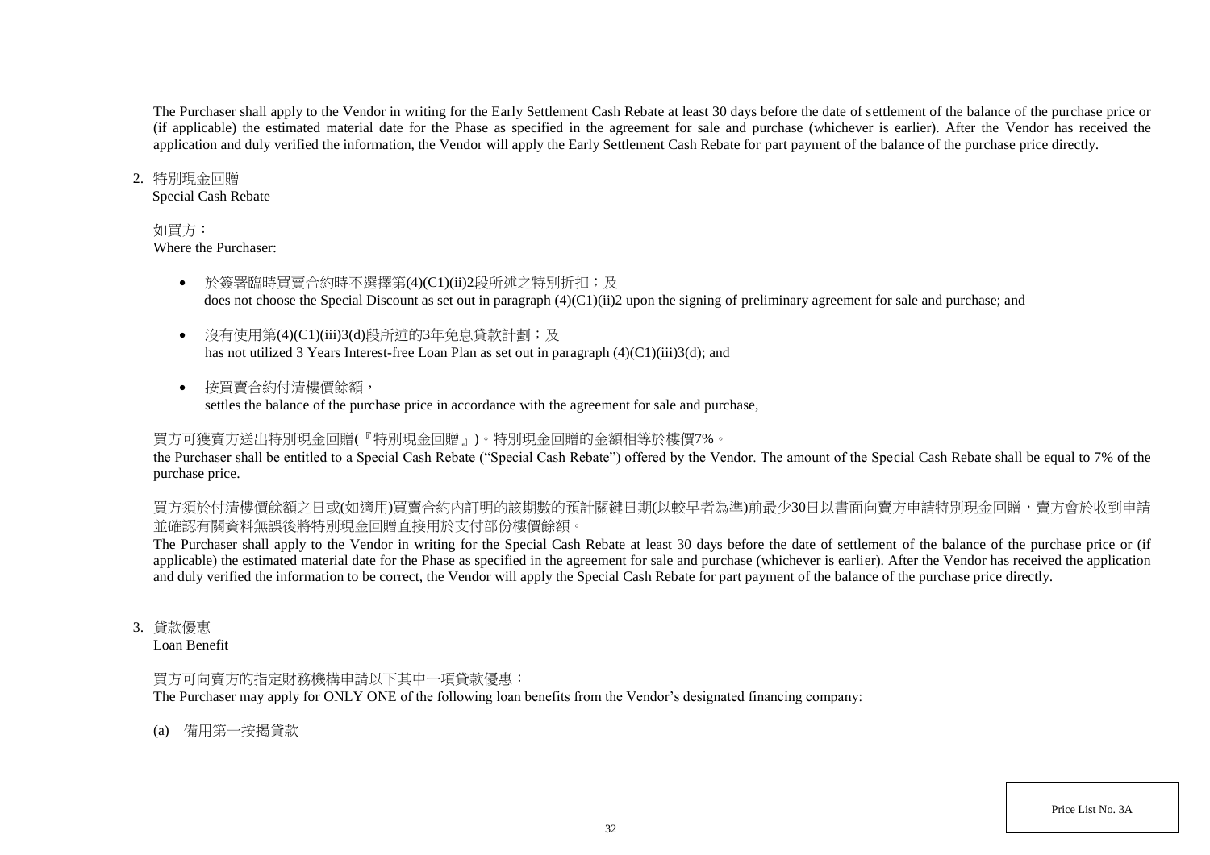The Purchaser shall apply to the Vendor in writing for the Early Settlement Cash Rebate at least 30 days before the date of settlement of the balance of the purchase price or (if applicable) the estimated material date for the Phase as specified in the agreement for sale and purchase (whichever is earlier). After the Vendor has received the application and duly verified the information, the Vendor will apply the Early Settlement Cash Rebate for part payment of the balance of the purchase price directly.

2. 特別現金回贈
   Special Cash Rebate

   如買方：
   Where the Purchaser:

   - 於簽署臨時買賣合約時不選擇第(4)(C1)(ii)2段所述之特別折扣；及
     does not choose the Special Discount as set out in paragraph (4)(C1)(ii)2 upon the signing of preliminary agreement for sale and purchase; and

   - 沒有使用第(4)(C1)(iii)3(d)段所述的3年免息貸款計劃；及
     has not utilized 3 Years Interest-free Loan Plan as set out in paragraph (4)(C1)(iii)3(d); and

   - 按買賣合約付清樓價餘額，
     settles the balance of the purchase price in accordance with the agreement for sale and purchase,

   買方可獲賣方送出特別現金回贈(『特別現金回贈』)。特別現金回贈的金額相等於樓價7%。
   the Purchaser shall be entitled to a Special Cash Rebate ("Special Cash Rebate") offered by the Vendor. The amount of the Special Cash Rebate shall be equal to 7% of the purchase price.

   買方須於付清樓價餘額之日或(如適用)買賣合約內訂明的該期數的預計關鍵日期(以較早者為準)前最少30日以書面向賣方申請特別現金回贈，賣方會於收到申請並確認有關資料無誤後將特別現金回贈直接用於支付部份樓價餘額。
   The Purchaser shall apply to the Vendor in writing for the Special Cash Rebate at least 30 days before the date of settlement of the balance of the purchase price or (if applicable) the estimated material date for the Phase as specified in the agreement for sale and purchase (whichever is earlier). After the Vendor has received the application and duly verified the information to be correct, the Vendor will apply the Special Cash Rebate for part payment of the balance of the purchase price directly.

3. 貸款優惠
   Loan Benefit

   買方可向賣方的指定財務機構申請以下<u>其中一項</u>貸款優惠：
   The Purchaser may apply for <u>ONLY ONE</u> of the following loan benefits from the Vendor's designated financing company:

   (a) 備用第一按揭貸款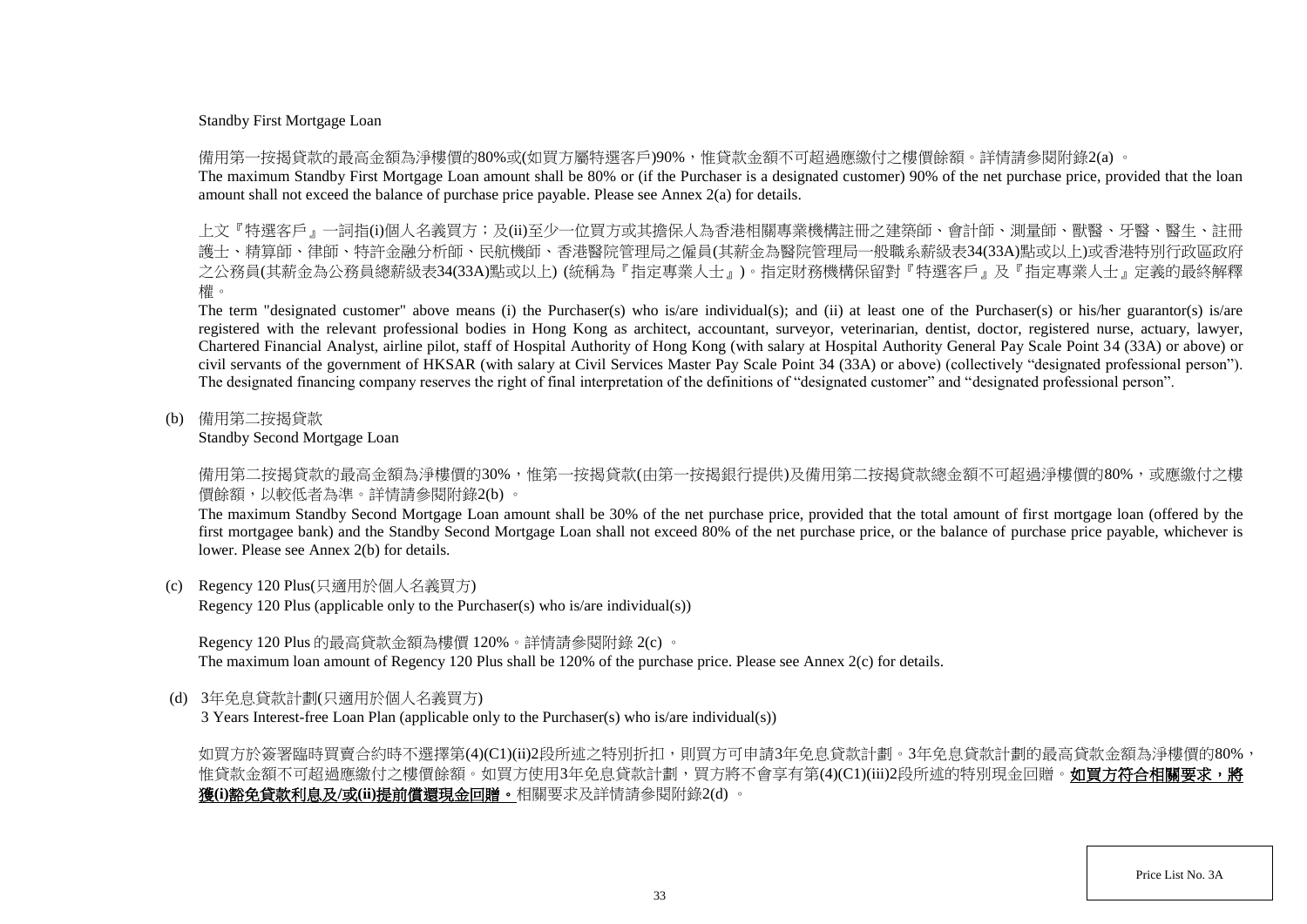Standby First Mortgage Loan

備用第一按揭貸款的最高金額為淨樓價的80%或(如買方屬特選客戶)90%，惟貸款金額不可超過應繳付之樓價餘額。詳情請參閱附錄2(a) 。

The maximum Standby First Mortgage Loan amount shall be 80% or (if the Purchaser is a designated customer) 90% of the net purchase price, provided that the loan amount shall not exceed the balance of purchase price payable. Please see Annex 2(a) for details.

上文『特選客戶』一詞指(i)個人名義買方；及(ii)至少一位買方或其擔保人為香港相關專業機構註冊之建築師、會計師、測量師、獸醫、牙醫、醫生、註冊護士、精算師、律師、特許金融分析師、民航機師、香港醫院管理局之僱員(其薪金為醫院管理局一般職系薪級表34(33A)點或以上)或香港特別行政區政府之公務員(其薪金為公務員總薪級表34(33A)點或以上) (統稱為『指定專業人士』)。指定財務機構保留對『特選客戶』及『指定專業人士』定義的最終解釋權。

The term "designated customer" above means (i) the Purchaser(s) who is/are individual(s); and (ii) at least one of the Purchaser(s) or his/her guarantor(s) is/are registered with the relevant professional bodies in Hong Kong as architect, accountant, surveyor, veterinarian, dentist, doctor, registered nurse, actuary, lawyer, Chartered Financial Analyst, airline pilot, staff of Hospital Authority of Hong Kong (with salary at Hospital Authority General Pay Scale Point 34 (33A) or above) or civil servants of the government of HKSAR (with salary at Civil Services Master Pay Scale Point 34 (33A) or above) (collectively “designated professional person”). The designated financing company reserves the right of final interpretation of the definitions of “designated customer” and “designated professional person”.

(b) 備用第二按揭貸款
Standby Second Mortgage Loan

備用第二按揭貸款的最高金額為淨樓價的30%，惟第一按揭貸款(由第一按揭銀行提供)及備用第二按揭貸款總金額不可超過淨樓價的80%，或應繳付之樓價餘額，以較低者為準。詳情請參閱附錄2(b) 。

The maximum Standby Second Mortgage Loan amount shall be 30% of the net purchase price, provided that the total amount of first mortgage loan (offered by the first mortgagee bank) and the Standby Second Mortgage Loan shall not exceed 80% of the net purchase price, or the balance of purchase price payable, whichever is lower. Please see Annex 2(b) for details.

(c) Regency 120 Plus(只適用於個人名義買方)
Regency 120 Plus (applicable only to the Purchaser(s) who is/are individual(s))

Regency 120 Plus 的最高貸款金額為樓價 120%。詳情請參閱附錄 2(c) 。
The maximum loan amount of Regency 120 Plus shall be 120% of the purchase price. Please see Annex 2(c) for details.

(d) 3年免息貸款計劃(只適用於個人名義買方)
3 Years Interest-free Loan Plan (applicable only to the Purchaser(s) who is/are individual(s))

如買方於簽署臨時買賣合約時不選擇第(4)(C1)(ii)2段所述之特別折扣，則買方可申請3年免息貸款計劃。3年免息貸款計劃的最高貸款金額為淨樓價的80%，惟貸款金額不可超過應繳付之樓價餘額。如買方使用3年免息貸款計劃，買方將不會享有第(4)(C1)(iii)2段所述的特別現金回贈。**如買方符合相關要求，將獲(i)豁免貸款利息及/或(ii)提前償還現金回贈。**相關要求及詳情請參閱附錄2(d) 。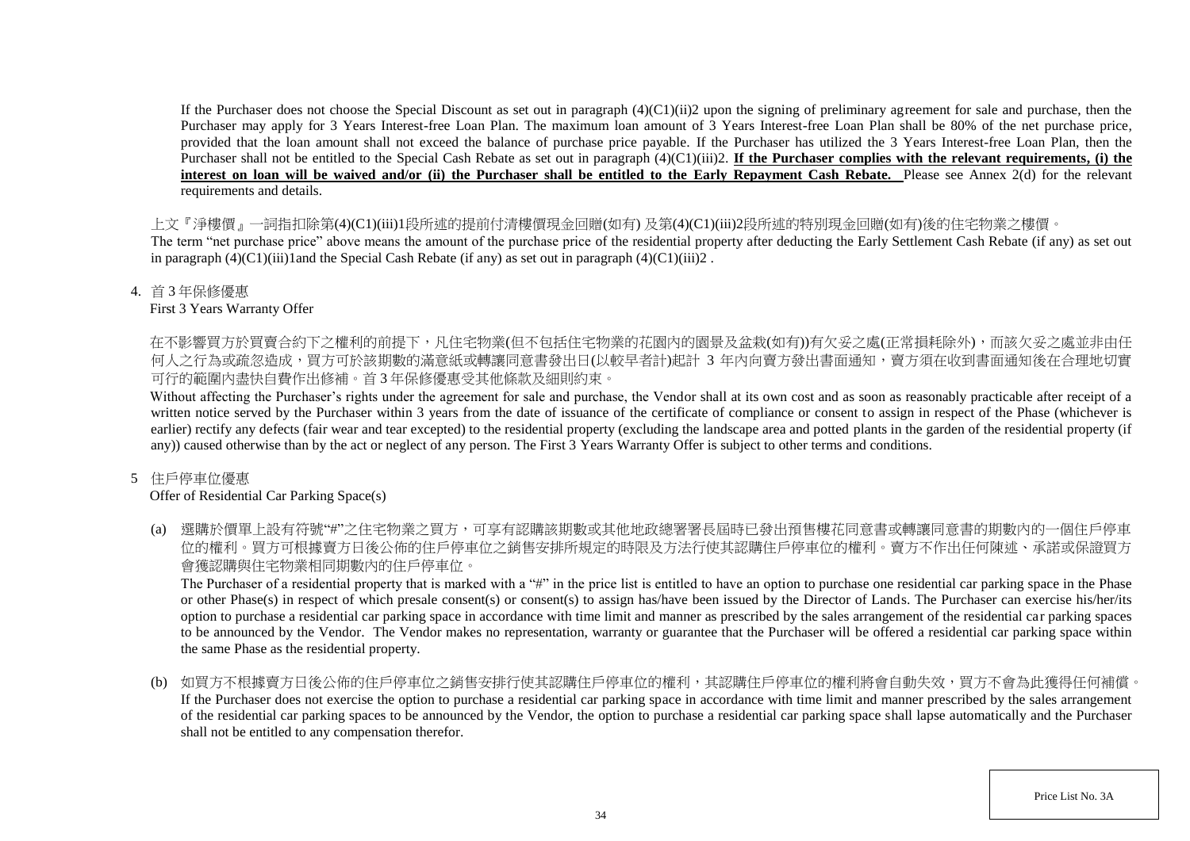If the Purchaser does not choose the Special Discount as set out in paragraph (4)(C1)(ii)2 upon the signing of preliminary agreement for sale and purchase, then the Purchaser may apply for 3 Years Interest-free Loan Plan. The maximum loan amount of 3 Years Interest-free Loan Plan shall be 80% of the net purchase price, provided that the loan amount shall not exceed the balance of purchase price payable. If the Purchaser has utilized the 3 Years Interest-free Loan Plan, then the Purchaser shall not be entitled to the Special Cash Rebate as set out in paragraph (4)(C1)(iii)2. **If the Purchaser complies with the relevant requirements, (i) the interest on loan will be waived and/or (ii) the Purchaser shall be entitled to the Early Repayment Cash Rebate.** Please see Annex 2(d) for the relevant requirements and details.

上文『淨樓價』一詞指扣除第(4)(C1)(iii)1段所述的提前付清樓價現金回贈(如有) 及第(4)(C1)(iii)2段所述的特別現金回贈(如有)後的住宅物業之樓價。
The term "net purchase price" above means the amount of the purchase price of the residential property after deducting the Early Settlement Cash Rebate (if any) as set out in paragraph (4)(C1)(iii)1and the Special Cash Rebate (if any) as set out in paragraph (4)(C1)(iii)2 .

4. 首 3 年保修優惠
First 3 Years Warranty Offer

在不影響買方於買賣合約下之權利的前提下，凡住宅物業(但不包括住宅物業的花園內的園景及盆栽(如有))有欠妥之處(正常損耗除外)，而該欠妥之處並非由任何人之行為或疏忽造成，買方可於該期數的滿意紙或轉讓同意書發出日(以較早者計)起計 3 年內向賣方發出書面通知，賣方須在收到書面通知後在合理地切實可行的範圍內盡快自費作出修補。首 3 年保修優惠受其他條款及細則約束。
Without affecting the Purchaser's rights under the agreement for sale and purchase, the Vendor shall at its own cost and as soon as reasonably practicable after receipt of a written notice served by the Purchaser within 3 years from the date of issuance of the certificate of compliance or consent to assign in respect of the Phase (whichever is earlier) rectify any defects (fair wear and tear excepted) to the residential property (excluding the landscape area and potted plants in the garden of the residential property (if any)) caused otherwise than by the act or neglect of any person. The First 3 Years Warranty Offer is subject to other terms and conditions.

5 住戶停車位優惠
Offer of Residential Car Parking Space(s)

(a) 選購於價單上設有符號"#"之住宅物業之買方，可享有認購該期數或其他地政總署署長屆時已發出預售樓花同意書或轉讓同意書的期數內的一個住戶停車位的權利。買方可根據賣方日後公佈的住戶停車位之銷售安排所規定的時限及方法行使其認購住戶停車位的權利。賣方不作出任何陳述、承諾或保證買方會獲認購與住宅物業相同期數內的住戶停車位。
The Purchaser of a residential property that is marked with a "#" in the price list is entitled to have an option to purchase one residential car parking space in the Phase or other Phase(s) in respect of which presale consent(s) or consent(s) to assign has/have been issued by the Director of Lands. The Purchaser can exercise his/her/its option to purchase a residential car parking space in accordance with time limit and manner as prescribed by the sales arrangement of the residential car parking spaces to be announced by the Vendor. The Vendor makes no representation, warranty or guarantee that the Purchaser will be offered a residential car parking space within the same Phase as the residential property.

(b) 如買方不根據賣方日後公佈的住戶停車位之銷售安排行使其認購住戶停車位的權利，其認購住戶停車位的權利將會自動失效，買方不會為此獲得任何補償。
If the Purchaser does not exercise the option to purchase a residential car parking space in accordance with time limit and manner prescribed by the sales arrangement of the residential car parking spaces to be announced by the Vendor, the option to purchase a residential car parking space shall lapse automatically and the Purchaser shall not be entitled to any compensation therefor.

Price List No. 3A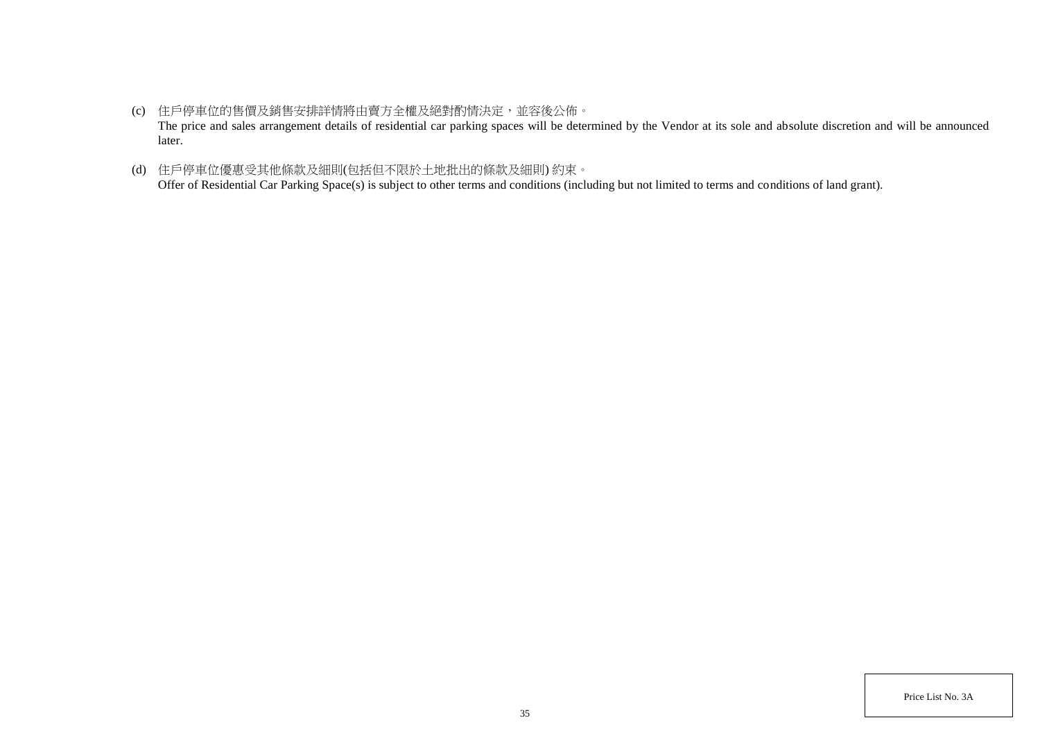(c) 住戶停車位的售價及銷售安排詳情將由賣方全權及絕對酌情決定，並容後公佈。
The price and sales arrangement details of residential car parking spaces will be determined by the Vendor at its sole and absolute discretion and will be announced later.

(d) 住戶停車位優惠受其他條款及細則(包括但不限於土地批出的條款及細則) 約束。
Offer of Residential Car Parking Space(s) is subject to other terms and conditions (including but not limited to terms and conditions of land grant).

Price List No. 3A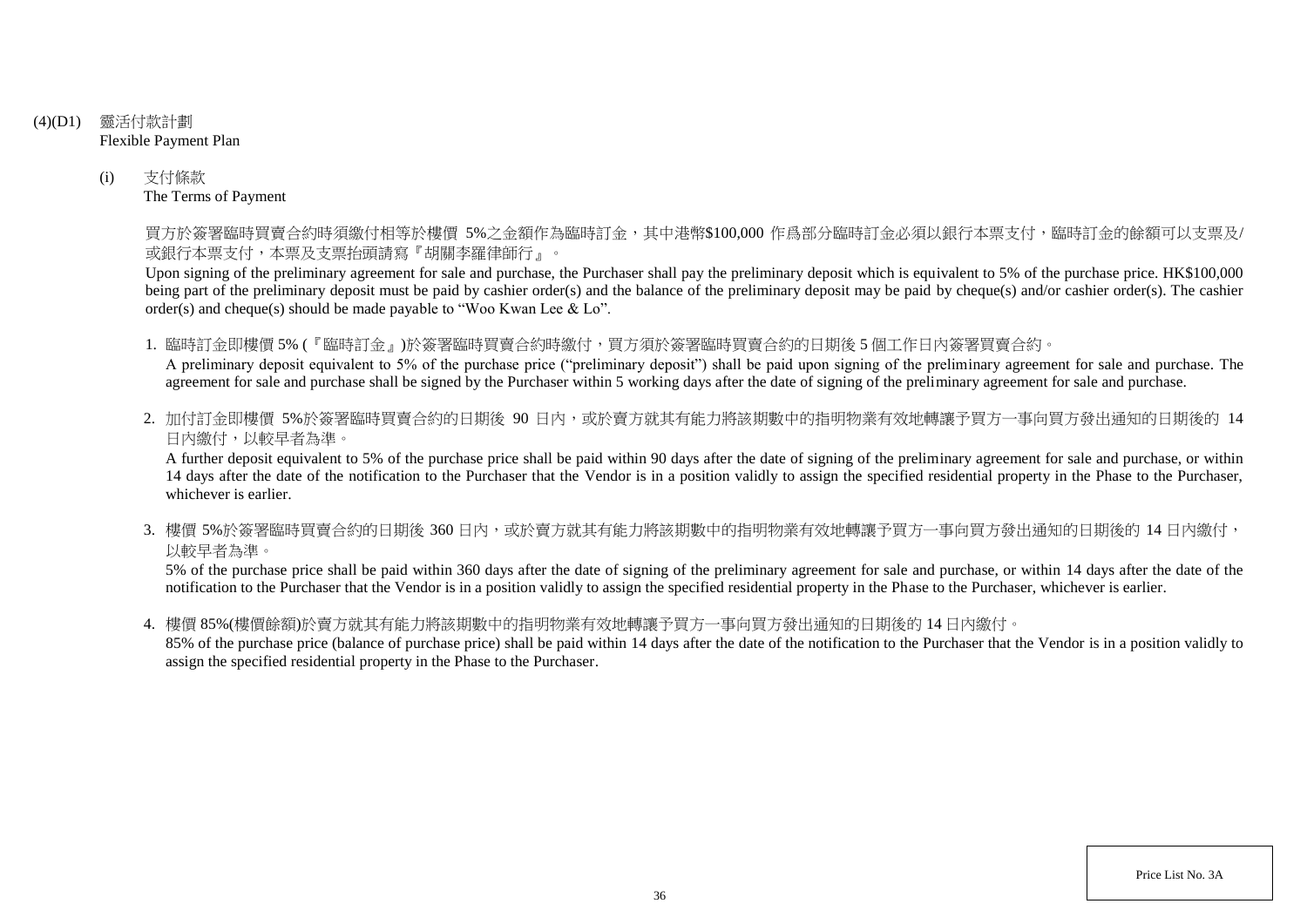## (4)(D1) 靈活付款計劃
Flexible Payment Plan

### (i) 支付條款
The Terms of Payment

買方於簽署臨時買賣合約時須繳付相等於樓價 5%之金額作為臨時訂金，其中港幣$100,000 作爲部分臨時訂金必須以銀行本票支付，臨時訂金的餘額可以支票及/或銀行本票支付，本票及支票抬頭請寫『胡關李羅律師行』。

Upon signing of the preliminary agreement for sale and purchase, the Purchaser shall pay the preliminary deposit which is equivalent to 5% of the purchase price. HK$100,000 being part of the preliminary deposit must be paid by cashier order(s) and the balance of the preliminary deposit may be paid by cheque(s) and/or cashier order(s). The cashier order(s) and cheque(s) should be made payable to "Woo Kwan Lee & Lo".

1. 臨時訂金即樓價 5% (『臨時訂金』)於簽署臨時買賣合約時繳付，買方須於簽署臨時買賣合約的日期後 5 個工作日內簽署買賣合約。
   A preliminary deposit equivalent to 5% of the purchase price ("preliminary deposit") shall be paid upon signing of the preliminary agreement for sale and purchase. The agreement for sale and purchase shall be signed by the Purchaser within 5 working days after the date of signing of the preliminary agreement for sale and purchase.

2. 加付訂金即樓價 5%於簽署臨時買賣合約的日期後 90 日內，或於賣方就其有能力將該期數中的指明物業有效地轉讓予買方一事向買方發出通知的日期後的 14 日內繳付，以較早者為準。
   A further deposit equivalent to 5% of the purchase price shall be paid within 90 days after the date of signing of the preliminary agreement for sale and purchase, or within 14 days after the date of the notification to the Purchaser that the Vendor is in a position validly to assign the specified residential property in the Phase to the Purchaser, whichever is earlier.

3. 樓價 5%於簽署臨時買賣合約的日期後 360 日內，或於賣方就其有能力將該期數中的指明物業有效地轉讓予買方一事向買方發出通知的日期後的 14 日內繳付，以較早者為準。
   5% of the purchase price shall be paid within 360 days after the date of signing of the preliminary agreement for sale and purchase, or within 14 days after the date of the notification to the Purchaser that the Vendor is in a position validly to assign the specified residential property in the Phase to the Purchaser, whichever is earlier.

4. 樓價 85%(樓價餘額)於賣方就其有能力將該期數中的指明物業有效地轉讓予買方一事向買方發出通知的日期後的 14 日內繳付。
   85% of the purchase price (balance of purchase price) shall be paid within 14 days after the date of the notification to the Purchaser that the Vendor is in a position validly to assign the specified residential property in the Phase to the Purchaser.

Price List No. 3A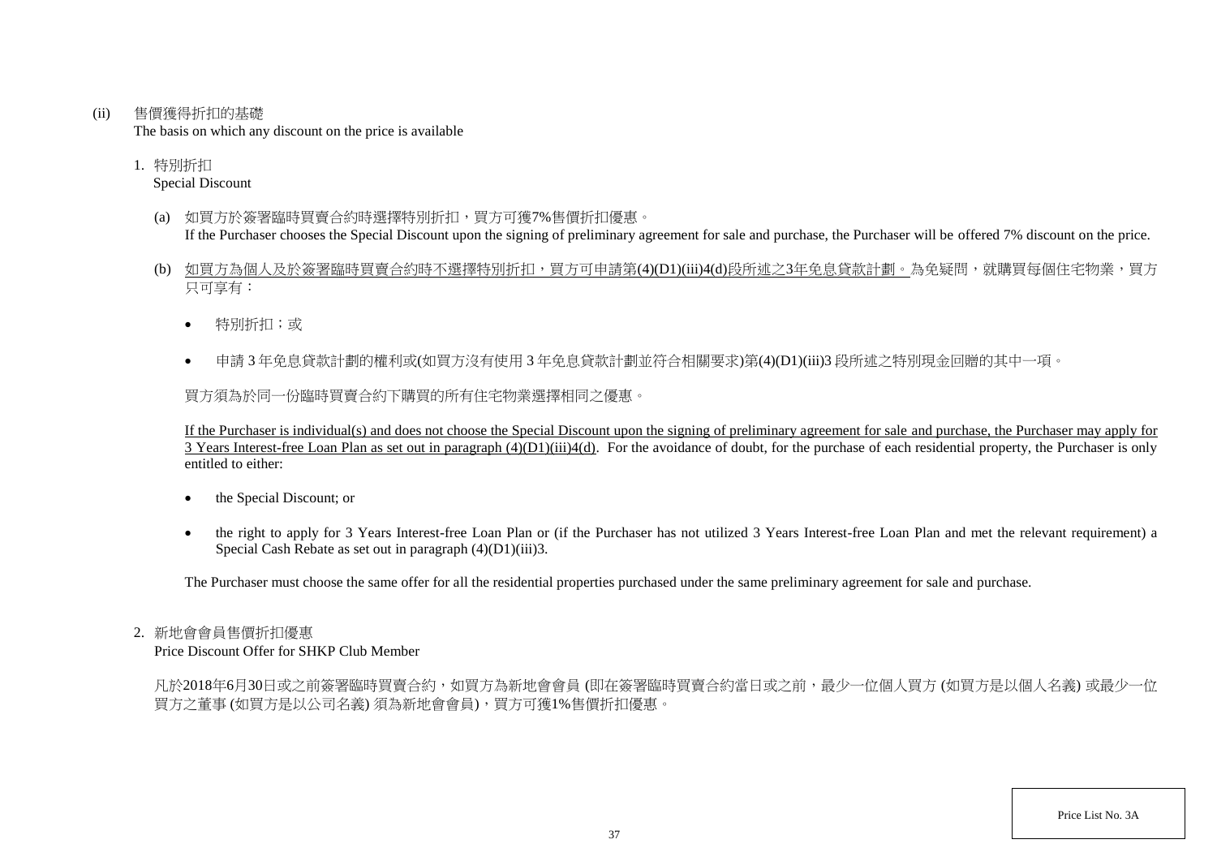(ii) 售價獲得折扣的基礎

The basis on which any discount on the price is available

1. 特別折扣

   Special Discount

   (a) 如買方於簽署臨時買賣合約時選擇特別折扣，買方可獲7%售價折扣優惠。

   If the Purchaser chooses the Special Discount upon the signing of preliminary agreement for sale and purchase, the Purchaser will be offered 7% discount on the price.

   (b) <u>如買方為個人及於簽署臨時買賣合約時不選擇特別折扣，買方可申請第(4)(D1)(iii)4(d)段所述之3年免息貸款計劃。</u>為免疑問，就購買每個住宅物業，買方只可享有：

   - 特別折扣；或
   - 申請 3 年免息貸款計劃的權利或(如買方沒有使用 3 年免息貸款計劃並符合相關要求)第(4)(D1)(iii)3 段所述之特別現金回贈的其中一項。

   買方須為於同一份臨時買賣合約下購買的所有住宅物業選擇相同之優惠。

   <u>If the Purchaser is individual(s) and does not choose the Special Discount upon the signing of preliminary agreement for sale and purchase, the Purchaser may apply for 3 Years Interest-free Loan Plan as set out in paragraph (4)(D1)(iii)4(d).</u> For the avoidance of doubt, for the purchase of each residential property, the Purchaser is only entitled to either:

   - the Special Discount; or
   - the right to apply for 3 Years Interest-free Loan Plan or (if the Purchaser has not utilized 3 Years Interest-free Loan Plan and met the relevant requirement) a Special Cash Rebate as set out in paragraph (4)(D1)(iii)3.

   The Purchaser must choose the same offer for all the residential properties purchased under the same preliminary agreement for sale and purchase.

2. 新地會會員售價折扣優惠

   Price Discount Offer for SHKP Club Member

   凡於2018年6月30日或之前簽署臨時買賣合約，如買方為新地會會員 (即在簽署臨時買賣合約當日或之前，最少一位個人買方 (如買方是以個人名義) 或最少一位買方之董事 (如買方是以公司名義) 須為新地會會員)，買方可獲1%售價折扣優惠。

Price List No. 3A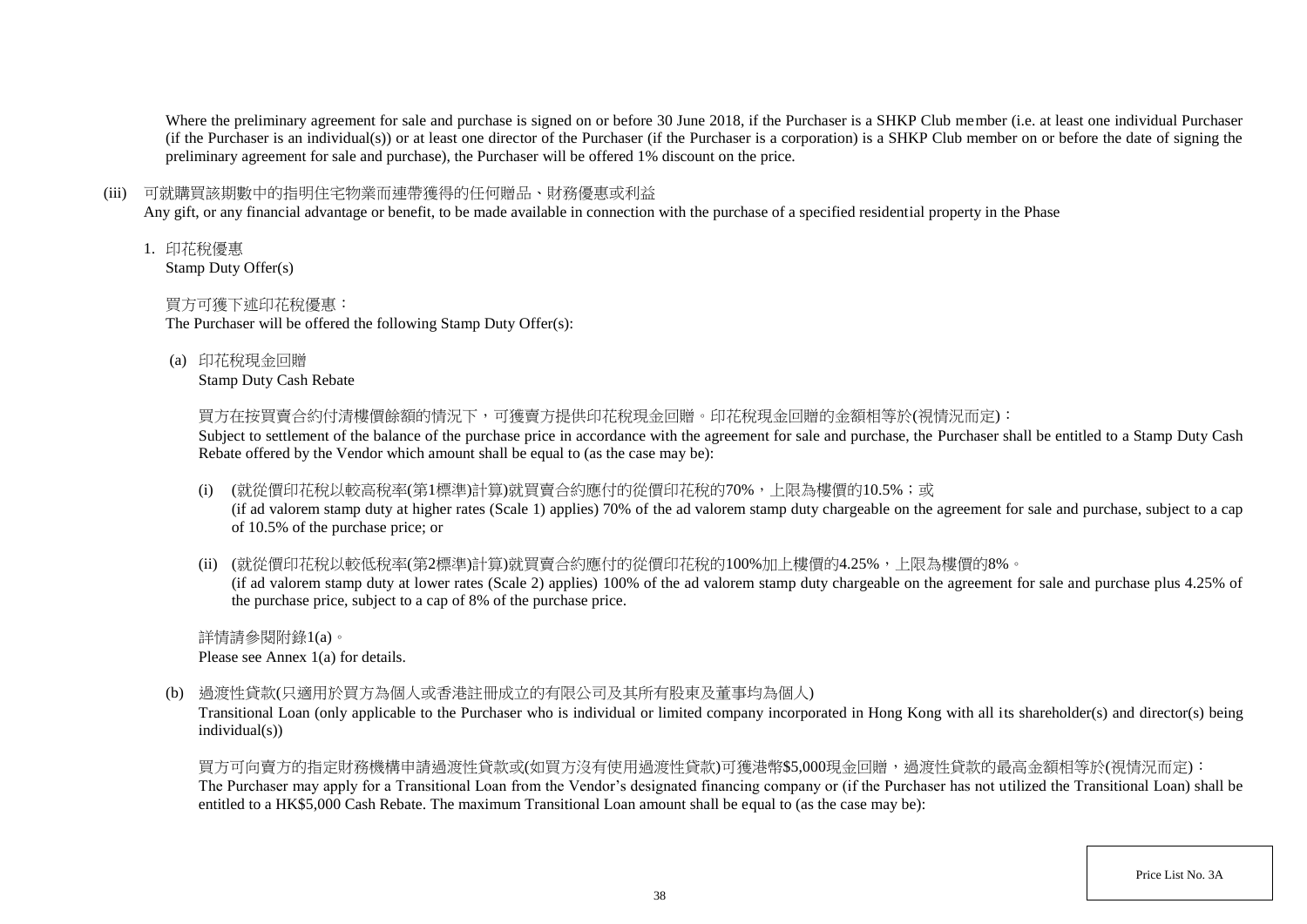Where the preliminary agreement for sale and purchase is signed on or before 30 June 2018, if the Purchaser is a SHKP Club member (i.e. at least one individual Purchaser (if the Purchaser is an individual(s)) or at least one director of the Purchaser (if the Purchaser is a corporation) is a SHKP Club member on or before the date of signing the preliminary agreement for sale and purchase), the Purchaser will be offered 1% discount on the price.

(iii) 可就購買該期數中的指明住宅物業而連帶獲得的任何贈品、財務優惠或利益
Any gift, or any financial advantage or benefit, to be made available in connection with the purchase of a specified residential property in the Phase

1. 印花稅優惠
Stamp Duty Offer(s)

買方可獲下述印花稅優惠：
The Purchaser will be offered the following Stamp Duty Offer(s):

(a) 印花稅現金回贈
Stamp Duty Cash Rebate

買方在按買賣合約付清樓價餘額的情況下，可獲賣方提供印花稅現金回贈。印花稅現金回贈的金額相等於(視情況而定)：
Subject to settlement of the balance of the purchase price in accordance with the agreement for sale and purchase, the Purchaser shall be entitled to a Stamp Duty Cash Rebate offered by the Vendor which amount shall be equal to (as the case may be):

(i) (就從價印花稅以較高稅率(第1標準)計算)就買賣合約應付的從價印花稅的70%，上限為樓價的10.5%；或
(if ad valorem stamp duty at higher rates (Scale 1) applies) 70% of the ad valorem stamp duty chargeable on the agreement for sale and purchase, subject to a cap of 10.5% of the purchase price; or

(ii) (就從價印花稅以較低稅率(第2標準)計算)就買賣合約應付的從價印花稅的100%加上樓價的4.25%，上限為樓價的8%。
(if ad valorem stamp duty at lower rates (Scale 2) applies) 100% of the ad valorem stamp duty chargeable on the agreement for sale and purchase plus 4.25% of the purchase price, subject to a cap of 8% of the purchase price.

詳情請參閱附錄1(a)。
Please see Annex 1(a) for details.

(b) 過渡性貸款(只適用於買方為個人或香港註冊成立的有限公司及其所有股東及董事均為個人)
Transitional Loan (only applicable to the Purchaser who is individual or limited company incorporated in Hong Kong with all its shareholder(s) and director(s) being individual(s))

買方可向賣方的指定財務機構申請過渡性貸款或(如買方沒有使用過渡性貸款)可獲港幣$5,000現金回贈，過渡性貸款的最高金額相等於(視情況而定)：
The Purchaser may apply for a Transitional Loan from the Vendor's designated financing company or (if the Purchaser has not utilized the Transitional Loan) shall be entitled to a HK$5,000 Cash Rebate. The maximum Transitional Loan amount shall be equal to (as the case may be):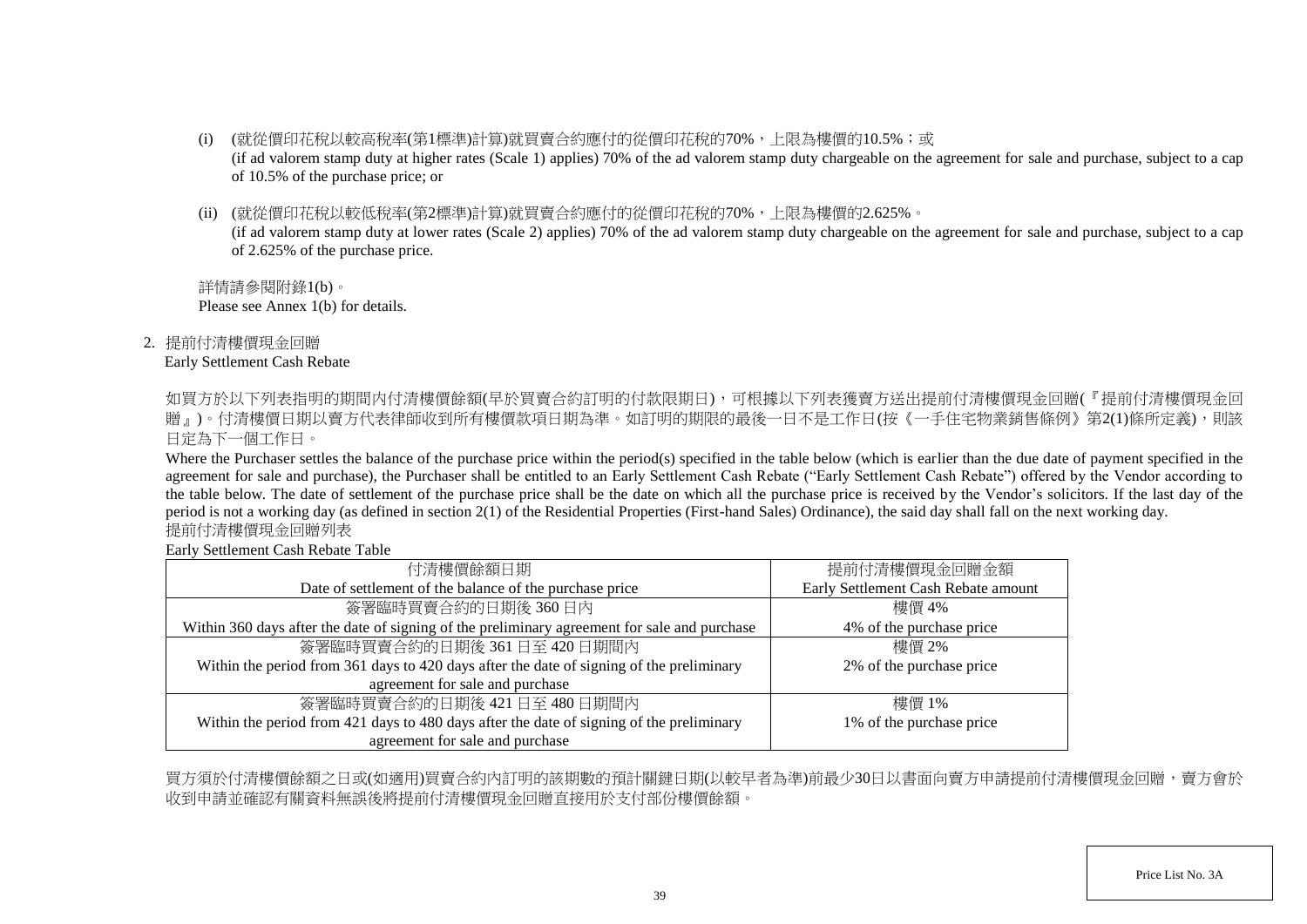(i) (就從價印花稅以較高稅率(第1標準)計算)就買賣合約應付的從價印花稅的70%，上限為樓價的10.5%；或
(if ad valorem stamp duty at higher rates (Scale 1) applies) 70% of the ad valorem stamp duty chargeable on the agreement for sale and purchase, subject to a cap of 10.5% of the purchase price; or

(ii) (就從價印花稅以較低稅率(第2標準)計算)就買賣合約應付的從價印花稅的70%，上限為樓價的2.625%。
(if ad valorem stamp duty at lower rates (Scale 2) applies) 70% of the ad valorem stamp duty chargeable on the agreement for sale and purchase, subject to a cap of 2.625% of the purchase price.

詳情請參閱附錄1(b)。
Please see Annex 1(b) for details.

2. 提前付清樓價現金回贈
Early Settlement Cash Rebate

如買方於以下列表指明的期間內付清樓價餘額(早於買賣合約訂明的付款限期日)，可根據以下列表獲賣方送出提前付清樓價現金回贈(『提前付清樓價現金回贈』)。付清樓價日期以賣方代表律師收到所有樓價款項日期為準。如訂明的期限的最後一日不是工作日(按《一手住宅物業銷售條例》第2(1)條所定義)，則該日定為下一個工作日。

Where the Purchaser settles the balance of the purchase price within the period(s) specified in the table below (which is earlier than the due date of payment specified in the agreement for sale and purchase), the Purchaser shall be entitled to an Early Settlement Cash Rebate ("Early Settlement Cash Rebate") offered by the Vendor according to the table below. The date of settlement of the purchase price shall be the date on which all the purchase price is received by the Vendor's solicitors. If the last day of the period is not a working day (as defined in section 2(1) of the Residential Properties (First-hand Sales) Ordinance), the said day shall fall on the next working day.

提前付清樓價現金回贈列表
Early Settlement Cash Rebate Table

| 付清樓價餘額日期<br>Date of settlement of the balance of the purchase price | 提前付清樓價現金回贈金額<br>Early Settlement Cash Rebate amount |
|---|---|
| 簽署臨時買賣合約的日期後 360 日內<br>Within 360 days after the date of signing of the preliminary agreement for sale and purchase | 樓價 4%<br>4% of the purchase price |
| 簽署臨時買賣合約的日期後 361 日至 420 日期間內<br>Within the period from 361 days to 420 days after the date of signing of the preliminary agreement for sale and purchase | 樓價 2%<br>2% of the purchase price |
| 簽署臨時買賣合約的日期後 421 日至 480 日期間內<br>Within the period from 421 days to 480 days after the date of signing of the preliminary agreement for sale and purchase | 樓價 1%<br>1% of the purchase price |

買方須於付清樓價餘額之日或(如適用)買賣合約內訂明的該期數的預計關鍵日期(以較早者為準)前最少30日以書面向賣方申請提前付清樓價現金回贈，賣方會於收到申請並確認有關資料無誤後將提前付清樓價現金回贈直接用於支付部份樓價餘額。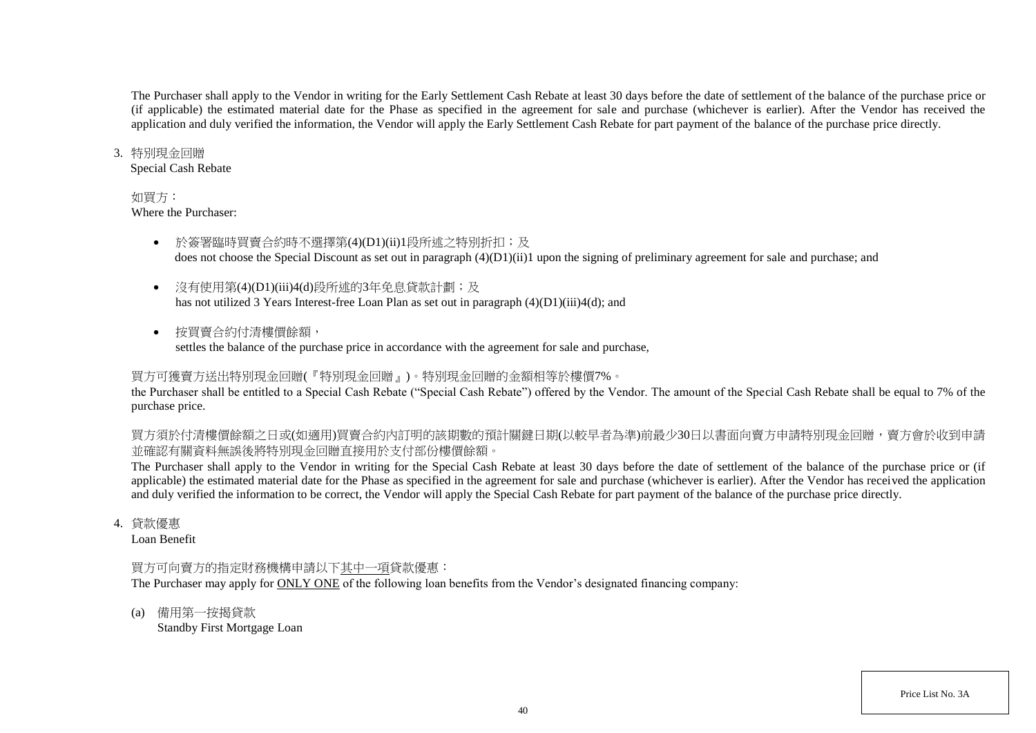The Purchaser shall apply to the Vendor in writing for the Early Settlement Cash Rebate at least 30 days before the date of settlement of the balance of the purchase price or (if applicable) the estimated material date for the Phase as specified in the agreement for sale and purchase (whichever is earlier). After the Vendor has received the application and duly verified the information, the Vendor will apply the Early Settlement Cash Rebate for part payment of the balance of the purchase price directly.

3. 特別現金回贈
   Special Cash Rebate

   如買方：
   Where the Purchaser:

   - 於簽署臨時買賣合約時不選擇第(4)(D1)(ii)1段所述之特別折扣；及
     does not choose the Special Discount as set out in paragraph (4)(D1)(ii)1 upon the signing of preliminary agreement for sale and purchase; and

   - 沒有使用第(4)(D1)(iii)4(d)段所述的3年免息貸款計劃；及
     has not utilized 3 Years Interest-free Loan Plan as set out in paragraph (4)(D1)(iii)4(d); and

   - 按買賣合約付清樓價餘額，
     settles the balance of the purchase price in accordance with the agreement for sale and purchase,

   買方可獲賣方送出特別現金回贈(『特別現金回贈』)。特別現金回贈的金額相等於樓價7%。

   the Purchaser shall be entitled to a Special Cash Rebate ("Special Cash Rebate") offered by the Vendor. The amount of the Special Cash Rebate shall be equal to 7% of the purchase price.

   買方須於付清樓價餘額之日或(如適用)買賣合約內訂明的該期數的預計關鍵日期(以較早者為準)前最少30日以書面向賣方申請特別現金回贈，賣方會於收到申請並確認有關資料無誤後將特別現金回贈直接用於支付部份樓價餘額。

   The Purchaser shall apply to the Vendor in writing for the Special Cash Rebate at least 30 days before the date of settlement of the balance of the purchase price or (if applicable) the estimated material date for the Phase as specified in the agreement for sale and purchase (whichever is earlier). After the Vendor has received the application and duly verified the information to be correct, the Vendor will apply the Special Cash Rebate for part payment of the balance of the purchase price directly.

4. 貸款優惠
   Loan Benefit

   買方可向賣方的指定財務機構申請以下<u>其中一項</u>貸款優惠：
   The Purchaser may apply for <u>ONLY ONE</u> of the following loan benefits from the Vendor's designated financing company:

   (a) 備用第一按揭貸款
       Standby First Mortgage Loan

Price List No. 3A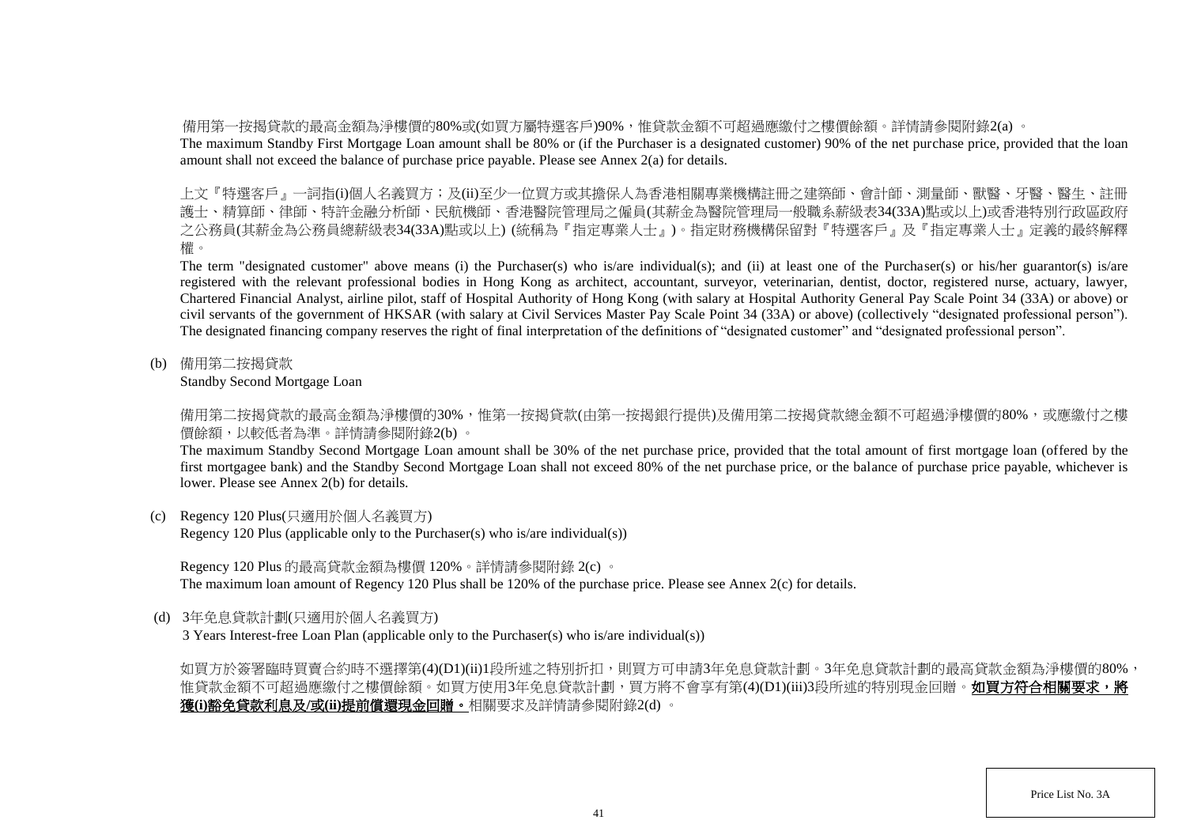備用第一按揭貸款的最高金額為淨樓價的80%或(如買方屬特選客戶)90%，惟貸款金額不可超過應繳付之樓價餘額。詳情請參閱附錄2(a) 。

The maximum Standby First Mortgage Loan amount shall be 80% or (if the Purchaser is a designated customer) 90% of the net purchase price, provided that the loan amount shall not exceed the balance of purchase price payable. Please see Annex 2(a) for details.

上文『特選客戶』一詞指(i)個人名義買方；及(ii)至少一位買方或其擔保人為香港相關專業機構註冊之建築師、會計師、測量師、獸醫、牙醫、醫生、註冊護士、精算師、律師、特許金融分析師、民航機師、香港醫院管理局之僱員(其薪金為醫院管理局一般職系薪級表34(33A)點或以上)或香港特別行政區政府之公務員(其薪金為公務員總薪級表34(33A)點或以上) (統稱為『指定專業人士』)。指定財務機構保留對『特選客戶』及『指定專業人士』定義的最終解釋權。

The term "designated customer" above means (i) the Purchaser(s) who is/are individual(s); and (ii) at least one of the Purchaser(s) or his/her guarantor(s) is/are registered with the relevant professional bodies in Hong Kong as architect, accountant, surveyor, veterinarian, dentist, doctor, registered nurse, actuary, lawyer, Chartered Financial Analyst, airline pilot, staff of Hospital Authority of Hong Kong (with salary at Hospital Authority General Pay Scale Point 34 (33A) or above) or civil servants of the government of HKSAR (with salary at Civil Services Master Pay Scale Point 34 (33A) or above) (collectively "designated professional person"). The designated financing company reserves the right of final interpretation of the definitions of "designated customer" and "designated professional person".

(b) 備用第二按揭貸款
Standby Second Mortgage Loan

備用第二按揭貸款的最高金額為淨樓價的30%，惟第一按揭貸款(由第一按揭銀行提供)及備用第二按揭貸款總金額不可超過淨樓價的80%，或應繳付之樓價餘額，以較低者為準。詳情請參閱附錄2(b) 。

The maximum Standby Second Mortgage Loan amount shall be 30% of the net purchase price, provided that the total amount of first mortgage loan (offered by the first mortgagee bank) and the Standby Second Mortgage Loan shall not exceed 80% of the net purchase price, or the balance of purchase price payable, whichever is lower. Please see Annex 2(b) for details.

(c) Regency 120 Plus(只適用於個人名義買方)
Regency 120 Plus (applicable only to the Purchaser(s) who is/are individual(s))

Regency 120 Plus 的最高貸款金額為樓價 120%。詳情請參閱附錄 2(c) 。
The maximum loan amount of Regency 120 Plus shall be 120% of the purchase price. Please see Annex 2(c) for details.

(d) 3年免息貸款計劃(只適用於個人名義買方)
3 Years Interest-free Loan Plan (applicable only to the Purchaser(s) who is/are individual(s))

如買方於簽署臨時買賣合約時不選擇第(4)(D1)(ii)1段所述之特別折扣，則買方可申請3年免息貸款計劃。3年免息貸款計劃的最高貸款金額為淨樓價的80%，惟貸款金額不可超過應繳付之樓價餘額。如買方使用3年免息貸款計劃，買方將不會享有第(4)(D1)(iii)3段所述的特別現金回贈。**如買方符合相關要求，將獲(i)豁免貸款利息及/或(ii)提前償還現金回贈。**相關要求及詳情請參閱附錄2(d) 。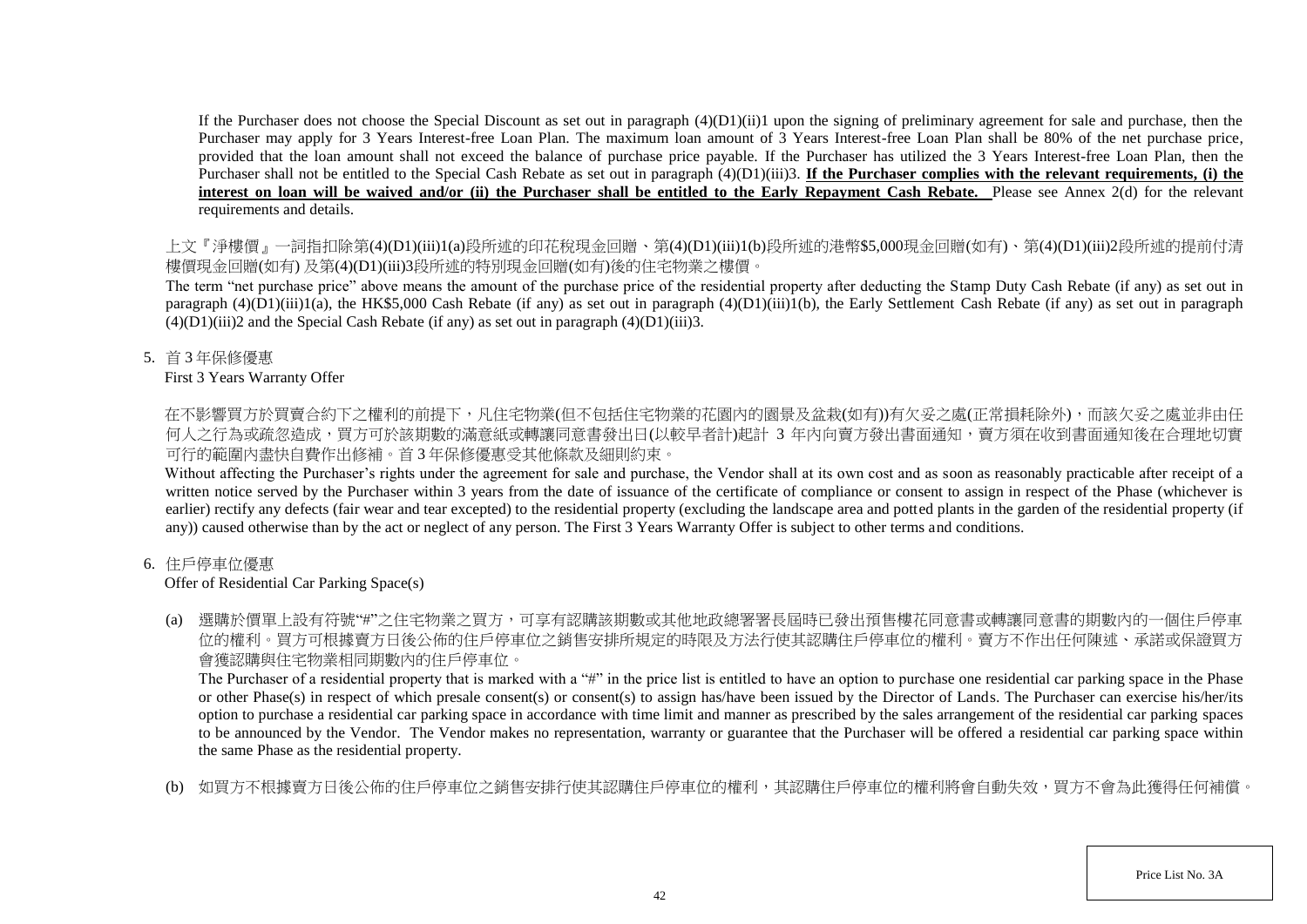If the Purchaser does not choose the Special Discount as set out in paragraph (4)(D1)(ii)1 upon the signing of preliminary agreement for sale and purchase, then the Purchaser may apply for 3 Years Interest-free Loan Plan. The maximum loan amount of 3 Years Interest-free Loan Plan shall be 80% of the net purchase price, provided that the loan amount shall not exceed the balance of purchase price payable. If the Purchaser has utilized the 3 Years Interest-free Loan Plan, then the Purchaser shall not be entitled to the Special Cash Rebate as set out in paragraph (4)(D1)(iii)3. **If the Purchaser complies with the relevant requirements, (i) the interest on loan will be waived and/or (ii) the Purchaser shall be entitled to the Early Repayment Cash Rebate.** Please see Annex 2(d) for the relevant requirements and details.

上文『淨樓價』一詞指扣除第(4)(D1)(iii)1(a)段所述的印花稅現金回贈、第(4)(D1)(iii)1(b)段所述的港幣$5,000現金回贈(如有)、第(4)(D1)(iii)2段所述的提前付清樓價現金回贈(如有) 及第(4)(D1)(iii)3段所述的特別現金回贈(如有)後的住宅物業之樓價。

The term "net purchase price" above means the amount of the purchase price of the residential property after deducting the Stamp Duty Cash Rebate (if any) as set out in paragraph (4)(D1)(iii)1(a), the HK$5,000 Cash Rebate (if any) as set out in paragraph (4)(D1)(iii)1(b), the Early Settlement Cash Rebate (if any) as set out in paragraph (4)(D1)(iii)2 and the Special Cash Rebate (if any) as set out in paragraph (4)(D1)(iii)3.

5. 首 3 年保修優惠
First 3 Years Warranty Offer

在不影響買方於買賣合約下之權利的前提下，凡住宅物業(但不包括住宅物業的花園內的園景及盆栽(如有))有欠妥之處(正常損耗除外)，而該欠妥之處並非由任何人之行為或疏忽造成，買方可於該期數的滿意紙或轉讓同意書發出日(以較早者計)起計 3 年內向賣方發出書面通知，賣方須在收到書面通知後在合理地切實可行的範圍內盡快自費作出修補。首 3 年保修優惠受其他條款及細則約束。

Without affecting the Purchaser's rights under the agreement for sale and purchase, the Vendor shall at its own cost and as soon as reasonably practicable after receipt of a written notice served by the Purchaser within 3 years from the date of issuance of the certificate of compliance or consent to assign in respect of the Phase (whichever is earlier) rectify any defects (fair wear and tear excepted) to the residential property (excluding the landscape area and potted plants in the garden of the residential property (if any)) caused otherwise than by the act or neglect of any person. The First 3 Years Warranty Offer is subject to other terms and conditions.

6. 住戶停車位優惠
Offer of Residential Car Parking Space(s)

(a) 選購於價單上設有符號"#"之住宅物業之買方，可享有認購該期數或其他地政總署署長屆時已發出預售樓花同意書或轉讓同意書的期數內的一個住戶停車位的權利。買方可根據賣方日後公佈的住戶停車位之銷售安排所規定的時限及方法行使其認購住戶停車位的權利。賣方不作出任何陳述、承諾或保證買方會獲認購與住宅物業相同期數內的住戶停車位。

The Purchaser of a residential property that is marked with a "#" in the price list is entitled to have an option to purchase one residential car parking space in the Phase or other Phase(s) in respect of which presale consent(s) or consent(s) to assign has/have been issued by the Director of Lands. The Purchaser can exercise his/her/its option to purchase a residential car parking space in accordance with time limit and manner as prescribed by the sales arrangement of the residential car parking spaces to be announced by the Vendor. The Vendor makes no representation, warranty or guarantee that the Purchaser will be offered a residential car parking space within the same Phase as the residential property.

(b) 如買方不根據賣方日後公佈的住戶停車位之銷售安排行使其認購住戶停車位的權利，其認購住戶停車位的權利將會自動失效，買方不會為此獲得任何補償。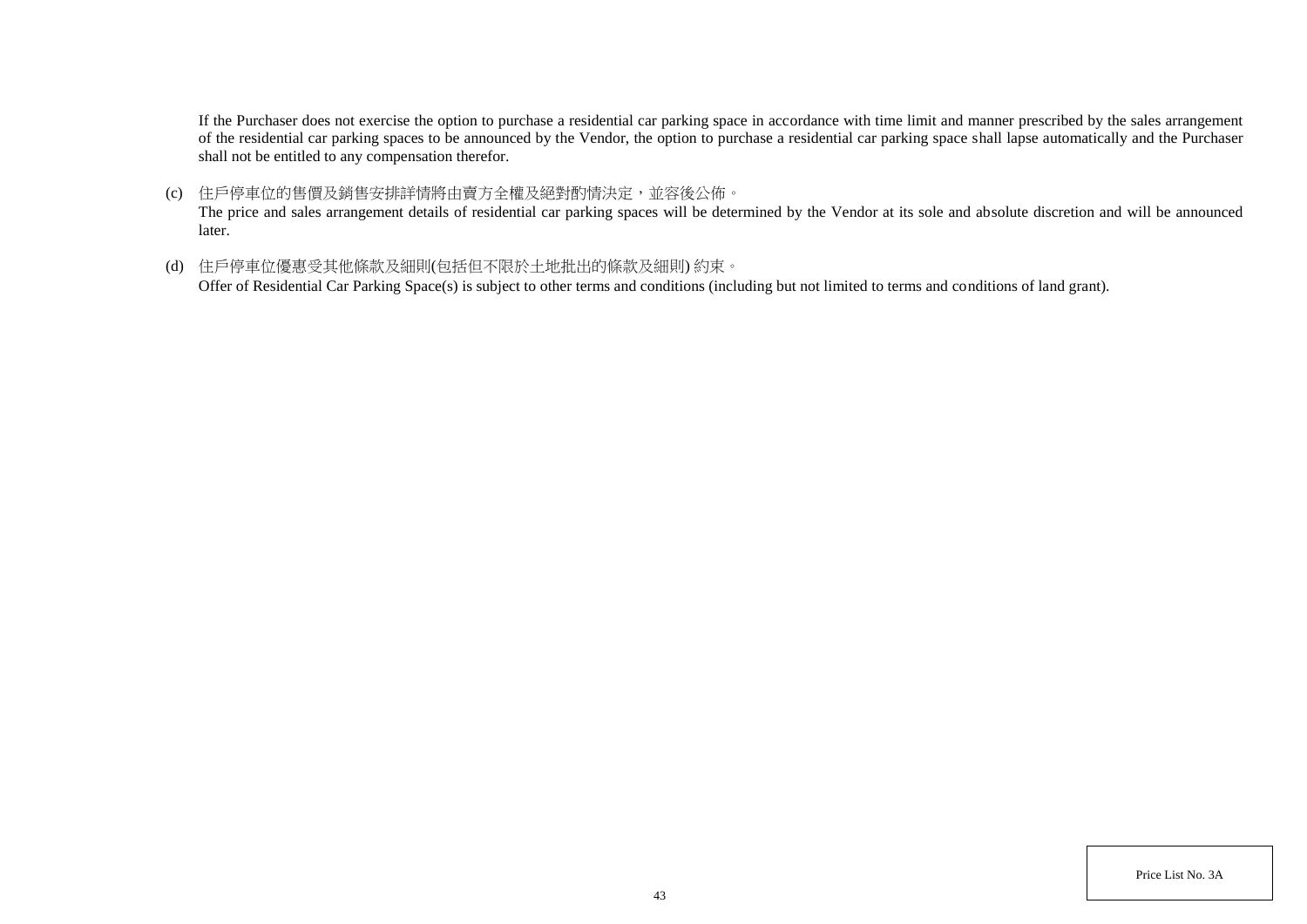If the Purchaser does not exercise the option to purchase a residential car parking space in accordance with time limit and manner prescribed by the sales arrangement of the residential car parking spaces to be announced by the Vendor, the option to purchase a residential car parking space shall lapse automatically and the Purchaser shall not be entitled to any compensation therefor.

(c) 住戶停車位的售價及銷售安排詳情將由賣方全權及絕對酌情決定，並容後公佈。
The price and sales arrangement details of residential car parking spaces will be determined by the Vendor at its sole and absolute discretion and will be announced later.

(d) 住戶停車位優惠受其他條款及細則(包括但不限於土地批出的條款及細則) 約束。
Offer of Residential Car Parking Space(s) is subject to other terms and conditions (including but not limited to terms and conditions of land grant).

Price List No. 3A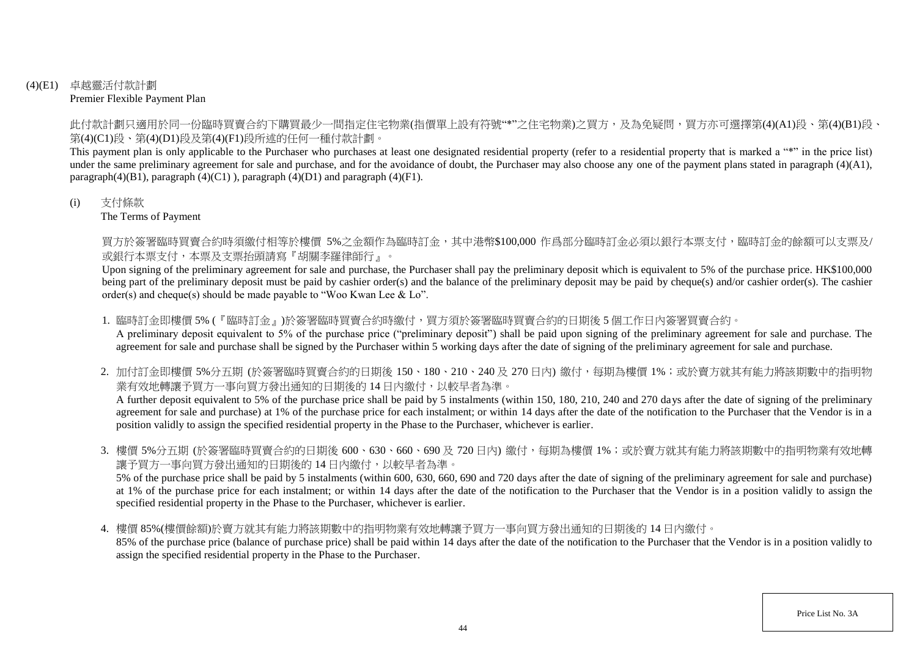(4)(E1) 卓越靈活付款計劃
Premier Flexible Payment Plan

此付款計劃只適用於同一份臨時買賣合約下購買最少一間指定住宅物業(指價單上設有符號"*"之住宅物業)之買方，及為免疑問，買方亦可選擇第(4)(A1)段、第(4)(B1)段、第(4)(C1)段、第(4)(D1)段及第(4)(F1)段所述的任何一種付款計劃。

This payment plan is only applicable to the Purchaser who purchases at least one designated residential property (refer to a residential property that is marked a "*" in the price list) under the same preliminary agreement for sale and purchase, and for the avoidance of doubt, the Purchaser may also choose any one of the payment plans stated in paragraph (4)(A1), paragraph(4)(B1), paragraph (4)(C1) ), paragraph (4)(D1) and paragraph (4)(F1).

(i) 支付條款
The Terms of Payment

買方於簽署臨時買賣合約時須繳付相等於樓價 5%之金額作為臨時訂金，其中港幣$100,000 作爲部分臨時訂金必須以銀行本票支付，臨時訂金的餘額可以支票及/或銀行本票支付，本票及支票抬頭請寫『胡關李羅律師行』。

Upon signing of the preliminary agreement for sale and purchase, the Purchaser shall pay the preliminary deposit which is equivalent to 5% of the purchase price. HK$100,000 being part of the preliminary deposit must be paid by cashier order(s) and the balance of the preliminary deposit may be paid by cheque(s) and/or cashier order(s). The cashier order(s) and cheque(s) should be made payable to "Woo Kwan Lee & Lo".

1. 臨時訂金即樓價 5% (『臨時訂金』)於簽署臨時買賣合約時繳付，買方須於簽署臨時買賣合約的日期後 5 個工作日內簽署買賣合約。
A preliminary deposit equivalent to 5% of the purchase price ("preliminary deposit") shall be paid upon signing of the preliminary agreement for sale and purchase. The agreement for sale and purchase shall be signed by the Purchaser within 5 working days after the date of signing of the preliminary agreement for sale and purchase.

2. 加付訂金即樓價 5%分五期 (於簽署臨時買賣合約的日期後 150、180、210、240 及 270 日內) 繳付，每期為樓價 1%；或於賣方就其有能力將該期數中的指明物業有效地轉讓予買方一事向買方發出通知的日期後的 14 日內繳付，以較早者為準。
A further deposit equivalent to 5% of the purchase price shall be paid by 5 instalments (within 150, 180, 210, 240 and 270 days after the date of signing of the preliminary agreement for sale and purchase) at 1% of the purchase price for each instalment; or within 14 days after the date of the notification to the Purchaser that the Vendor is in a position validly to assign the specified residential property in the Phase to the Purchaser, whichever is earlier.

3. 樓價 5%分五期 (於簽署臨時買賣合約的日期後 600、630、660、690 及 720 日內) 繳付，每期為樓價 1%；或於賣方就其有能力將該期數中的指明物業有效地轉讓予買方一事向買方發出通知的日期後的 14 日內繳付，以較早者為準。
5% of the purchase price shall be paid by 5 instalments (within 600, 630, 660, 690 and 720 days after the date of signing of the preliminary agreement for sale and purchase) at 1% of the purchase price for each instalment; or within 14 days after the date of the notification to the Purchaser that the Vendor is in a position validly to assign the specified residential property in the Phase to the Purchaser, whichever is earlier.

4. 樓價 85%(樓價餘額)於賣方就其有能力將該期數中的指明物業有效地轉讓予買方一事向買方發出通知的日期後的 14 日內繳付。
85% of the purchase price (balance of purchase price) shall be paid within 14 days after the date of the notification to the Purchaser that the Vendor is in a position validly to assign the specified residential property in the Phase to the Purchaser.

Price List No. 3A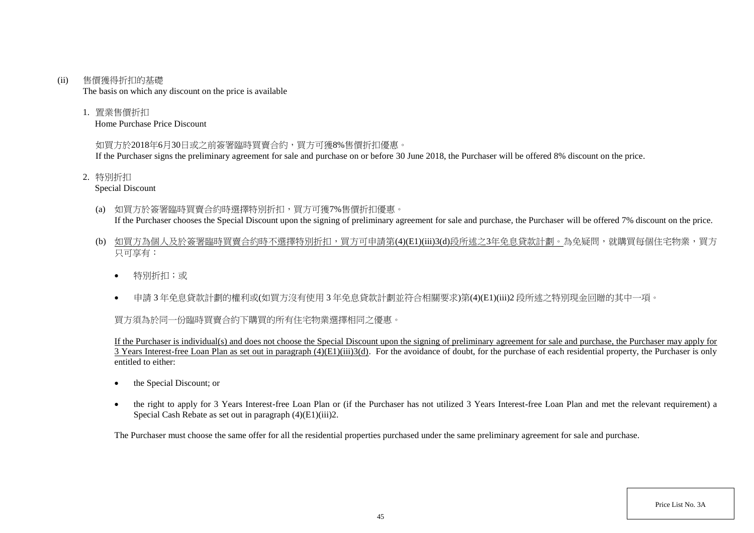(ii) 售價獲得折扣的基礎
The basis on which any discount on the price is available

1. 置業售價折扣
Home Purchase Price Discount

如買方於2018年6月30日或之前簽署臨時買賣合約，買方可獲8%售價折扣優惠。
If the Purchaser signs the preliminary agreement for sale and purchase on or before 30 June 2018, the Purchaser will be offered 8% discount on the price.

2. 特別折扣
Special Discount

(a) 如買方於簽署臨時買賣合約時選擇特別折扣，買方可獲7%售價折扣優惠。
If the Purchaser chooses the Special Discount upon the signing of preliminary agreement for sale and purchase, the Purchaser will be offered 7% discount on the price.

(b) <u>如買方為個人及於簽署臨時買賣合約時不選擇特別折扣，買方可申請第(4)(E1)(iii)3(d)段所述之3年免息貸款計劃。</u>為免疑問，就購買每個住宅物業，買方只可享有：

- 特別折扣；或
- 申請 3 年免息貸款計劃的權利或(如買方沒有使用 3 年免息貸款計劃並符合相關要求)第(4)(E1)(iii)2 段所述之特別現金回贈的其中一項。

買方須為於同一份臨時買賣合約下購買的所有住宅物業選擇相同之優惠。

<u>If the Purchaser is individual(s) and does not choose the Special Discount upon the signing of preliminary agreement for sale and purchase, the Purchaser may apply for 3 Years Interest-free Loan Plan as set out in paragraph (4)(E1)(iii)3(d).</u> For the avoidance of doubt, for the purchase of each residential property, the Purchaser is only entitled to either:

- the Special Discount; or
- the right to apply for 3 Years Interest-free Loan Plan or (if the Purchaser has not utilized 3 Years Interest-free Loan Plan and met the relevant requirement) a Special Cash Rebate as set out in paragraph (4)(E1)(iii)2.

The Purchaser must choose the same offer for all the residential properties purchased under the same preliminary agreement for sale and purchase.

Price List No. 3A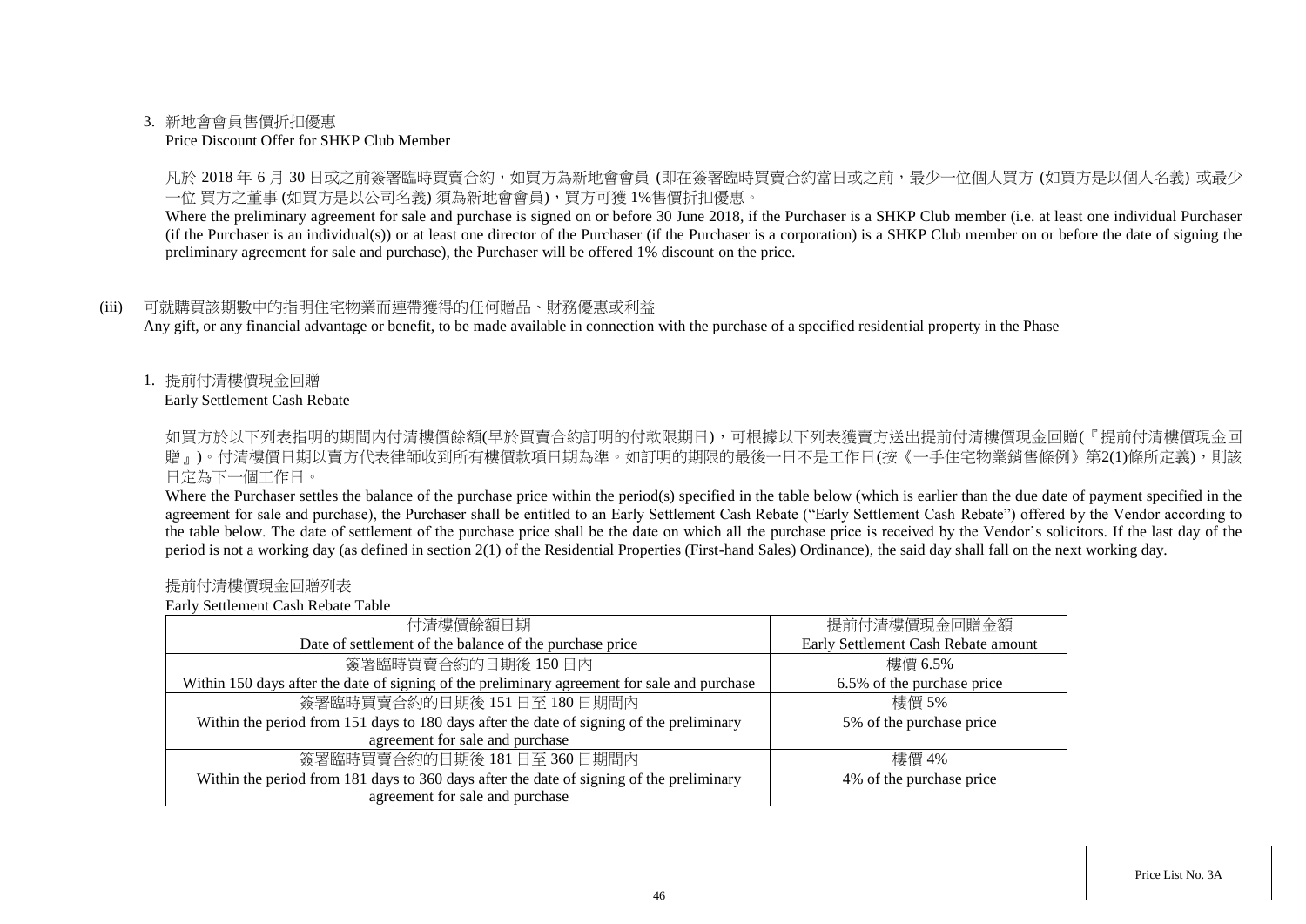3. 新地會會員售價折扣優惠

Price Discount Offer for SHKP Club Member

凡於 2018 年 6 月 30 日或之前簽署臨時買賣合約，如買方為新地會會員 (即在簽署臨時買賣合約當日或之前，最少一位個人買方 (如買方是以個人名義) 或最少一位 買方之董事 (如買方是以公司名義) 須為新地會會員)，買方可獲 1%售價折扣優惠。

Where the preliminary agreement for sale and purchase is signed on or before 30 June 2018, if the Purchaser is a SHKP Club member (i.e. at least one individual Purchaser (if the Purchaser is an individual(s)) or at least one director of the Purchaser (if the Purchaser is a corporation) is a SHKP Club member on or before the date of signing the preliminary agreement for sale and purchase), the Purchaser will be offered 1% discount on the price.

(iii) 可就購買該期數中的指明住宅物業而連帶獲得的任何贈品、財務優惠或利益

Any gift, or any financial advantage or benefit, to be made available in connection with the purchase of a specified residential property in the Phase

1. 提前付清樓價現金回贈

Early Settlement Cash Rebate

如買方於以下列表指明的期間內付清樓價餘額(早於買賣合約訂明的付款限期日)，可根據以下列表獲賣方送出提前付清樓價現金回贈(『提前付清樓價現金回贈』)。付清樓價日期以賣方代表律師收到所有樓價款項日期為準。如訂明的期限的最後一日不是工作日(按《一手住宅物業銷售條例》第2(1)條所定義)，則該日定為下一個工作日。

Where the Purchaser settles the balance of the purchase price within the period(s) specified in the table below (which is earlier than the due date of payment specified in the agreement for sale and purchase), the Purchaser shall be entitled to an Early Settlement Cash Rebate ("Early Settlement Cash Rebate") offered by the Vendor according to the table below. The date of settlement of the purchase price shall be the date on which all the purchase price is received by the Vendor's solicitors. If the last day of the period is not a working day (as defined in section 2(1) of the Residential Properties (First-hand Sales) Ordinance), the said day shall fall on the next working day.

提前付清樓價現金回贈列表

Early Settlement Cash Rebate Table

| 付清樓價餘額日期<br>Date of settlement of the balance of the purchase price | 提前付清樓價現金回贈金額<br>Early Settlement Cash Rebate amount |
|---|---|
| 簽署臨時買賣合約的日期後 150 日內<br>Within 150 days after the date of signing of the preliminary agreement for sale and purchase | 樓價 6.5%<br>6.5% of the purchase price |
| 簽署臨時買賣合約的日期後 151 日至 180 日期間內<br>Within the period from 151 days to 180 days after the date of signing of the preliminary agreement for sale and purchase | 樓價 5%<br>5% of the purchase price |
| 簽署臨時買賣合約的日期後 181 日至 360 日期間內<br>Within the period from 181 days to 360 days after the date of signing of the preliminary agreement for sale and purchase | 樓價 4%<br>4% of the purchase price |

Price List No. 3A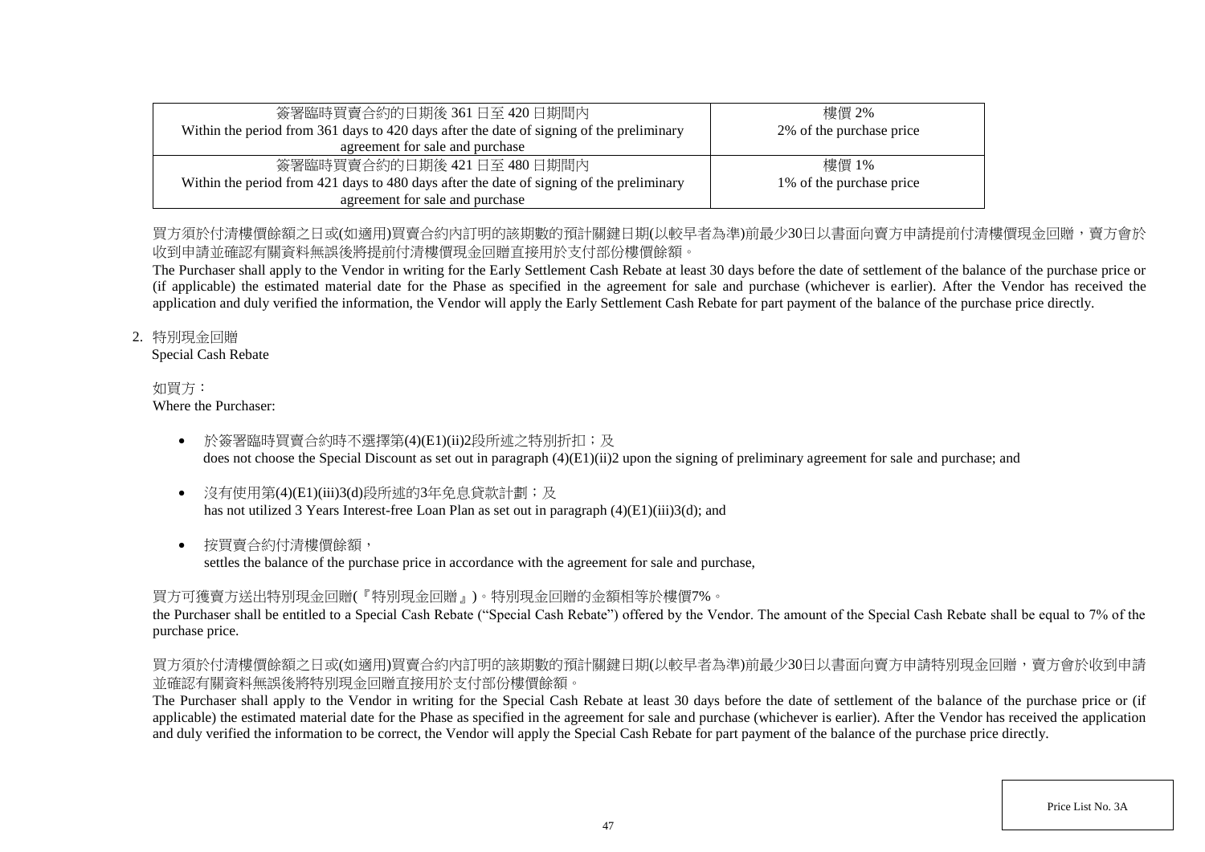| 簽署臨時買賣合約的日期後 361 日至 420 日期間內<br>Within the period from 361 days to 420 days after the date of signing of the preliminary agreement for sale and purchase | 樓價 2%<br>2% of the purchase price |
|---|---|
| 簽署臨時買賣合約的日期後 421 日至 480 日期間內<br>Within the period from 421 days to 480 days after the date of signing of the preliminary agreement for sale and purchase | 樓價 1%<br>1% of the purchase price |

買方須於付清樓價餘額之日或(如適用)買賣合約內訂明的該期數的預計關鍵日期(以較早者為準)前最少30日以書面向賣方申請提前付清樓價現金回贈，賣方會於收到申請並確認有關資料無誤後將提前付清樓價現金回贈直接用於支付部份樓價餘額。

The Purchaser shall apply to the Vendor in writing for the Early Settlement Cash Rebate at least 30 days before the date of settlement of the balance of the purchase price or (if applicable) the estimated material date for the Phase as specified in the agreement for sale and purchase (whichever is earlier). After the Vendor has received the application and duly verified the information, the Vendor will apply the Early Settlement Cash Rebate for part payment of the balance of the purchase price directly.

2. 特別現金回贈
   Special Cash Rebate

如買方：
Where the Purchaser:

- 於簽署臨時買賣合約時不選擇第(4)(E1)(ii)2段所述之特別折扣；及
  does not choose the Special Discount as set out in paragraph (4)(E1)(ii)2 upon the signing of preliminary agreement for sale and purchase; and

- 沒有使用第(4)(E1)(iii)3(d)段所述的3年免息貸款計劃；及
  has not utilized 3 Years Interest-free Loan Plan as set out in paragraph (4)(E1)(iii)3(d); and

- 按買賣合約付清樓價餘額，
  settles the balance of the purchase price in accordance with the agreement for sale and purchase,

買方可獲賣方送出特別現金回贈(『特別現金回贈』)。特別現金回贈的金額相等於樓價7%。

the Purchaser shall be entitled to a Special Cash Rebate ("Special Cash Rebate") offered by the Vendor. The amount of the Special Cash Rebate shall be equal to 7% of the purchase price.

買方須於付清樓價餘額之日或(如適用)買賣合約內訂明的該期數的預計關鍵日期(以較早者為準)前最少30日以書面向賣方申請特別現金回贈，賣方會於收到申請並確認有關資料無誤後將特別現金回贈直接用於支付部份樓價餘額。

The Purchaser shall apply to the Vendor in writing for the Special Cash Rebate at least 30 days before the date of settlement of the balance of the purchase price or (if applicable) the estimated material date for the Phase as specified in the agreement for sale and purchase (whichever is earlier). After the Vendor has received the application and duly verified the information to be correct, the Vendor will apply the Special Cash Rebate for part payment of the balance of the purchase price directly.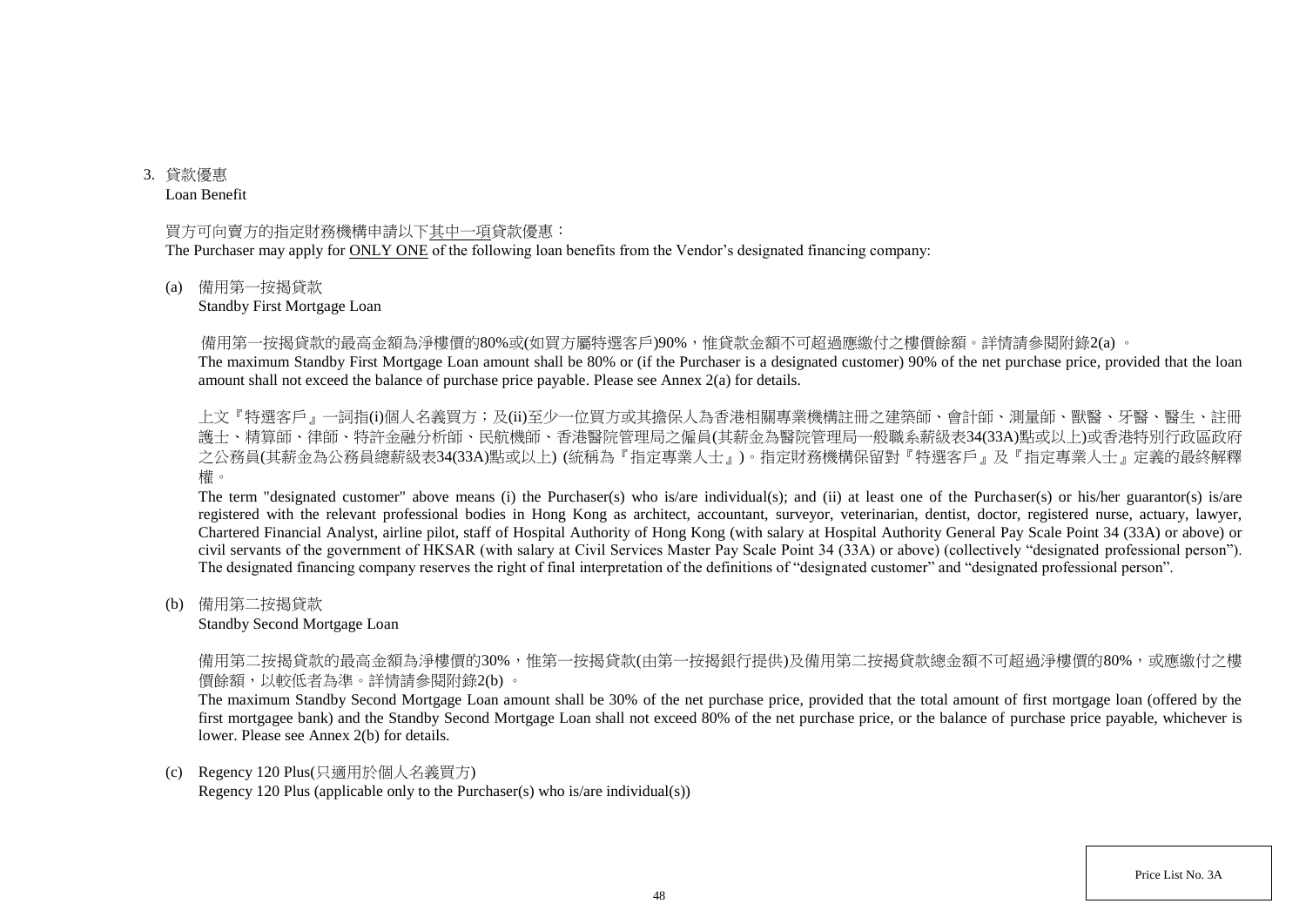3. 貸款優惠
   Loan Benefit

買方可向賣方的指定財務機構申請以下<u>其中一項</u>貸款優惠：
The Purchaser may apply for <u>ONLY ONE</u> of the following loan benefits from the Vendor's designated financing company:

(a) 備用第一按揭貸款
    Standby First Mortgage Loan

備用第一按揭貸款的最高金額為淨樓價的80%或(如買方屬特選客戶)90%，惟貸款金額不可超過應繳付之樓價餘額。詳情請參閱附錄2(a) 。
The maximum Standby First Mortgage Loan amount shall be 80% or (if the Purchaser is a designated customer) 90% of the net purchase price, provided that the loan amount shall not exceed the balance of purchase price payable. Please see Annex 2(a) for details.

上文『特選客戶』一詞指(i)個人名義買方；及(ii)至少一位買方或其擔保人為香港相關專業機構註冊之建築師、會計師、測量師、獸醫、牙醫、醫生、註冊護士、精算師、律師、特許金融分析師、民航機師、香港醫院管理局之僱員(其薪金為醫院管理局一般職系薪級表34(33A)點或以上)或香港特別行政區政府之公務員(其薪金為公務員總薪級表34(33A)點或以上) (統稱為『指定專業人士』)。指定財務機構保留對『特選客戶』及『指定專業人士』定義的最終解釋權。
The term "designated customer" above means (i) the Purchaser(s) who is/are individual(s); and (ii) at least one of the Purchaser(s) or his/her guarantor(s) is/are registered with the relevant professional bodies in Hong Kong as architect, accountant, surveyor, veterinarian, dentist, doctor, registered nurse, actuary, lawyer, Chartered Financial Analyst, airline pilot, staff of Hospital Authority of Hong Kong (with salary at Hospital Authority General Pay Scale Point 34 (33A) or above) or civil servants of the government of HKSAR (with salary at Civil Services Master Pay Scale Point 34 (33A) or above) (collectively "designated professional person"). The designated financing company reserves the right of final interpretation of the definitions of "designated customer" and "designated professional person".

(b) 備用第二按揭貸款
    Standby Second Mortgage Loan

備用第二按揭貸款的最高金額為淨樓價的30%，惟第一按揭貸款(由第一按揭銀行提供)及備用第二按揭貸款總金額不可超過淨樓價的80%，或應繳付之樓價餘額，以較低者為準。詳情請參閱附錄2(b) 。
The maximum Standby Second Mortgage Loan amount shall be 30% of the net purchase price, provided that the total amount of first mortgage loan (offered by the first mortgagee bank) and the Standby Second Mortgage Loan shall not exceed 80% of the net purchase price, or the balance of purchase price payable, whichever is lower. Please see Annex 2(b) for details.

(c) Regency 120 Plus(只適用於個人名義買方)
    Regency 120 Plus (applicable only to the Purchaser(s) who is/are individual(s))

Price List No. 3A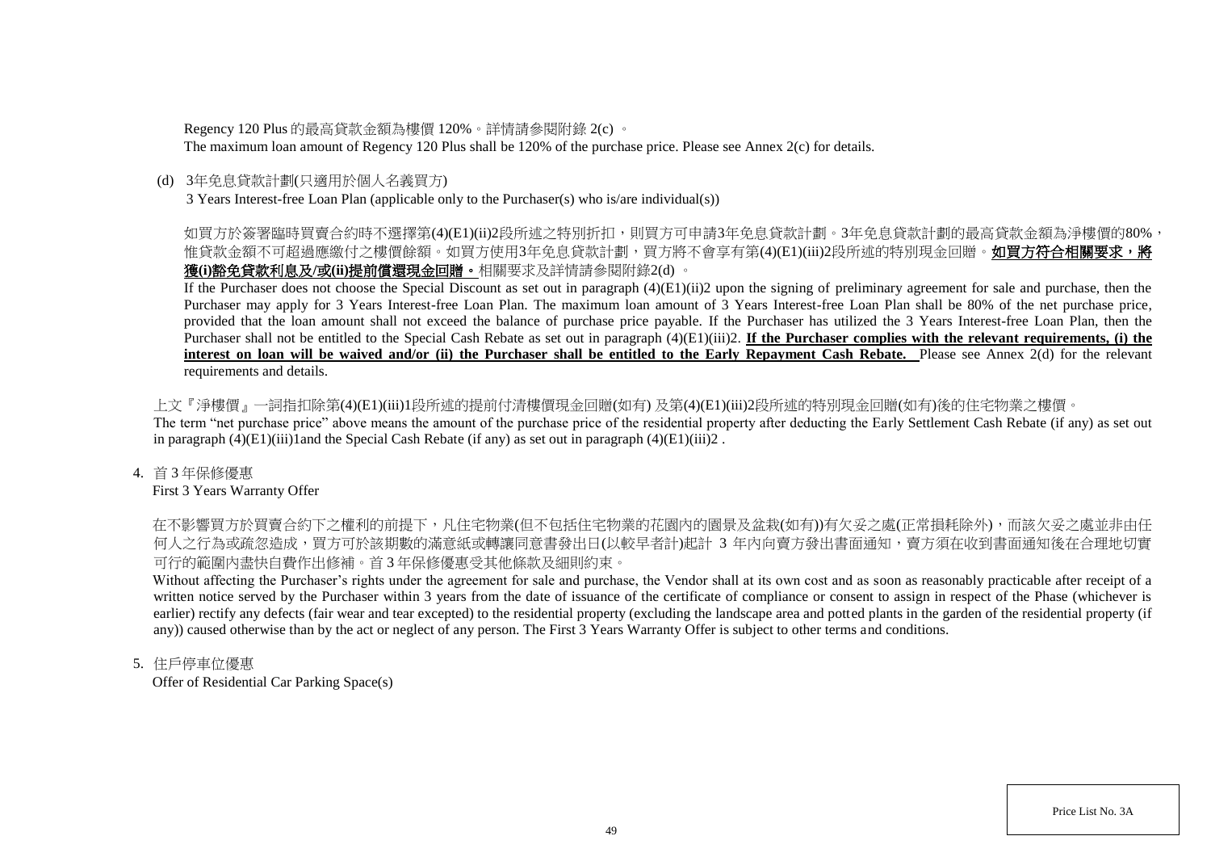Regency 120 Plus 的最高貸款金額為樓價 120%。詳情請參閱附錄 2(c) 。

The maximum loan amount of Regency 120 Plus shall be 120% of the purchase price. Please see Annex 2(c) for details.

(d) 3年免息貸款計劃(只適用於個人名義買方)

3 Years Interest-free Loan Plan (applicable only to the Purchaser(s) who is/are individual(s))

如買方於簽署臨時買賣合約時不選擇第(4)(E1)(ii)2段所述之特別折扣，則買方可申請3年免息貸款計劃。3年免息貸款計劃的最高貸款金額為淨樓價的80%，惟貸款金額不可超過應繳付之樓價餘額。如買方使用3年免息貸款計劃，買方將不會享有第(4)(E1)(iii)2段所述的特別現金回贈。**如買方符合相關要求，將獲(i)豁免貸款利息及/或(ii)提前償還現金回贈。**相關要求及詳情請參閱附錄2(d) 。

If the Purchaser does not choose the Special Discount as set out in paragraph (4)(E1)(ii)2 upon the signing of preliminary agreement for sale and purchase, then the Purchaser may apply for 3 Years Interest-free Loan Plan. The maximum loan amount of 3 Years Interest-free Loan Plan shall be 80% of the net purchase price, provided that the loan amount shall not exceed the balance of purchase price payable. If the Purchaser has utilized the 3 Years Interest-free Loan Plan, then the Purchaser shall not be entitled to the Special Cash Rebate as set out in paragraph (4)(E1)(iii)2. **If the Purchaser complies with the relevant requirements, (i) the interest on loan will be waived and/or (ii) the Purchaser shall be entitled to the Early Repayment Cash Rebate.** Please see Annex 2(d) for the relevant requirements and details.

上文『淨樓價』一詞指扣除第(4)(E1)(iii)1段所述的提前付清樓價現金回贈(如有) 及第(4)(E1)(iii)2段所述的特別現金回贈(如有)後的住宅物業之樓價。

The term "net purchase price" above means the amount of the purchase price of the residential property after deducting the Early Settlement Cash Rebate (if any) as set out in paragraph (4)(E1)(iii)1and the Special Cash Rebate (if any) as set out in paragraph (4)(E1)(iii)2 .

4. 首 3 年保修優惠

First 3 Years Warranty Offer

在不影響買方於買賣合約下之權利的前提下，凡住宅物業(但不包括住宅物業的花園內的園景及盆栽(如有))有欠妥之處(正常損耗除外)，而該欠妥之處並非由任何人之行為或疏忽造成，買方可於該期數的滿意紙或轉讓同意書發出日(以較早者計)起計 3 年內向賣方發出書面通知，賣方須在收到書面通知後在合理地切實可行的範圍內盡快自費作出修補。首 3 年保修優惠受其他條款及細則約束。

Without affecting the Purchaser's rights under the agreement for sale and purchase, the Vendor shall at its own cost and as soon as reasonably practicable after receipt of a written notice served by the Purchaser within 3 years from the date of issuance of the certificate of compliance or consent to assign in respect of the Phase (whichever is earlier) rectify any defects (fair wear and tear excepted) to the residential property (excluding the landscape area and potted plants in the garden of the residential property (if any)) caused otherwise than by the act or neglect of any person. The First 3 Years Warranty Offer is subject to other terms and conditions.

5. 住戶停車位優惠

Offer of Residential Car Parking Space(s)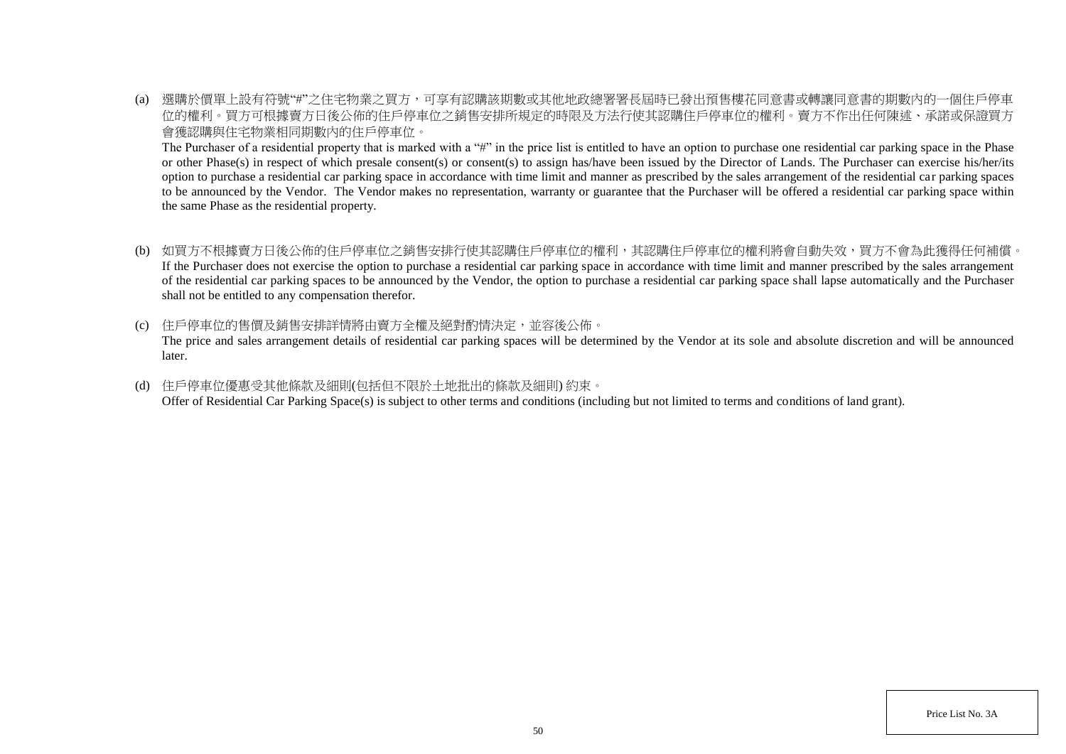(a) 選購於價單上設有符號"#"之住宅物業之買方，可享有認購該期數或其他地政總署署長屆時已發出預售樓花同意書或轉讓同意書的期數內的一個住戶停車位的權利。買方可根據賣方日後公佈的住戶停車位之銷售安排所規定的時限及方法行使其認購住戶停車位的權利。賣方不作出任何陳述、承諾或保證買方會獲認購與住宅物業相同期數內的住戶停車位。

The Purchaser of a residential property that is marked with a "#" in the price list is entitled to have an option to purchase one residential car parking space in the Phase or other Phase(s) in respect of which presale consent(s) or consent(s) to assign has/have been issued by the Director of Lands. The Purchaser can exercise his/her/its option to purchase a residential car parking space in accordance with time limit and manner as prescribed by the sales arrangement of the residential car parking spaces to be announced by the Vendor. The Vendor makes no representation, warranty or guarantee that the Purchaser will be offered a residential car parking space within the same Phase as the residential property.

(b) 如買方不根據賣方日後公佈的住戶停車位之銷售安排行使其認購住戶停車位的權利，其認購住戶停車位的權利將會自動失效，買方不會為此獲得任何補償。

If the Purchaser does not exercise the option to purchase a residential car parking space in accordance with time limit and manner prescribed by the sales arrangement of the residential car parking spaces to be announced by the Vendor, the option to purchase a residential car parking space shall lapse automatically and the Purchaser shall not be entitled to any compensation therefor.

(c) 住戶停車位的售價及銷售安排詳情將由賣方全權及絕對酌情決定，並容後公佈。

The price and sales arrangement details of residential car parking spaces will be determined by the Vendor at its sole and absolute discretion and will be announced later.

(d) 住戶停車位優惠受其他條款及細則(包括但不限於土地批出的條款及細則) 約束。

Offer of Residential Car Parking Space(s) is subject to other terms and conditions (including but not limited to terms and conditions of land grant).

Price List No. 3A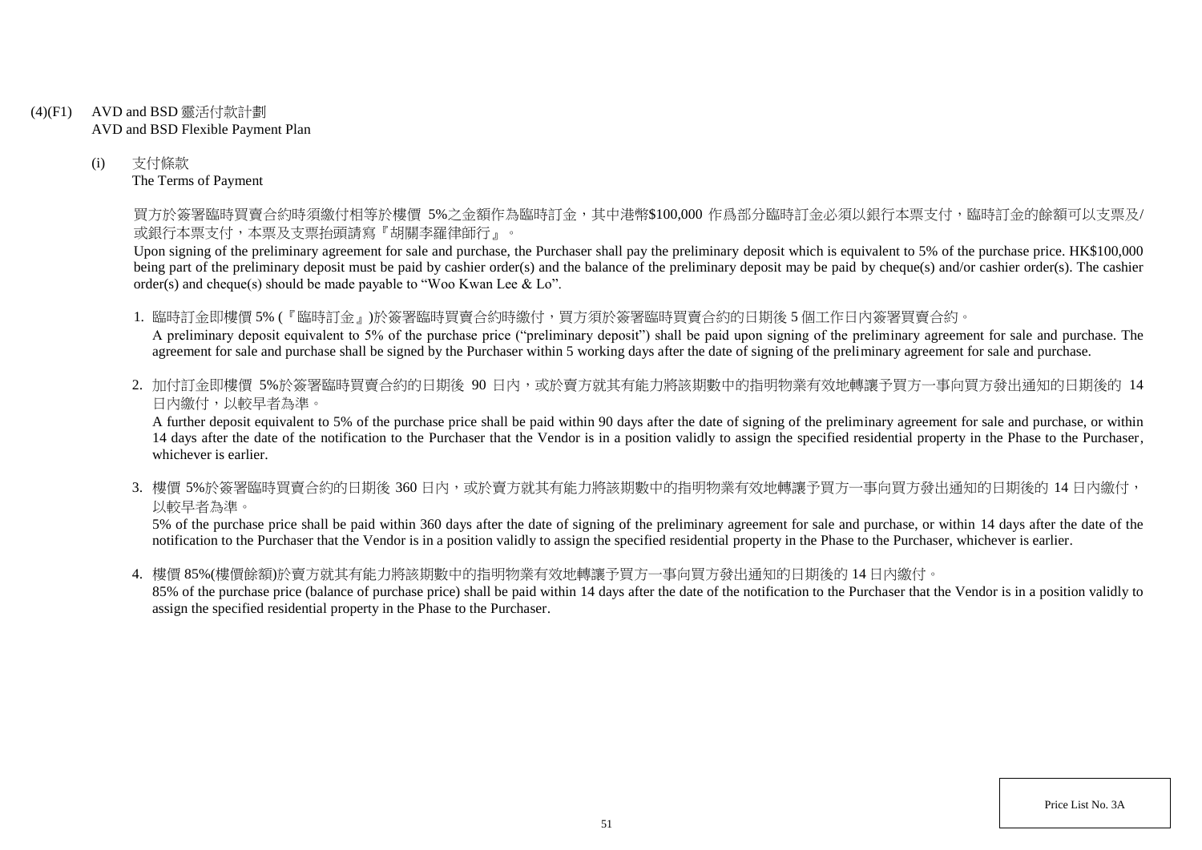## (4)(F1) AVD and BSD 靈活付款計劃
## AVD and BSD Flexible Payment Plan

### (i) 支付條款
### The Terms of Payment

買方於簽署臨時買賣合約時須繳付相等於樓價 5%之金額作為臨時訂金，其中港幣$100,000 作爲部分臨時訂金必須以銀行本票支付，臨時訂金的餘額可以支票及/或銀行本票支付，本票及支票抬頭請寫『胡關李羅律師行』。

Upon signing of the preliminary agreement for sale and purchase, the Purchaser shall pay the preliminary deposit which is equivalent to 5% of the purchase price. HK$100,000 being part of the preliminary deposit must be paid by cashier order(s) and the balance of the preliminary deposit may be paid by cheque(s) and/or cashier order(s). The cashier order(s) and cheque(s) should be made payable to "Woo Kwan Lee & Lo".

1. 臨時訂金即樓價 5% (『臨時訂金』)於簽署臨時買賣合約時繳付，買方須於簽署臨時買賣合約的日期後 5 個工作日內簽署買賣合約。
   A preliminary deposit equivalent to 5% of the purchase price ("preliminary deposit") shall be paid upon signing of the preliminary agreement for sale and purchase. The agreement for sale and purchase shall be signed by the Purchaser within 5 working days after the date of signing of the preliminary agreement for sale and purchase.

2. 加付訂金即樓價 5%於簽署臨時買賣合約的日期後 90 日內，或於賣方就其有能力將該期數中的指明物業有效地轉讓予買方一事向買方發出通知的日期後的 14 日內繳付，以較早者為準。
   A further deposit equivalent to 5% of the purchase price shall be paid within 90 days after the date of signing of the preliminary agreement for sale and purchase, or within 14 days after the date of the notification to the Purchaser that the Vendor is in a position validly to assign the specified residential property in the Phase to the Purchaser, whichever is earlier.

3. 樓價 5%於簽署臨時買賣合約的日期後 360 日內，或於賣方就其有能力將該期數中的指明物業有效地轉讓予買方一事向買方發出通知的日期後的 14 日內繳付，以較早者為準。
   5% of the purchase price shall be paid within 360 days after the date of signing of the preliminary agreement for sale and purchase, or within 14 days after the date of the notification to the Purchaser that the Vendor is in a position validly to assign the specified residential property in the Phase to the Purchaser, whichever is earlier.

4. 樓價 85%(樓價餘額)於賣方就其有能力將該期數中的指明物業有效地轉讓予買方一事向買方發出通知的日期後的 14 日內繳付。
   85% of the purchase price (balance of purchase price) shall be paid within 14 days after the date of the notification to the Purchaser that the Vendor is in a position validly to assign the specified residential property in the Phase to the Purchaser.

Price List No. 3A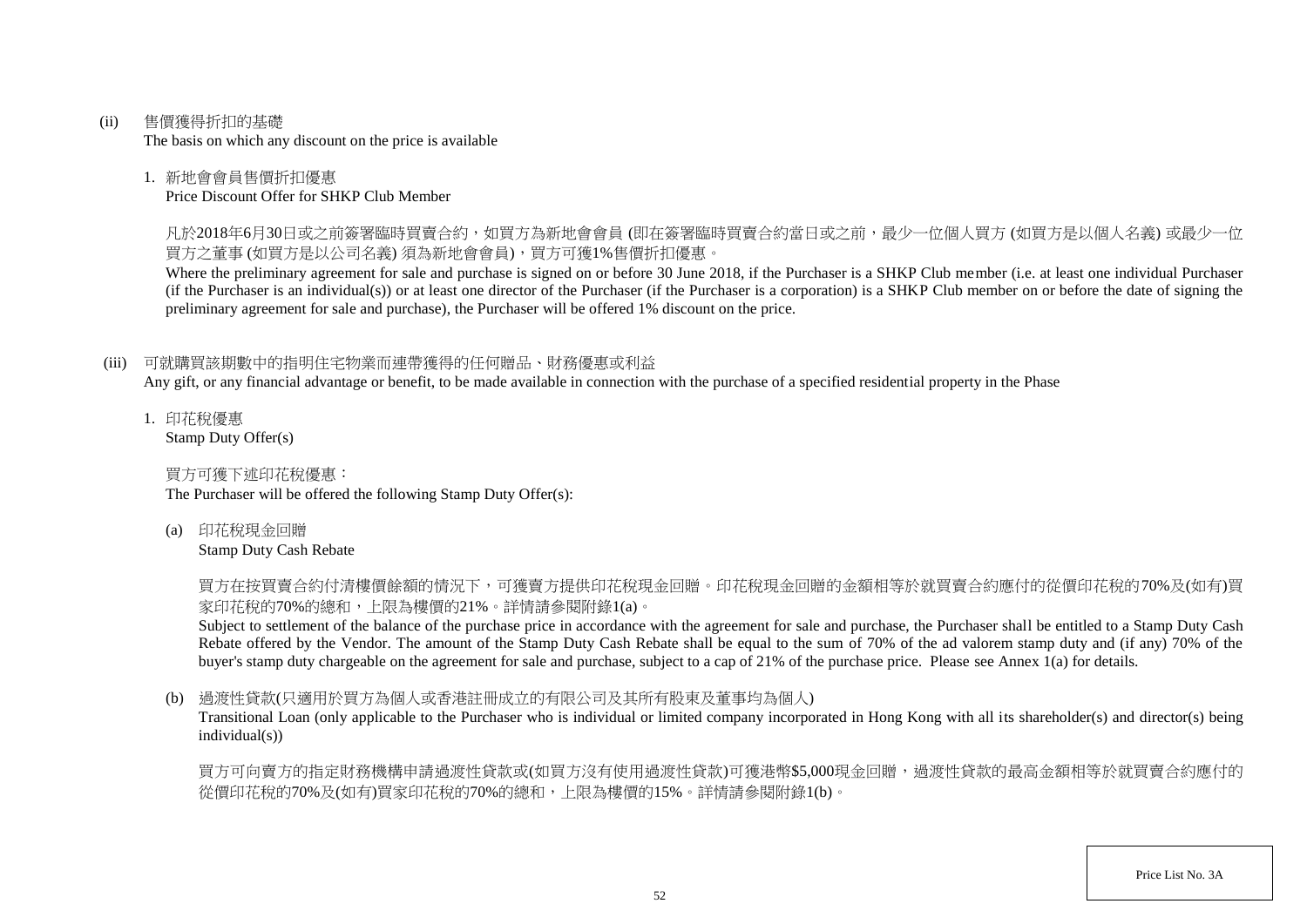(ii) 售價獲得折扣的基礎
The basis on which any discount on the price is available

1. 新地會會員售價折扣優惠
Price Discount Offer for SHKP Club Member

凡於2018年6月30日或之前簽署臨時買賣合約，如買方為新地會會員 (即在簽署臨時買賣合約當日或之前，最少一位個人買方 (如買方是以個人名義) 或最少一位買方之董事 (如買方是以公司名義) 須為新地會會員)，買方可獲1%售價折扣優惠。
Where the preliminary agreement for sale and purchase is signed on or before 30 June 2018, if the Purchaser is a SHKP Club member (i.e. at least one individual Purchaser (if the Purchaser is an individual(s)) or at least one director of the Purchaser (if the Purchaser is a corporation) is a SHKP Club member on or before the date of signing the preliminary agreement for sale and purchase), the Purchaser will be offered 1% discount on the price.

(iii) 可就購買該期數中的指明住宅物業而連帶獲得的任何贈品、財務優惠或利益
Any gift, or any financial advantage or benefit, to be made available in connection with the purchase of a specified residential property in the Phase

1. 印花稅優惠
Stamp Duty Offer(s)

買方可獲下述印花稅優惠：
The Purchaser will be offered the following Stamp Duty Offer(s):

(a) 印花稅現金回贈
Stamp Duty Cash Rebate

買方在按買賣合約付清樓價餘額的情況下，可獲賣方提供印花稅現金回贈。印花稅現金回贈的金額相等於就買賣合約應付的從價印花稅的70%及(如有)買家印花稅的70%的總和，上限為樓價的21%。詳情請參閱附錄1(a)。
Subject to settlement of the balance of the purchase price in accordance with the agreement for sale and purchase, the Purchaser shall be entitled to a Stamp Duty Cash Rebate offered by the Vendor. The amount of the Stamp Duty Cash Rebate shall be equal to the sum of 70% of the ad valorem stamp duty and (if any) 70% of the buyer's stamp duty chargeable on the agreement for sale and purchase, subject to a cap of 21% of the purchase price. Please see Annex 1(a) for details.

(b) 過渡性貸款(只適用於買方為個人或香港註冊成立的有限公司及其所有股東及董事均為個人)
Transitional Loan (only applicable to the Purchaser who is individual or limited company incorporated in Hong Kong with all its shareholder(s) and director(s) being individual(s))

買方可向賣方的指定財務機構申請過渡性貸款或(如買方沒有使用過渡性貸款)可獲港幣$5,000現金回贈，過渡性貸款的最高金額相等於就買賣合約應付的從價印花稅的70%及(如有)買家印花稅的70%的總和，上限為樓價的15%。詳情請參閱附錄1(b)。

Price List No. 3A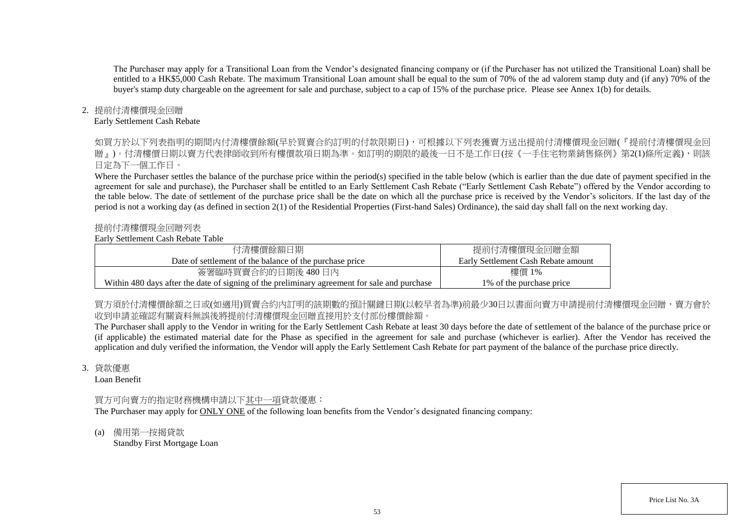The Purchaser may apply for a Transitional Loan from the Vendor's designated financing company or (if the Purchaser has not utilized the Transitional Loan) shall be entitled to a HK$5,000 Cash Rebate. The maximum Transitional Loan amount shall be equal to the sum of 70% of the ad valorem stamp duty and (if any) 70% of the buyer's stamp duty chargeable on the agreement for sale and purchase, subject to a cap of 15% of the purchase price. Please see Annex 1(b) for details.

2. 提前付清樓價現金回贈
Early Settlement Cash Rebate

如買方於以下列表指明的期間內付清樓價餘額(早於買賣合約訂明的付款限期日)，可根據以下列表獲賣方送出提前付清樓價現金回贈(『提前付清樓價現金回贈』)。付清樓價日期以賣方代表律師收到所有樓價款項日期為準。如訂明的期限的最後一日不是工作日(按《一手住宅物業銷售條例》第2(1)條所定義)，則該日定為下一個工作日。

Where the Purchaser settles the balance of the purchase price within the period(s) specified in the table below (which is earlier than the due date of payment specified in the agreement for sale and purchase), the Purchaser shall be entitled to an Early Settlement Cash Rebate ("Early Settlement Cash Rebate") offered by the Vendor according to the table below. The date of settlement of the purchase price shall be the date on which all the purchase price is received by the Vendor's solicitors. If the last day of the period is not a working day (as defined in section 2(1) of the Residential Properties (First-hand Sales) Ordinance), the said day shall fall on the next working day.

提前付清樓價現金回贈列表
Early Settlement Cash Rebate Table

| 付清樓價餘額日期<br>Date of settlement of the balance of the purchase price | 提前付清樓價現金回贈金額<br>Early Settlement Cash Rebate amount |
|---|---|
| 簽署臨時買賣合約的日期後 480 日內<br>Within 480 days after the date of signing of the preliminary agreement for sale and purchase | 樓價 1%<br>1% of the purchase price |

買方須於付清樓價餘額之日或(如適用)買賣合約內訂明的該期數的預計關鍵日期(以較早者為準)前最少30日以書面向賣方申請提前付清樓價現金回贈，賣方會於收到申請並確認有關資料無誤後將提前付清樓價現金回贈直接用於支付部份樓價餘額。

The Purchaser shall apply to the Vendor in writing for the Early Settlement Cash Rebate at least 30 days before the date of settlement of the balance of the purchase price or (if applicable) the estimated material date for the Phase as specified in the agreement for sale and purchase (whichever is earlier). After the Vendor has received the application and duly verified the information, the Vendor will apply the Early Settlement Cash Rebate for part payment of the balance of the purchase price directly.

3. 貸款優惠
Loan Benefit

買方可向賣方的指定財務機構申請以下其中一項貸款優惠：
The Purchaser may apply for ONLY ONE of the following loan benefits from the Vendor's designated financing company:

(a) 備用第一按揭貸款
Standby First Mortgage Loan

Price List No. 3A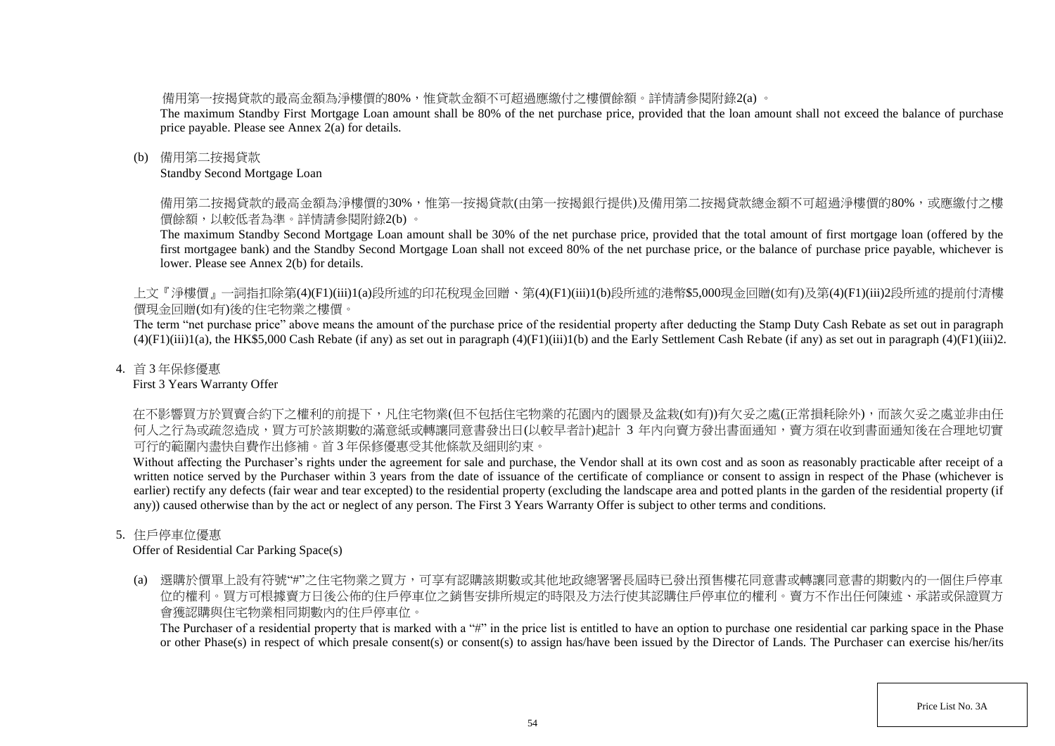備用第一按揭貸款的最高金額為淨樓價的80%，惟貸款金額不可超過應繳付之樓價餘額。詳情請參閱附錄2(a) 。

The maximum Standby First Mortgage Loan amount shall be 80% of the net purchase price, provided that the loan amount shall not exceed the balance of purchase price payable. Please see Annex 2(a) for details.

(b) 備用第二按揭貸款

Standby Second Mortgage Loan

備用第二按揭貸款的最高金額為淨樓價的30%，惟第一按揭貸款(由第一按揭銀行提供)及備用第二按揭貸款總金額不可超過淨樓價的80%，或應繳付之樓價餘額，以較低者為準。詳情請參閱附錄2(b) 。

The maximum Standby Second Mortgage Loan amount shall be 30% of the net purchase price, provided that the total amount of first mortgage loan (offered by the first mortgagee bank) and the Standby Second Mortgage Loan shall not exceed 80% of the net purchase price, or the balance of purchase price payable, whichever is lower. Please see Annex 2(b) for details.

上文『淨樓價』一詞指扣除第(4)(F1)(iii)1(a)段所述的印花稅現金回贈、第(4)(F1)(iii)1(b)段所述的港幣$5,000現金回贈(如有)及第(4)(F1)(iii)2段所述的提前付清樓價現金回贈(如有)後的住宅物業之樓價。

The term "net purchase price" above means the amount of the purchase price of the residential property after deducting the Stamp Duty Cash Rebate as set out in paragraph (4)(F1)(iii)1(a), the HK$5,000 Cash Rebate (if any) as set out in paragraph (4)(F1)(iii)1(b) and the Early Settlement Cash Rebate (if any) as set out in paragraph (4)(F1)(iii)2.

4. 首 3 年保修優惠

First 3 Years Warranty Offer

在不影響買方於買賣合約下之權利的前提下，凡住宅物業(但不包括住宅物業的花園內的園景及盆栽(如有))有欠妥之處(正常損耗除外)，而該欠妥之處並非由任何人之行為或疏忽造成，買方可於該期數的滿意紙或轉讓同意書發出日(以較早者計)起計 3 年內向賣方發出書面通知，賣方須在收到書面通知後在合理地切實可行的範圍內盡快自費作出修補。首 3 年保修優惠受其他條款及細則約束。

Without affecting the Purchaser's rights under the agreement for sale and purchase, the Vendor shall at its own cost and as soon as reasonably practicable after receipt of a written notice served by the Purchaser within 3 years from the date of issuance of the certificate of compliance or consent to assign in respect of the Phase (whichever is earlier) rectify any defects (fair wear and tear excepted) to the residential property (excluding the landscape area and potted plants in the garden of the residential property (if any)) caused otherwise than by the act or neglect of any person. The First 3 Years Warranty Offer is subject to other terms and conditions.

5. 住戶停車位優惠

Offer of Residential Car Parking Space(s)

(a) 選購於價單上設有符號"#"之住宅物業之買方，可享有認購該期數或其他地政總署署長屆時已發出預售樓花同意書或轉讓同意書的期數內的一個住戶停車位的權利。買方可根據賣方日後公佈的住戶停車位之銷售安排所規定的時限及方法行使其認購住戶停車位的權利。賣方不作出任何陳述、承諾或保證買方會獲認購與住宅物業相同期數內的住戶停車位。

The Purchaser of a residential property that is marked with a "#" in the price list is entitled to have an option to purchase one residential car parking space in the Phase or other Phase(s) in respect of which presale consent(s) or consent(s) to assign has/have been issued by the Director of Lands. The Purchaser can exercise his/her/its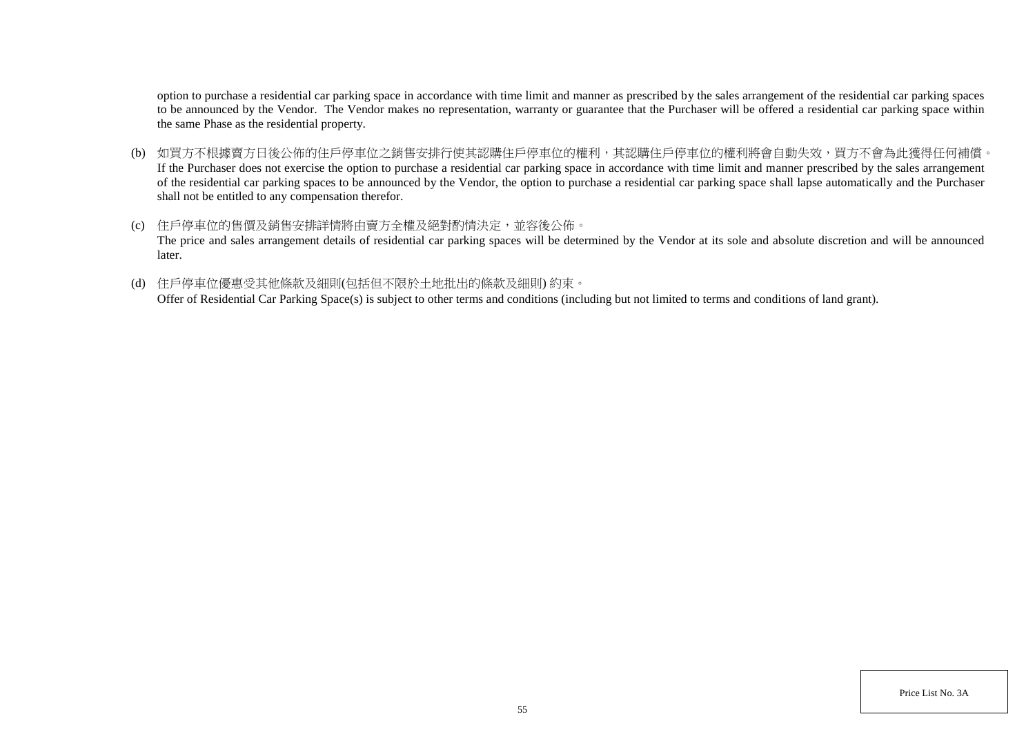option to purchase a residential car parking space in accordance with time limit and manner as prescribed by the sales arrangement of the residential car parking spaces to be announced by the Vendor. The Vendor makes no representation, warranty or guarantee that the Purchaser will be offered a residential car parking space within the same Phase as the residential property.

(b) 如買方不根據賣方日後公佈的住戶停車位之銷售安排行使其認購住戶停車位的權利，其認購住戶停車位的權利將會自動失效，買方不會為此獲得任何補償。
If the Purchaser does not exercise the option to purchase a residential car parking space in accordance with time limit and manner prescribed by the sales arrangement of the residential car parking spaces to be announced by the Vendor, the option to purchase a residential car parking space shall lapse automatically and the Purchaser shall not be entitled to any compensation therefor.

(c) 住戶停車位的售價及銷售安排詳情將由賣方全權及絕對酌情決定，並容後公佈。
The price and sales arrangement details of residential car parking spaces will be determined by the Vendor at its sole and absolute discretion and will be announced later.

(d) 住戶停車位優惠受其他條款及細則(包括但不限於土地批出的條款及細則) 約束。
Offer of Residential Car Parking Space(s) is subject to other terms and conditions (including but not limited to terms and conditions of land grant).

Price List No. 3A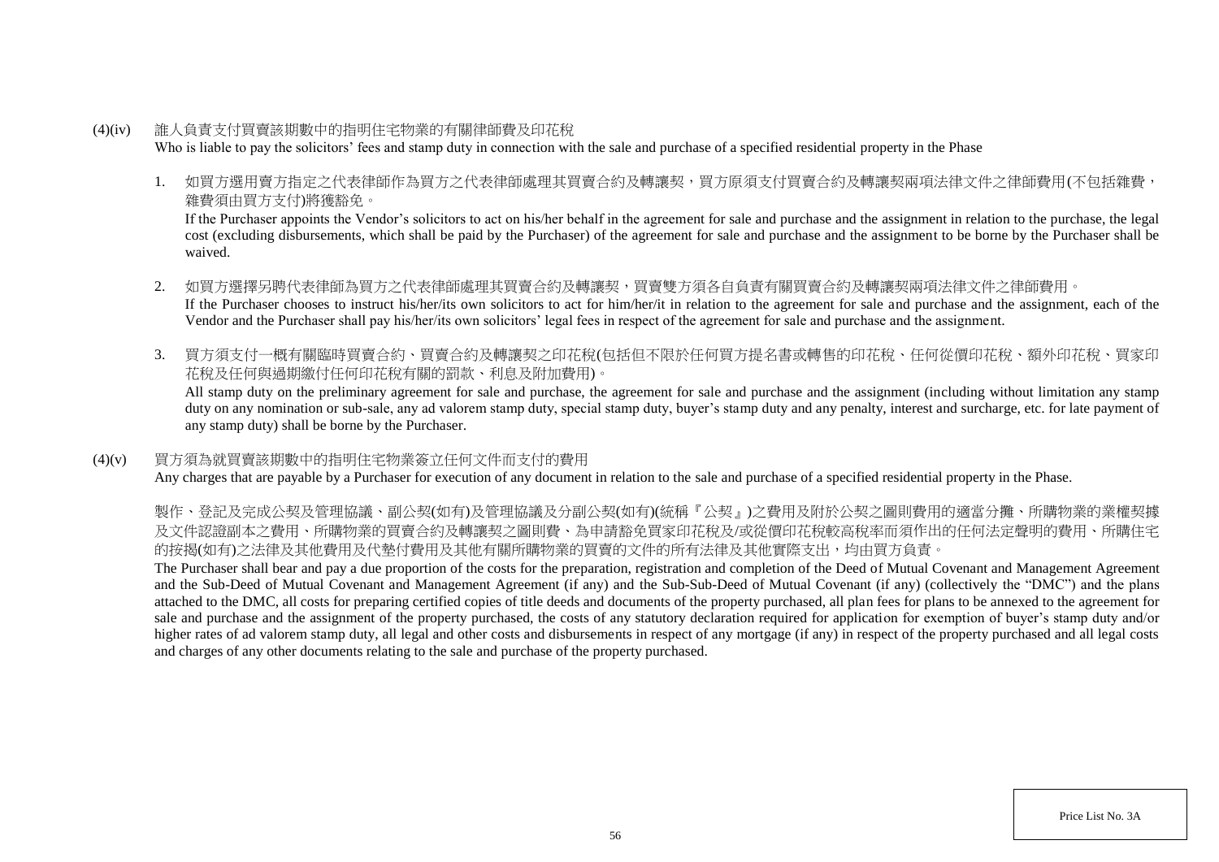### (4)(iv) 誰人負責支付買賣該期數中的指明住宅物業的有關律師費及印花稅

Who is liable to pay the solicitors' fees and stamp duty in connection with the sale and purchase of a specified residential property in the Phase

1. 如買方選用賣方指定之代表律師作為買方之代表律師處理其買賣合約及轉讓契，買方原須支付買賣合約及轉讓契兩項法律文件之律師費用(不包括雜費，雜費須由買方支付)將獲豁免。

   If the Purchaser appoints the Vendor's solicitors to act on his/her behalf in the agreement for sale and purchase and the assignment in relation to the purchase, the legal cost (excluding disbursements, which shall be paid by the Purchaser) of the agreement for sale and purchase and the assignment to be borne by the Purchaser shall be waived.

2. 如買方選擇另聘代表律師為買方之代表律師處理其買賣合約及轉讓契，買賣雙方須各自負責有關買賣合約及轉讓契兩項法律文件之律師費用。

   If the Purchaser chooses to instruct his/her/its own solicitors to act for him/her/it in relation to the agreement for sale and purchase and the assignment, each of the Vendor and the Purchaser shall pay his/her/its own solicitors' legal fees in respect of the agreement for sale and purchase and the assignment.

3. 買方須支付一概有關臨時買賣合約、買賣合約及轉讓契之印花稅(包括但不限於任何買方提名書或轉售的印花稅、任何從價印花稅、額外印花稅、買家印花稅及任何與過期繳付任何印花稅有關的罰款、利息及附加費用)。

   All stamp duty on the preliminary agreement for sale and purchase, the agreement for sale and purchase and the assignment (including without limitation any stamp duty on any nomination or sub-sale, any ad valorem stamp duty, special stamp duty, buyer's stamp duty and any penalty, interest and surcharge, etc. for late payment of any stamp duty) shall be borne by the Purchaser.

### (4)(v) 買方須為就買賣該期數中的指明住宅物業簽立任何文件而支付的費用

Any charges that are payable by a Purchaser for execution of any document in relation to the sale and purchase of a specified residential property in the Phase.

製作、登記及完成公契及管理協議、副公契(如有)及管理協議及分副公契(如有)(統稱『公契』)之費用及附於公契之圖則費用的適當分攤、所購物業的業權契據及文件認證副本之費用、所購物業的買賣合約及轉讓契之圖則費、為申請豁免買家印花稅及/或從價印花稅較高稅率而須作出的任何法定聲明的費用、所購住宅的按揭(如有)之法律及其他費用及代墊付費用及其他有關所購物業的買賣的文件的所有法律及其他實際支出，均由買方負責。

The Purchaser shall bear and pay a due proportion of the costs for the preparation, registration and completion of the Deed of Mutual Covenant and Management Agreement and the Sub-Deed of Mutual Covenant and Management Agreement (if any) and the Sub-Sub-Deed of Mutual Covenant (if any) (collectively the "DMC") and the plans attached to the DMC, all costs for preparing certified copies of title deeds and documents of the property purchased, all plan fees for plans to be annexed to the agreement for sale and purchase and the assignment of the property purchased, the costs of any statutory declaration required for application for exemption of buyer's stamp duty and/or higher rates of ad valorem stamp duty, all legal and other costs and disbursements in respect of any mortgage (if any) in respect of the property purchased and all legal costs and charges of any other documents relating to the sale and purchase of the property purchased.

Price List No. 3A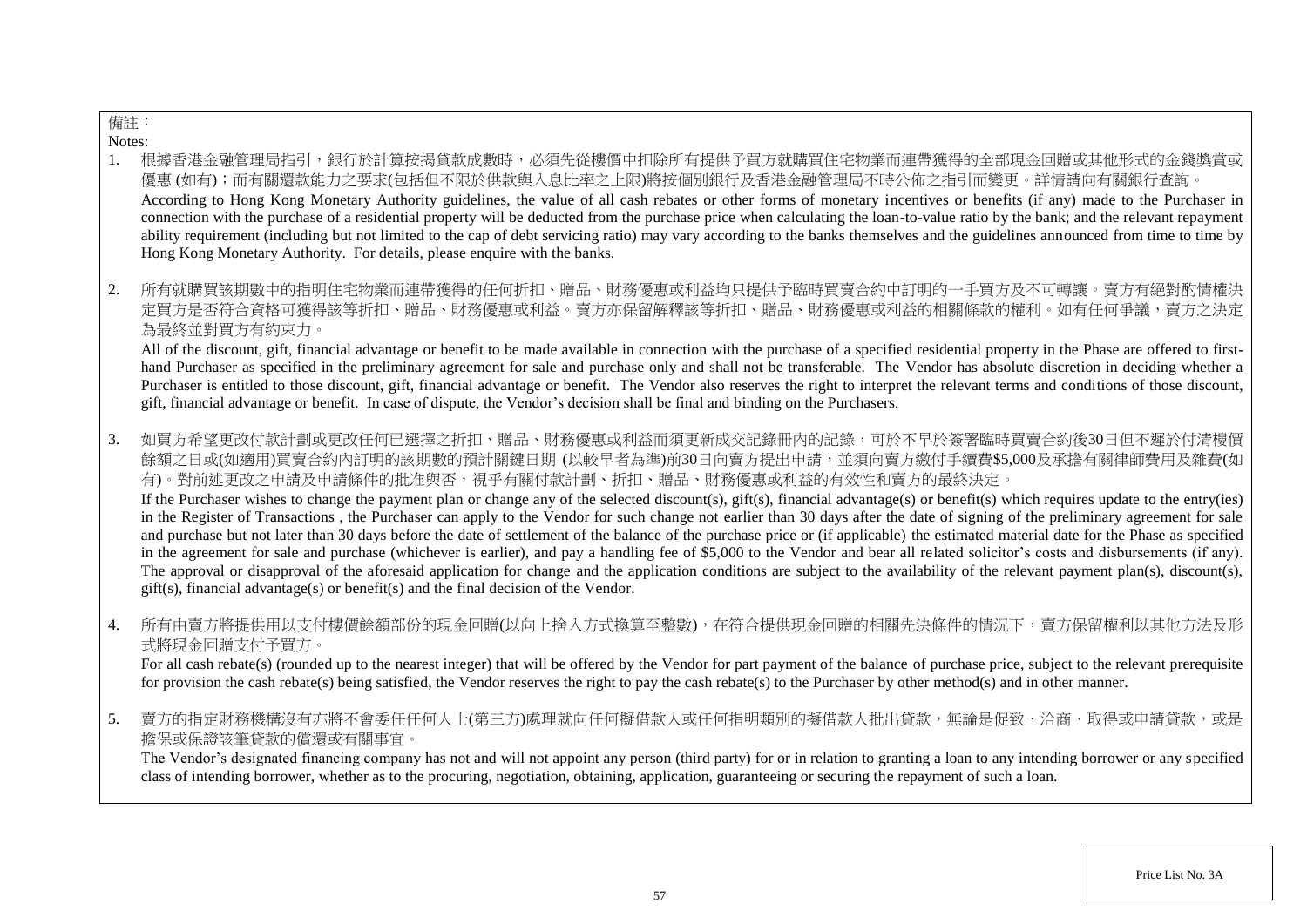備註：

Notes:

1. 根據香港金融管理局指引，銀行於計算按揭貸款成數時，必須先從樓價中扣除所有提供予買方就購買住宅物業而連帶獲得的全部現金回贈或其他形式的金錢獎賞或優惠 (如有)；而有關還款能力之要求(包括但不限於供款與入息比率之上限)將按個別銀行及香港金融管理局不時公佈之指引而變更。詳情請向有關銀行查詢。
   According to Hong Kong Monetary Authority guidelines, the value of all cash rebates or other forms of monetary incentives or benefits (if any) made to the Purchaser in connection with the purchase of a residential property will be deducted from the purchase price when calculating the loan-to-value ratio by the bank; and the relevant repayment ability requirement (including but not limited to the cap of debt servicing ratio) may vary according to the banks themselves and the guidelines announced from time to time by Hong Kong Monetary Authority. For details, please enquire with the banks.

2. 所有就購買該期數中的指明住宅物業而連帶獲得的任何折扣、贈品、財務優惠或利益均只提供予臨時買賣合約中訂明的一手買方及不可轉讓。賣方有絕對酌情權決定買方是否符合資格可獲得該等折扣、贈品、財務優惠或利益。賣方亦保留解釋該等折扣、贈品、財務優惠或利益的相關條款的權利。如有任何爭議，賣方之決定為最終並對買方有約束力。
   All of the discount, gift, financial advantage or benefit to be made available in connection with the purchase of a specified residential property in the Phase are offered to first-hand Purchaser as specified in the preliminary agreement for sale and purchase only and shall not be transferable. The Vendor has absolute discretion in deciding whether a Purchaser is entitled to those discount, gift, financial advantage or benefit. The Vendor also reserves the right to interpret the relevant terms and conditions of those discount, gift, financial advantage or benefit. In case of dispute, the Vendor's decision shall be final and binding on the Purchasers.

3. 如買方希望更改付款計劃或更改任何已選擇之折扣、贈品、財務優惠或利益而須更新成交記錄冊內的記錄，可於不早於簽署臨時買賣合約後30日但不遲於付清樓價餘額之日或(如適用)買賣合約內訂明的該期數的預計關鍵日期 (以較早者為準)前30日向賣方提出申請，並須向賣方繳付手續費$5,000及承擔有關律師費用及雜費(如有)。對前述更改之申請及申請條件的批准與否，視乎有關付款計劃、折扣、贈品、財務優惠或利益的有效性和賣方的最終決定。
   If the Purchaser wishes to change the payment plan or change any of the selected discount(s), gift(s), financial advantage(s) or benefit(s) which requires update to the entry(ies) in the Register of Transactions , the Purchaser can apply to the Vendor for such change not earlier than 30 days after the date of signing of the preliminary agreement for sale and purchase but not later than 30 days before the date of settlement of the balance of the purchase price or (if applicable) the estimated material date for the Phase as specified in the agreement for sale and purchase (whichever is earlier), and pay a handling fee of $5,000 to the Vendor and bear all related solicitor's costs and disbursements (if any). The approval or disapproval of the aforesaid application for change and the application conditions are subject to the availability of the relevant payment plan(s), discount(s), gift(s), financial advantage(s) or benefit(s) and the final decision of the Vendor.

4. 所有由賣方將提供用以支付樓價餘額部份的現金回贈(以向上捨入方式換算至整數)，在符合提供現金回贈的相關先決條件的情況下，賣方保留權利以其他方法及形式將現金回贈支付予買方。
   For all cash rebate(s) (rounded up to the nearest integer) that will be offered by the Vendor for part payment of the balance of purchase price, subject to the relevant prerequisite for provision the cash rebate(s) being satisfied, the Vendor reserves the right to pay the cash rebate(s) to the Purchaser by other method(s) and in other manner.

5. 賣方的指定財務機構沒有亦將不會委任任何人士(第三方)處理就向任何擬借款人或任何指明類別的擬借款人批出貸款，無論是促致、洽商、取得或申請貸款，或是擔保或保證該筆貸款的償還或有關事宜。
   The Vendor's designated financing company has not and will not appoint any person (third party) for or in relation to granting a loan to any intending borrower or any specified class of intending borrower, whether as to the procuring, negotiation, obtaining, application, guaranteeing or securing the repayment of such a loan.

Price List No. 3A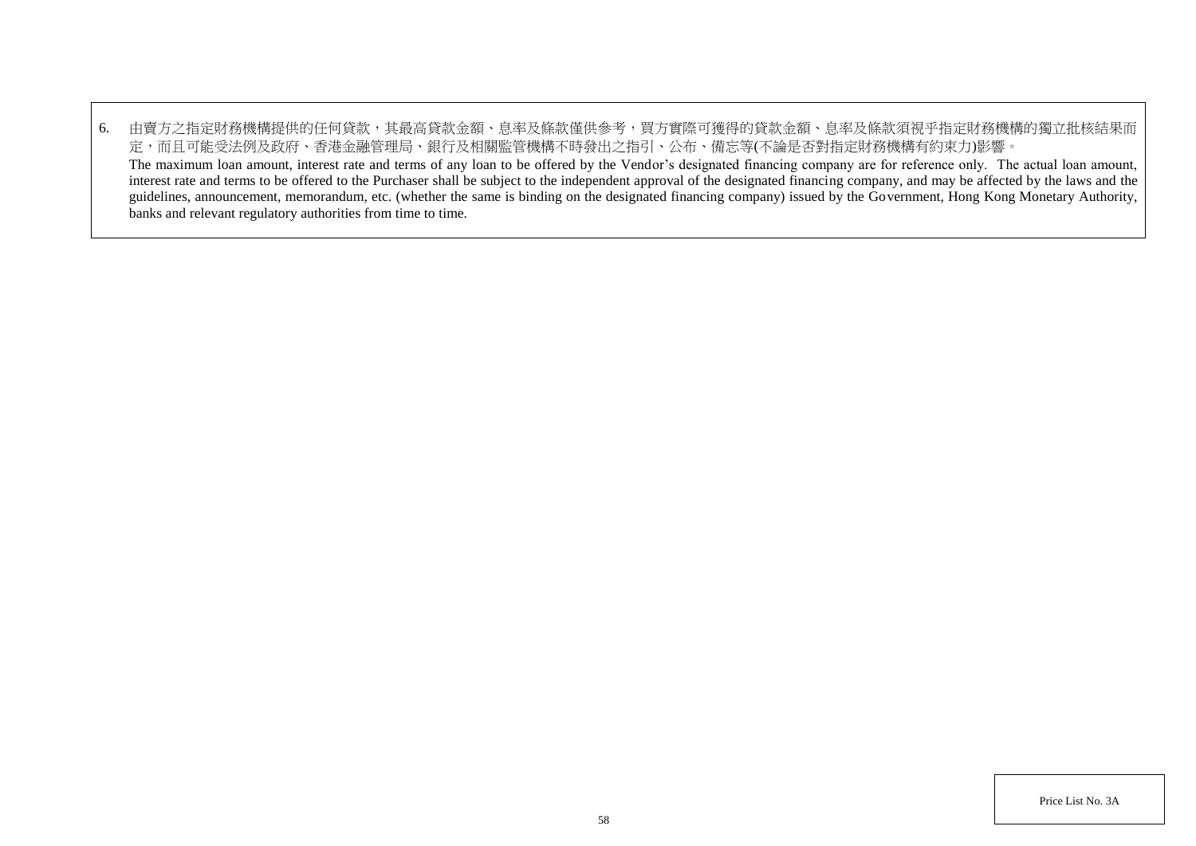6. 由賣方之指定財務機構提供的任何貸款，其最高貸款金額、息率及條款僅供參考，買方實際可獲得的貸款金額、息率及條款須視乎指定財務機構的獨立批核結果而定，而且可能受法例及政府、香港金融管理局、銀行及相關監管機構不時發出之指引、公布、備忘等(不論是否對指定財務機構有約束力)影響。
   The maximum loan amount, interest rate and terms of any loan to be offered by the Vendor's designated financing company are for reference only. The actual loan amount, interest rate and terms to be offered to the Purchaser shall be subject to the independent approval of the designated financing company, and may be affected by the laws and the guidelines, announcement, memorandum, etc. (whether the same is binding on the designated financing company) issued by the Government, Hong Kong Monetary Authority, banks and relevant regulatory authorities from time to time.

Price List No. 3A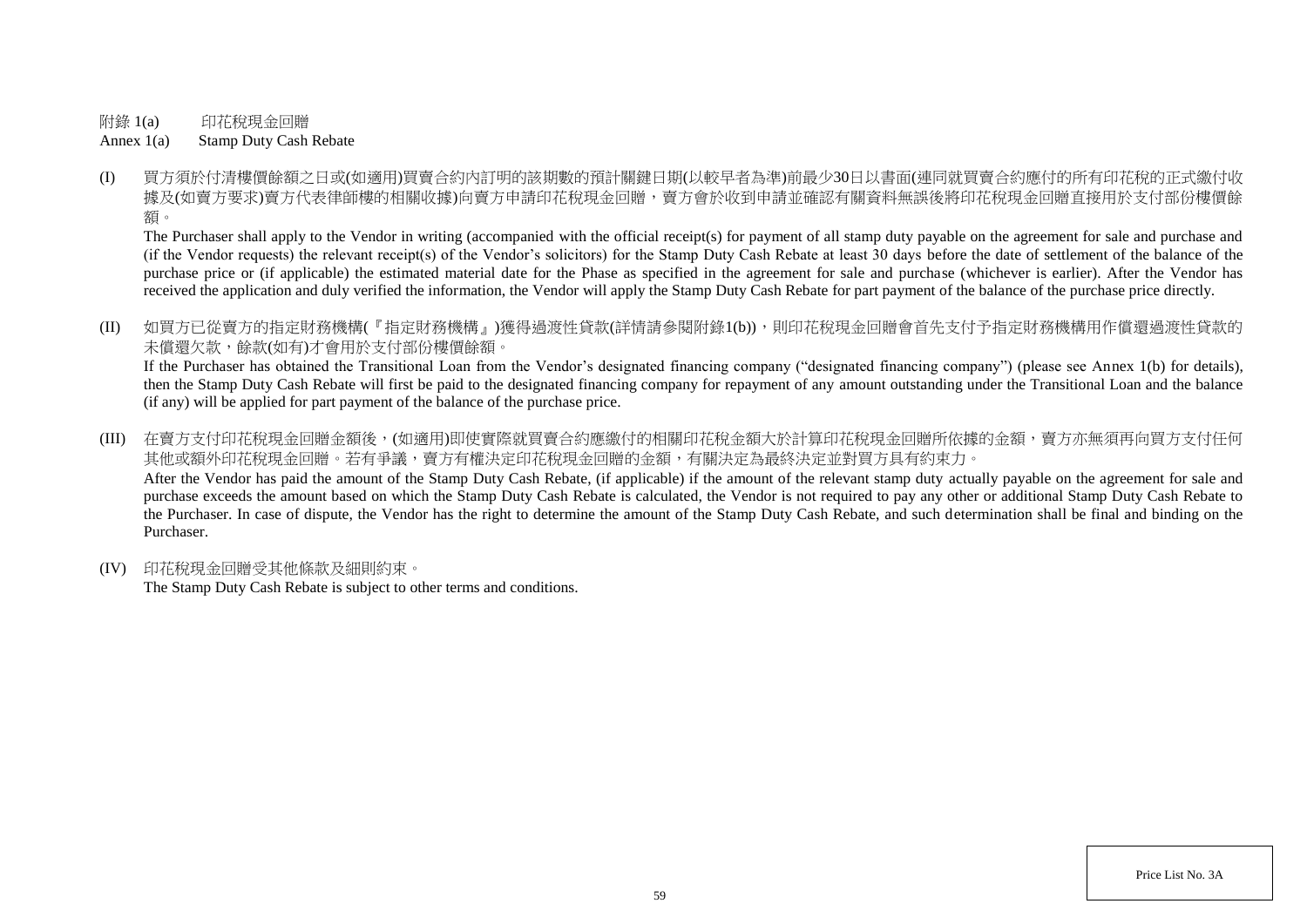附錄 1(a)　　印花稅現金回贈

Annex 1(a)　　Stamp Duty Cash Rebate

(I) 買方須於付清樓價餘額之日或(如適用)買賣合約內訂明的該期數的預計關鍵日期(以較早者為準)前最少30日以書面(連同就買賣合約應付的所有印花稅的正式繳付收據及(如賣方要求)賣方代表律師樓的相關收據)向賣方申請印花稅現金回贈，賣方會於收到申請並確認有關資料無誤後將印花稅現金回贈直接用於支付部份樓價餘額。

The Purchaser shall apply to the Vendor in writing (accompanied with the official receipt(s) for payment of all stamp duty payable on the agreement for sale and purchase and (if the Vendor requests) the relevant receipt(s) of the Vendor's solicitors) for the Stamp Duty Cash Rebate at least 30 days before the date of settlement of the balance of the purchase price or (if applicable) the estimated material date for the Phase as specified in the agreement for sale and purchase (whichever is earlier). After the Vendor has received the application and duly verified the information, the Vendor will apply the Stamp Duty Cash Rebate for part payment of the balance of the purchase price directly.

(II) 如買方已從賣方的指定財務機構(『指定財務機構』)獲得過渡性貸款(詳情請參閱附錄1(b))，則印花稅現金回贈會首先支付予指定財務機構用作償還過渡性貸款的未償還欠款，餘款(如有)才會用於支付部份樓價餘額。

If the Purchaser has obtained the Transitional Loan from the Vendor's designated financing company ("designated financing company") (please see Annex 1(b) for details), then the Stamp Duty Cash Rebate will first be paid to the designated financing company for repayment of any amount outstanding under the Transitional Loan and the balance (if any) will be applied for part payment of the balance of the purchase price.

(III) 在賣方支付印花稅現金回贈金額後，(如適用)即使實際就買賣合約應繳付的相關印花稅金額大於計算印花稅現金回贈所依據的金額，賣方亦無須再向買方支付任何其他或額外印花稅現金回贈。若有爭議，賣方有權決定印花稅現金回贈的金額，有關決定為最終決定並對買方具有約束力。

After the Vendor has paid the amount of the Stamp Duty Cash Rebate, (if applicable) if the amount of the relevant stamp duty actually payable on the agreement for sale and purchase exceeds the amount based on which the Stamp Duty Cash Rebate is calculated, the Vendor is not required to pay any other or additional Stamp Duty Cash Rebate to the Purchaser. In case of dispute, the Vendor has the right to determine the amount of the Stamp Duty Cash Rebate, and such determination shall be final and binding on the Purchaser.

(IV) 印花稅現金回贈受其他條款及細則約束。

The Stamp Duty Cash Rebate is subject to other terms and conditions.

Price List No. 3A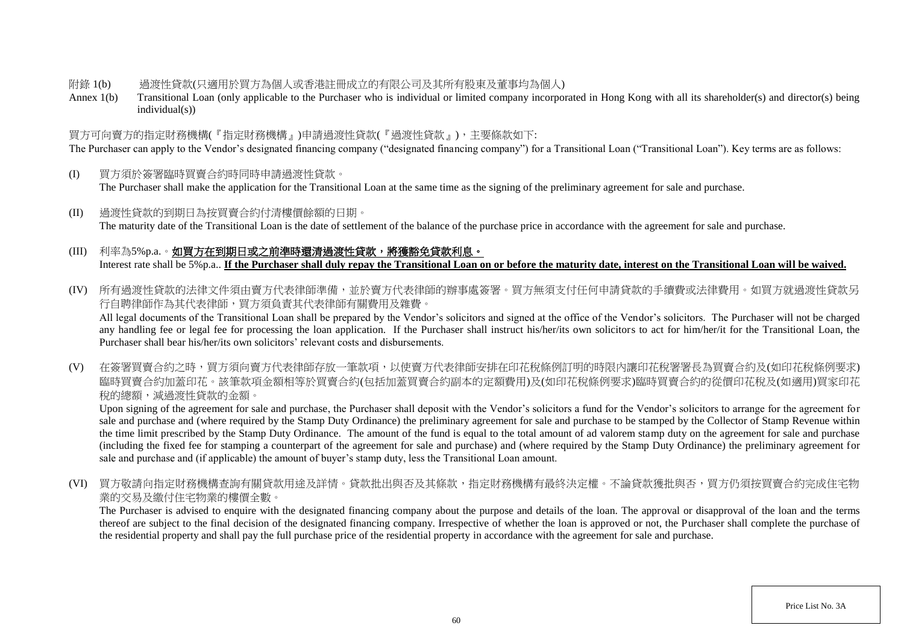附錄 1(b) 過渡性貸款(只適用於買方為個人或香港註冊成立的有限公司及其所有股東及董事均為個人)

Annex 1(b) Transitional Loan (only applicable to the Purchaser who is individual or limited company incorporated in Hong Kong with all its shareholder(s) and director(s) being individual(s))

買方可向賣方的指定財務機構(『指定財務機構』)申請過渡性貸款(『過渡性貸款』)，主要條款如下:

The Purchaser can apply to the Vendor's designated financing company ("designated financing company") for a Transitional Loan ("Transitional Loan"). Key terms are as follows:

(I) 買方須於簽署臨時買賣合約時同時申請過渡性貸款。
The Purchaser shall make the application for the Transitional Loan at the same time as the signing of the preliminary agreement for sale and purchase.

(II) 過渡性貸款的到期日為按買賣合約付清樓價餘額的日期。
The maturity date of the Transitional Loan is the date of settlement of the balance of the purchase price in accordance with the agreement for sale and purchase.

(III) 利率為5%p.a.。**如買方在到期日或之前準時還清過渡性貸款，將獲豁免貸款利息。**
Interest rate shall be 5%p.a.. **If the Purchaser shall duly repay the Transitional Loan on or before the maturity date, interest on the Transitional Loan will be waived.**

(IV) 所有過渡性貸款的法律文件須由賣方代表律師準備，並於賣方代表律師的辦事處簽署。買方無須支付任何申請貸款的手續費或法律費用。如買方就過渡性貸款另行自聘律師作為其代表律師，買方須負責其代表律師有關費用及雜費。
All legal documents of the Transitional Loan shall be prepared by the Vendor's solicitors and signed at the office of the Vendor's solicitors. The Purchaser will not be charged any handling fee or legal fee for processing the loan application. If the Purchaser shall instruct his/her/its own solicitors to act for him/her/it for the Transitional Loan, the Purchaser shall bear his/her/its own solicitors' relevant costs and disbursements.

(V) 在簽署買賣合約之時，買方須向賣方代表律師存放一筆款項，以使賣方代表律師安排在印花稅條例訂明的時限內讓印花稅署署長為買賣合約及(如印花稅條例要求)臨時買賣合約加蓋印花。該筆款項金額相等於買賣合約(包括加蓋買賣合約副本的定額費用)及(如印花稅條例要求)臨時買賣合約的從價印花稅及(如適用)買家印花稅的總額，減過渡性貸款的金額。
Upon signing of the agreement for sale and purchase, the Purchaser shall deposit with the Vendor's solicitors a fund for the Vendor's solicitors to arrange for the agreement for sale and purchase and (where required by the Stamp Duty Ordinance) the preliminary agreement for sale and purchase to be stamped by the Collector of Stamp Revenue within the time limit prescribed by the Stamp Duty Ordinance. The amount of the fund is equal to the total amount of ad valorem stamp duty on the agreement for sale and purchase (including the fixed fee for stamping a counterpart of the agreement for sale and purchase) and (where required by the Stamp Duty Ordinance) the preliminary agreement for sale and purchase and (if applicable) the amount of buyer's stamp duty, less the Transitional Loan amount.

(VI) 買方敬請向指定財務機構查詢有關貸款用途及詳情。貸款批出與否及其條款，指定財務機構有最終決定權。不論貸款獲批與否，買方仍須按買賣合約完成住宅物業的交易及繳付住宅物業的樓價全數。
The Purchaser is advised to enquire with the designated financing company about the purpose and details of the loan. The approval or disapproval of the loan and the terms thereof are subject to the final decision of the designated financing company. Irrespective of whether the loan is approved or not, the Purchaser shall complete the purchase of the residential property and shall pay the full purchase price of the residential property in accordance with the agreement for sale and purchase.

Price List No. 3A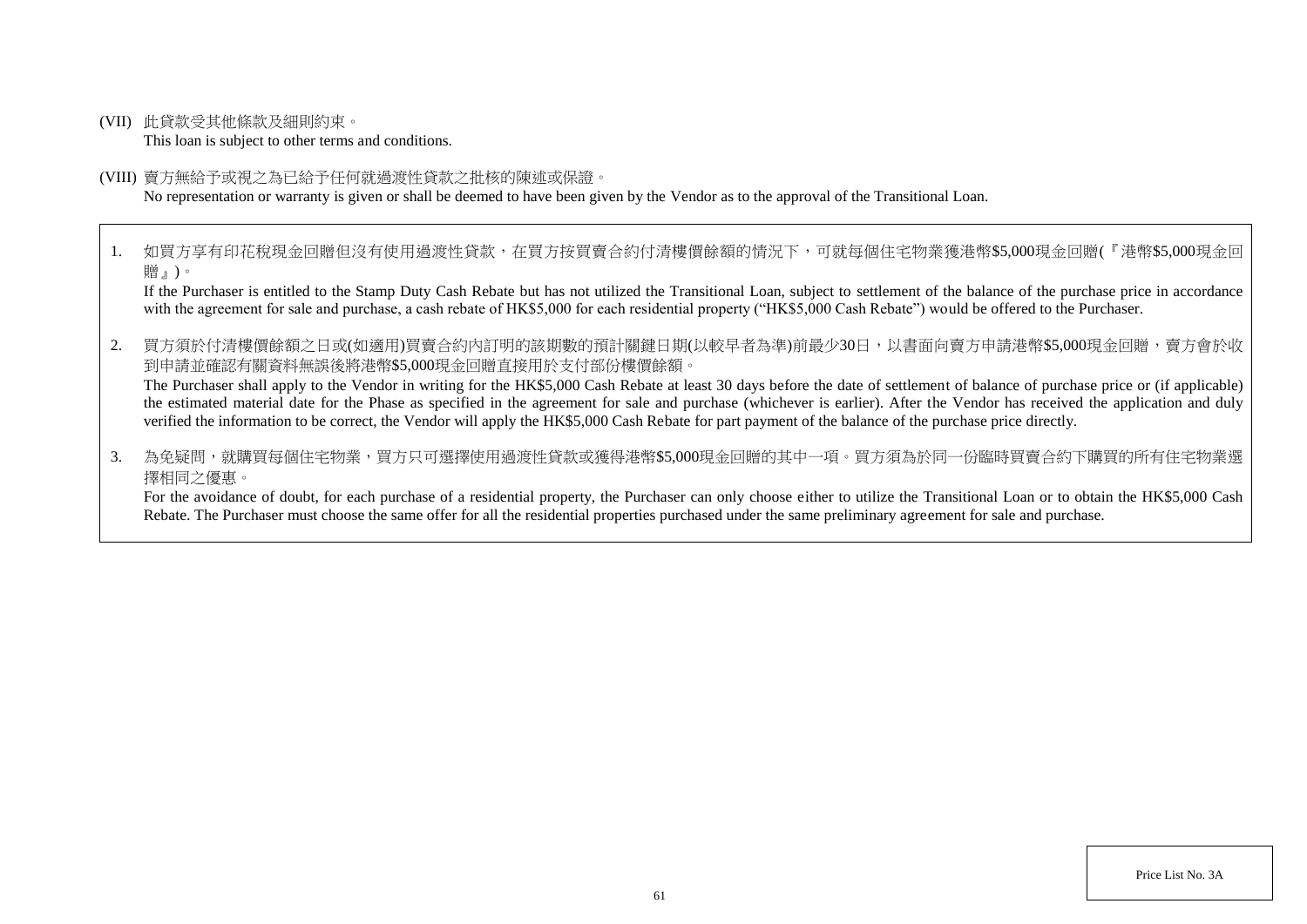(VII) 此貸款受其他條款及細則約束。
This loan is subject to other terms and conditions.

(VIII) 賣方無給予或視之為已給予任何就過渡性貸款之批核的陳述或保證。
No representation or warranty is given or shall be deemed to have been given by the Vendor as to the approval of the Transitional Loan.

1. 如買方享有印花稅現金回贈但沒有使用過渡性貸款，在買方按買賣合約付清樓價餘額的情況下，可就每個住宅物業獲港幣$5,000現金回贈(『港幣$5,000現金回贈』)。
If the Purchaser is entitled to the Stamp Duty Cash Rebate but has not utilized the Transitional Loan, subject to settlement of the balance of the purchase price in accordance with the agreement for sale and purchase, a cash rebate of HK$5,000 for each residential property ("HK$5,000 Cash Rebate") would be offered to the Purchaser.

2. 買方須於付清樓價餘額之日或(如適用)買賣合約內訂明的該期數的預計關鍵日期(以較早者為準)前最少30日，以書面向賣方申請港幣$5,000現金回贈，賣方會於收到申請並確認有關資料無誤後將港幣$5,000現金回贈直接用於支付部份樓價餘額。
The Purchaser shall apply to the Vendor in writing for the HK$5,000 Cash Rebate at least 30 days before the date of settlement of balance of purchase price or (if applicable) the estimated material date for the Phase as specified in the agreement for sale and purchase (whichever is earlier). After the Vendor has received the application and duly verified the information to be correct, the Vendor will apply the HK$5,000 Cash Rebate for part payment of the balance of the purchase price directly.

3. 為免疑問，就購買每個住宅物業，買方只可選擇使用過渡性貸款或獲得港幣$5,000現金回贈的其中一項。買方須為於同一份臨時買賣合約下購買的所有住宅物業選擇相同之優惠。
For the avoidance of doubt, for each purchase of a residential property, the Purchaser can only choose either to utilize the Transitional Loan or to obtain the HK$5,000 Cash Rebate. The Purchaser must choose the same offer for all the residential properties purchased under the same preliminary agreement for sale and purchase.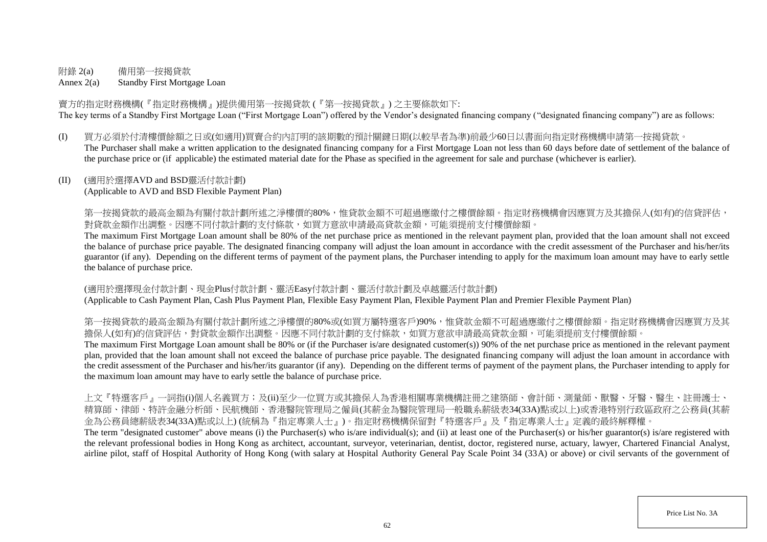附錄 2(a) 備用第一按揭貸款

Annex 2(a) Standby First Mortgage Loan

賣方的指定財務機構(『指定財務機構』)提供備用第一按揭貸款 (『第一按揭貸款』) 之主要條款如下:

The key terms of a Standby First Mortgage Loan ("First Mortgage Loan") offered by the Vendor's designated financing company ("designated financing company") are as follows:

(I) 買方必須於付清樓價餘額之日或(如適用)買賣合約內訂明的該期數的預計關鍵日期(以較早者為準)前最少60日以書面向指定財務機構申請第一按揭貸款。
The Purchaser shall make a written application to the designated financing company for a First Mortgage Loan not less than 60 days before date of settlement of the balance of the purchase price or (if applicable) the estimated material date for the Phase as specified in the agreement for sale and purchase (whichever is earlier).

(II) (適用於選擇AVD and BSD靈活付款計劃)
(Applicable to AVD and BSD Flexible Payment Plan)

第一按揭貸款的最高金額為有關付款計劃所述之淨樓價的80%，惟貸款金額不可超過應繳付之樓價餘額。指定財務機構會因應買方及其擔保人(如有)的信貸評估，對貸款金額作出調整。因應不同付款計劃的支付條款，如買方意欲申請最高貸款金額，可能須提前支付樓價餘額。

The maximum First Mortgage Loan amount shall be 80% of the net purchase price as mentioned in the relevant payment plan, provided that the loan amount shall not exceed the balance of purchase price payable. The designated financing company will adjust the loan amount in accordance with the credit assessment of the Purchaser and his/her/its guarantor (if any). Depending on the different terms of payment of the payment plans, the Purchaser intending to apply for the maximum loan amount may have to early settle the balance of purchase price.

(適用於選擇現金付款計劃、現金Plus付款計劃、靈活Easy付款計劃、靈活付款計劃及卓越靈活付款計劃)
(Applicable to Cash Payment Plan, Cash Plus Payment Plan, Flexible Easy Payment Plan, Flexible Payment Plan and Premier Flexible Payment Plan)

第一按揭貸款的最高金額為有關付款計劃所述之淨樓價的80%或(如買方屬特選客戶)90%，惟貸款金額不可超過應繳付之樓價餘額。指定財務機構會因應買方及其擔保人(如有)的信貸評估，對貸款金額作出調整。因應不同付款計劃的支付條款，如買方意欲申請最高貸款金額，可能須提前支付樓價餘額。

The maximum First Mortgage Loan amount shall be 80% or (if the Purchaser is/are designated customer(s)) 90% of the net purchase price as mentioned in the relevant payment plan, provided that the loan amount shall not exceed the balance of purchase price payable. The designated financing company will adjust the loan amount in accordance with the credit assessment of the Purchaser and his/her/its guarantor (if any). Depending on the different terms of payment of the payment plans, the Purchaser intending to apply for the maximum loan amount may have to early settle the balance of purchase price.

上文『特選客戶』一詞指(i)個人名義買方；及(ii)至少一位買方或其擔保人為香港相關專業機構註冊之建築師、會計師、測量師、獸醫、牙醫、醫生、註冊護士、精算師、律師、特許金融分析師、民航機師、香港醫院管理局之僱員(其薪金為醫院管理局一般職系薪級表34(33A)點或以上)或香港特別行政區政府之公務員(其薪金為公務員總薪級表34(33A)點或以上) (統稱為『指定專業人士』)。指定財務機構保留對『特選客戶』及『指定專業人士』定義的最終解釋權。

The term "designated customer" above means (i) the Purchaser(s) who is/are individual(s); and (ii) at least one of the Purchaser(s) or his/her guarantor(s) is/are registered with the relevant professional bodies in Hong Kong as architect, accountant, surveyor, veterinarian, dentist, doctor, registered nurse, actuary, lawyer, Chartered Financial Analyst, airline pilot, staff of Hospital Authority of Hong Kong (with salary at Hospital Authority General Pay Scale Point 34 (33A) or above) or civil servants of the government of

Price List No. 3A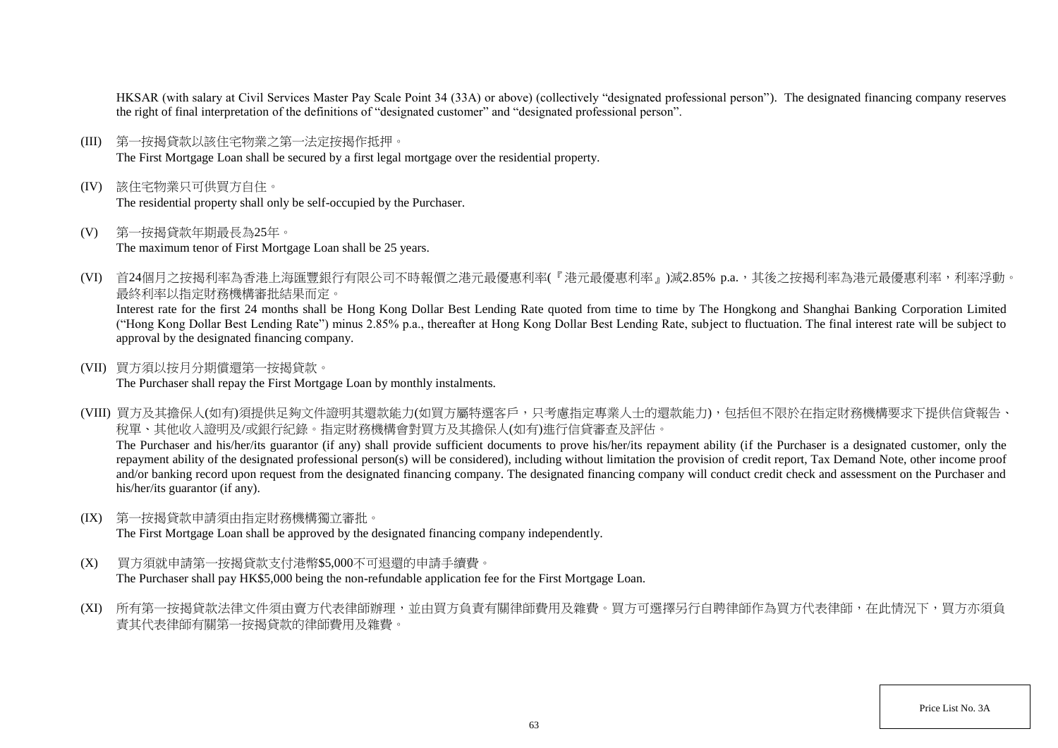HKSAR (with salary at Civil Services Master Pay Scale Point 34 (33A) or above) (collectively "designated professional person"). The designated financing company reserves the right of final interpretation of the definitions of "designated customer" and "designated professional person".

(III) 第一按揭貸款以該住宅物業之第一法定按揭作抵押。
The First Mortgage Loan shall be secured by a first legal mortgage over the residential property.

(IV) 該住宅物業只可供買方自住。
The residential property shall only be self-occupied by the Purchaser.

(V) 第一按揭貸款年期最長為25年。
The maximum tenor of First Mortgage Loan shall be 25 years.

(VI) 首24個月之按揭利率為香港上海匯豐銀行有限公司不時報價之港元最優惠利率(『港元最優惠利率』)減2.85% p.a.，其後之按揭利率為港元最優惠利率，利率浮動。最終利率以指定財務機構審批結果而定。
Interest rate for the first 24 months shall be Hong Kong Dollar Best Lending Rate quoted from time to time by The Hongkong and Shanghai Banking Corporation Limited ("Hong Kong Dollar Best Lending Rate") minus 2.85% p.a., thereafter at Hong Kong Dollar Best Lending Rate, subject to fluctuation. The final interest rate will be subject to approval by the designated financing company.

(VII) 買方須以按月分期償還第一按揭貸款。
The Purchaser shall repay the First Mortgage Loan by monthly instalments.

(VIII) 買方及其擔保人(如有)須提供足夠文件證明其還款能力(如買方屬特選客戶，只考慮指定專業人士的還款能力)，包括但不限於在指定財務機構要求下提供信貸報告、稅單、其他收入證明及/或銀行紀錄。指定財務機構會對買方及其擔保人(如有)進行信貸審查及評估。
The Purchaser and his/her/its guarantor (if any) shall provide sufficient documents to prove his/her/its repayment ability (if the Purchaser is a designated customer, only the repayment ability of the designated professional person(s) will be considered), including without limitation the provision of credit report, Tax Demand Note, other income proof and/or banking record upon request from the designated financing company. The designated financing company will conduct credit check and assessment on the Purchaser and his/her/its guarantor (if any).

(IX) 第一按揭貸款申請須由指定財務機構獨立審批。
The First Mortgage Loan shall be approved by the designated financing company independently.

(X) 買方須就申請第一按揭貸款支付港幣$5,000不可退還的申請手續費。
The Purchaser shall pay HK$5,000 being the non-refundable application fee for the First Mortgage Loan.

(XI) 所有第一按揭貸款法律文件須由賣方代表律師辦理，並由買方負責有關律師費用及雜費。買方可選擇另行自聘律師作為買方代表律師，在此情況下，買方亦須負責其代表律師有關第一按揭貸款的律師費用及雜費。

Price List No. 3A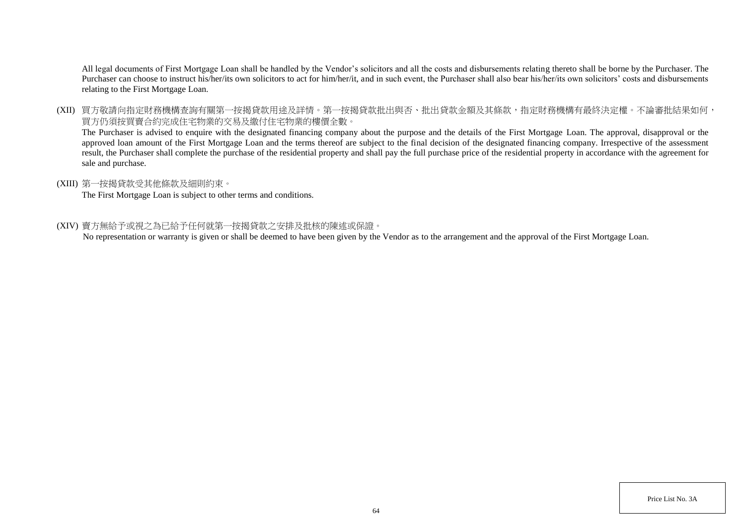All legal documents of First Mortgage Loan shall be handled by the Vendor's solicitors and all the costs and disbursements relating thereto shall be borne by the Purchaser. The Purchaser can choose to instruct his/her/its own solicitors to act for him/her/it, and in such event, the Purchaser shall also bear his/her/its own solicitors' costs and disbursements relating to the First Mortgage Loan.

(XII) 買方敬請向指定財務機構查詢有關第一按揭貸款用途及詳情。第一按揭貸款批出與否、批出貸款金額及其條款，指定財務機構有最終決定權。不論審批結果如何，買方仍須按買賣合約完成住宅物業的交易及繳付住宅物業的樓價全數。

The Purchaser is advised to enquire with the designated financing company about the purpose and the details of the First Mortgage Loan. The approval, disapproval or the approved loan amount of the First Mortgage Loan and the terms thereof are subject to the final decision of the designated financing company. Irrespective of the assessment result, the Purchaser shall complete the purchase of the residential property and shall pay the full purchase price of the residential property in accordance with the agreement for sale and purchase.

(XIII) 第一按揭貸款受其他條款及細則約束。

The First Mortgage Loan is subject to other terms and conditions.

(XIV) 賣方無給予或視之為已給予任何就第一按揭貸款之安排及批核的陳述或保證。

No representation or warranty is given or shall be deemed to have been given by the Vendor as to the arrangement and the approval of the First Mortgage Loan.

Price List No. 3A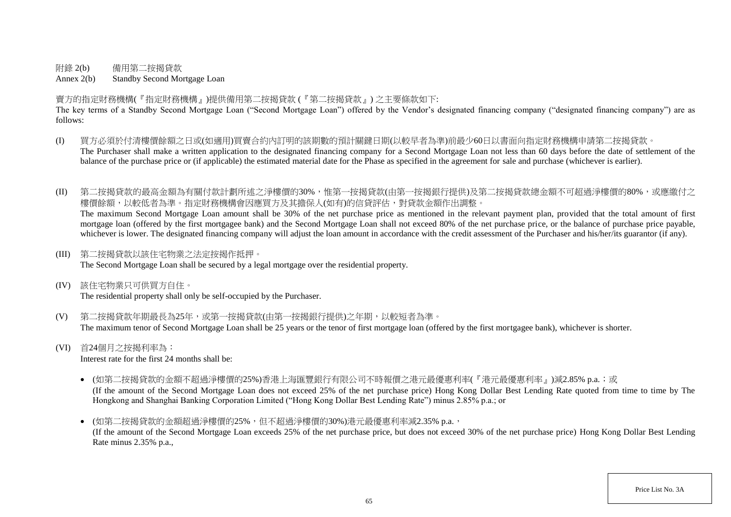附錄 2(b) 備用第二按揭貸款

Annex 2(b) Standby Second Mortgage Loan

賣方的指定財務機構(『指定財務機構』)提供備用第二按揭貸款 (『第二按揭貸款』) 之主要條款如下:

The key terms of a Standby Second Mortgage Loan ("Second Mortgage Loan") offered by the Vendor's designated financing company ("designated financing company") are as follows:

(I) 買方必須於付清樓價餘額之日或(如適用)買賣合約內訂明的該期數的預計關鍵日期(以較早者為準)前最少60日以書面向指定財務機構申請第二按揭貸款。
The Purchaser shall make a written application to the designated financing company for a Second Mortgage Loan not less than 60 days before the date of settlement of the balance of the purchase price or (if applicable) the estimated material date for the Phase as specified in the agreement for sale and purchase (whichever is earlier).

(II) 第二按揭貸款的最高金額為有關付款計劃所述之淨樓價的30%，惟第一按揭貸款(由第一按揭銀行提供)及第二按揭貸款總金額不可超過淨樓價的80%，或應繳付之樓價餘額，以較低者為準。指定財務機構會因應買方及其擔保人(如有)的信貸評估，對貸款金額作出調整。
The maximum Second Mortgage Loan amount shall be 30% of the net purchase price as mentioned in the relevant payment plan, provided that the total amount of first mortgage loan (offered by the first mortgagee bank) and the Second Mortgage Loan shall not exceed 80% of the net purchase price, or the balance of purchase price payable, whichever is lower. The designated financing company will adjust the loan amount in accordance with the credit assessment of the Purchaser and his/her/its guarantor (if any).

(III) 第二按揭貸款以該住宅物業之法定按揭作抵押。
The Second Mortgage Loan shall be secured by a legal mortgage over the residential property.

(IV) 該住宅物業只可供買方自住。
The residential property shall only be self-occupied by the Purchaser.

(V) 第二按揭貸款年期最長為25年，或第一按揭貸款(由第一按揭銀行提供)之年期，以較短者為準。
The maximum tenor of Second Mortgage Loan shall be 25 years or the tenor of first mortgage loan (offered by the first mortgagee bank), whichever is shorter.

(VI) 首24個月之按揭利率為：
Interest rate for the first 24 months shall be:

- (如第二按揭貸款的金額不超過淨樓價的25%)香港上海匯豐銀行有限公司不時報價之港元最優惠利率(『港元最優惠利率』)減2.85% p.a.；或
(If the amount of the Second Mortgage Loan does not exceed 25% of the net purchase price) Hong Kong Dollar Best Lending Rate quoted from time to time by The Hongkong and Shanghai Banking Corporation Limited ("Hong Kong Dollar Best Lending Rate") minus 2.85% p.a.; or

- (如第二按揭貸款的金額超過淨樓價的25%，但不超過淨樓價的30%)港元最優惠利率減2.35% p.a.，
(If the amount of the Second Mortgage Loan exceeds 25% of the net purchase price, but does not exceed 30% of the net purchase price) Hong Kong Dollar Best Lending Rate minus 2.35% p.a.,

Price List No. 3A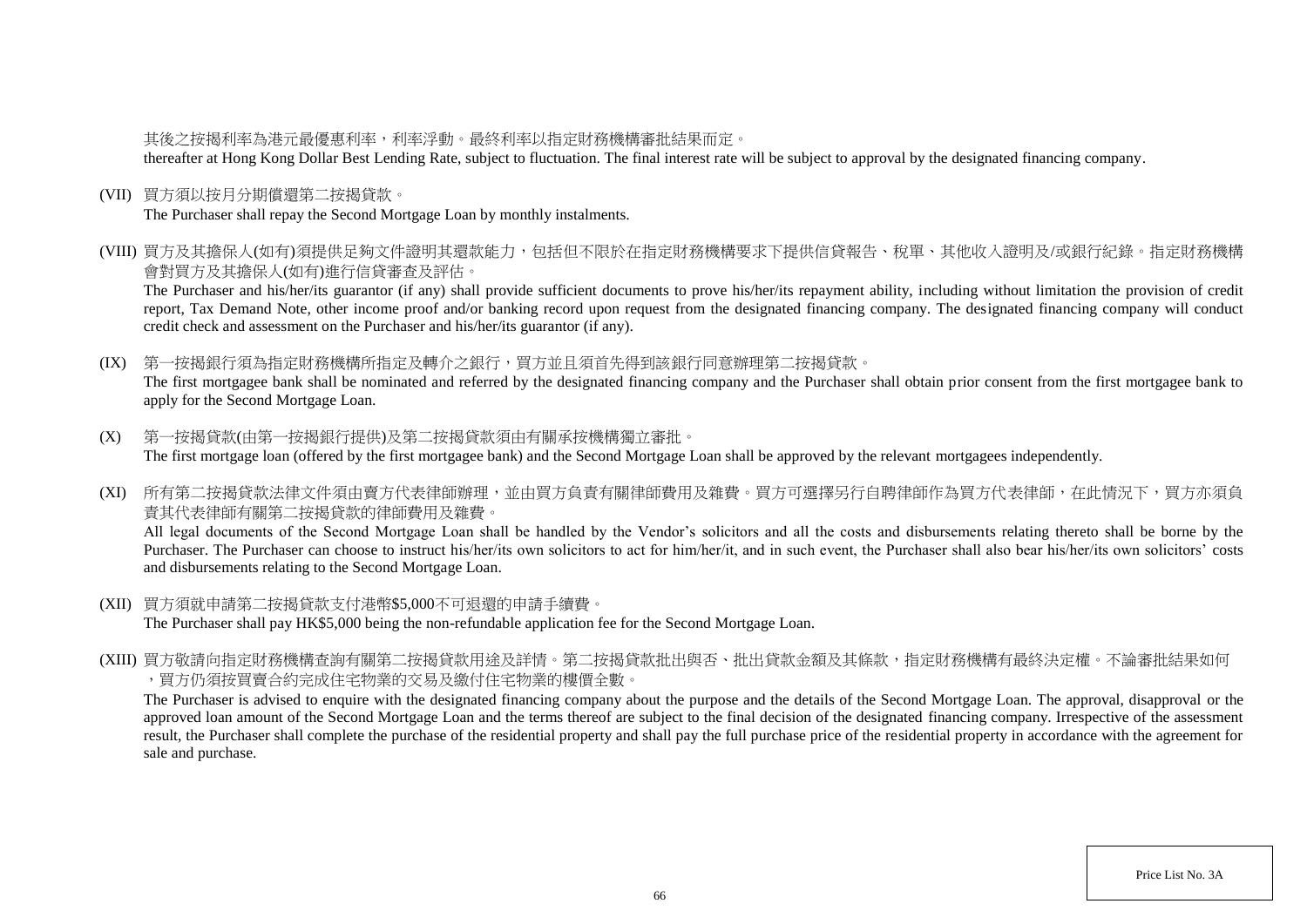其後之按揭利率為港元最優惠利率，利率浮動。最終利率以指定財務機構審批結果而定。
thereafter at Hong Kong Dollar Best Lending Rate, subject to fluctuation. The final interest rate will be subject to approval by the designated financing company.

(VII) 買方須以按月分期償還第二按揭貸款。
The Purchaser shall repay the Second Mortgage Loan by monthly instalments.

(VIII) 買方及其擔保人(如有)須提供足夠文件證明其還款能力，包括但不限於在指定財務機構要求下提供信貸報告、稅單、其他收入證明及/或銀行紀錄。指定財務機構會對買方及其擔保人(如有)進行信貸審查及評估。
The Purchaser and his/her/its guarantor (if any) shall provide sufficient documents to prove his/her/its repayment ability, including without limitation the provision of credit report, Tax Demand Note, other income proof and/or banking record upon request from the designated financing company. The designated financing company will conduct credit check and assessment on the Purchaser and his/her/its guarantor (if any).

(IX) 第一按揭銀行須為指定財務機構所指定及轉介之銀行，買方並且須首先得到該銀行同意辦理第二按揭貸款。
The first mortgagee bank shall be nominated and referred by the designated financing company and the Purchaser shall obtain prior consent from the first mortgagee bank to apply for the Second Mortgage Loan.

(X) 第一按揭貸款(由第一按揭銀行提供)及第二按揭貸款須由有關承按機構獨立審批。
The first mortgage loan (offered by the first mortgagee bank) and the Second Mortgage Loan shall be approved by the relevant mortgagees independently.

(XI) 所有第二按揭貸款法律文件須由賣方代表律師辦理，並由買方負責有關律師費用及雜費。買方可選擇另行自聘律師作為買方代表律師，在此情況下，買方亦須負責其代表律師有關第二按揭貸款的律師費用及雜費。
All legal documents of the Second Mortgage Loan shall be handled by the Vendor's solicitors and all the costs and disbursements relating thereto shall be borne by the Purchaser. The Purchaser can choose to instruct his/her/its own solicitors to act for him/her/it, and in such event, the Purchaser shall also bear his/her/its own solicitors' costs and disbursements relating to the Second Mortgage Loan.

(XII) 買方須就申請第二按揭貸款支付港幣$5,000不可退還的申請手續費。
The Purchaser shall pay HK$5,000 being the non-refundable application fee for the Second Mortgage Loan.

(XIII) 買方敬請向指定財務機構查詢有關第二按揭貸款用途及詳情。第二按揭貸款批出與否、批出貸款金額及其條款，指定財務機構有最終決定權。不論審批結果如何，買方仍須按買賣合約完成住宅物業的交易及繳付住宅物業的樓價全數。
The Purchaser is advised to enquire with the designated financing company about the purpose and the details of the Second Mortgage Loan. The approval, disapproval or the approved loan amount of the Second Mortgage Loan and the terms thereof are subject to the final decision of the designated financing company. Irrespective of the assessment result, the Purchaser shall complete the purchase of the residential property and shall pay the full purchase price of the residential property in accordance with the agreement for sale and purchase.

Price List No. 3A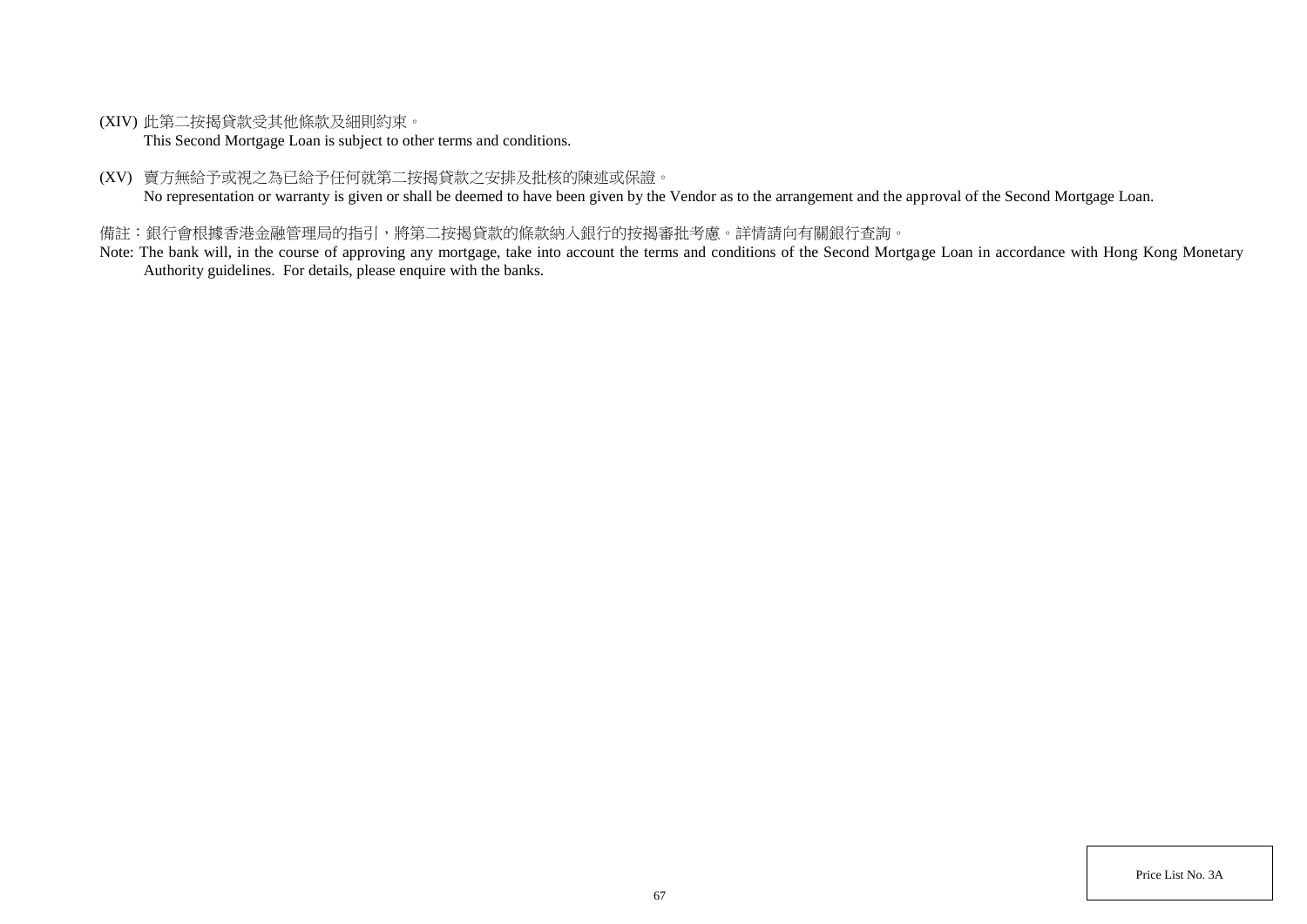(XIV) 此第二按揭貸款受其他條款及細則約束。
This Second Mortgage Loan is subject to other terms and conditions.

(XV) 賣方無給予或視之為已給予任何就第二按揭貸款之安排及批核的陳述或保證。
No representation or warranty is given or shall be deemed to have been given by the Vendor as to the arrangement and the approval of the Second Mortgage Loan.

備註：銀行會根據香港金融管理局的指引，將第二按揭貸款的條款納入銀行的按揭審批考慮。詳情請向有關銀行查詢。

Note: The bank will, in the course of approving any mortgage, take into account the terms and conditions of the Second Mortgage Loan in accordance with Hong Kong Monetary Authority guidelines. For details, please enquire with the banks.

Price List No. 3A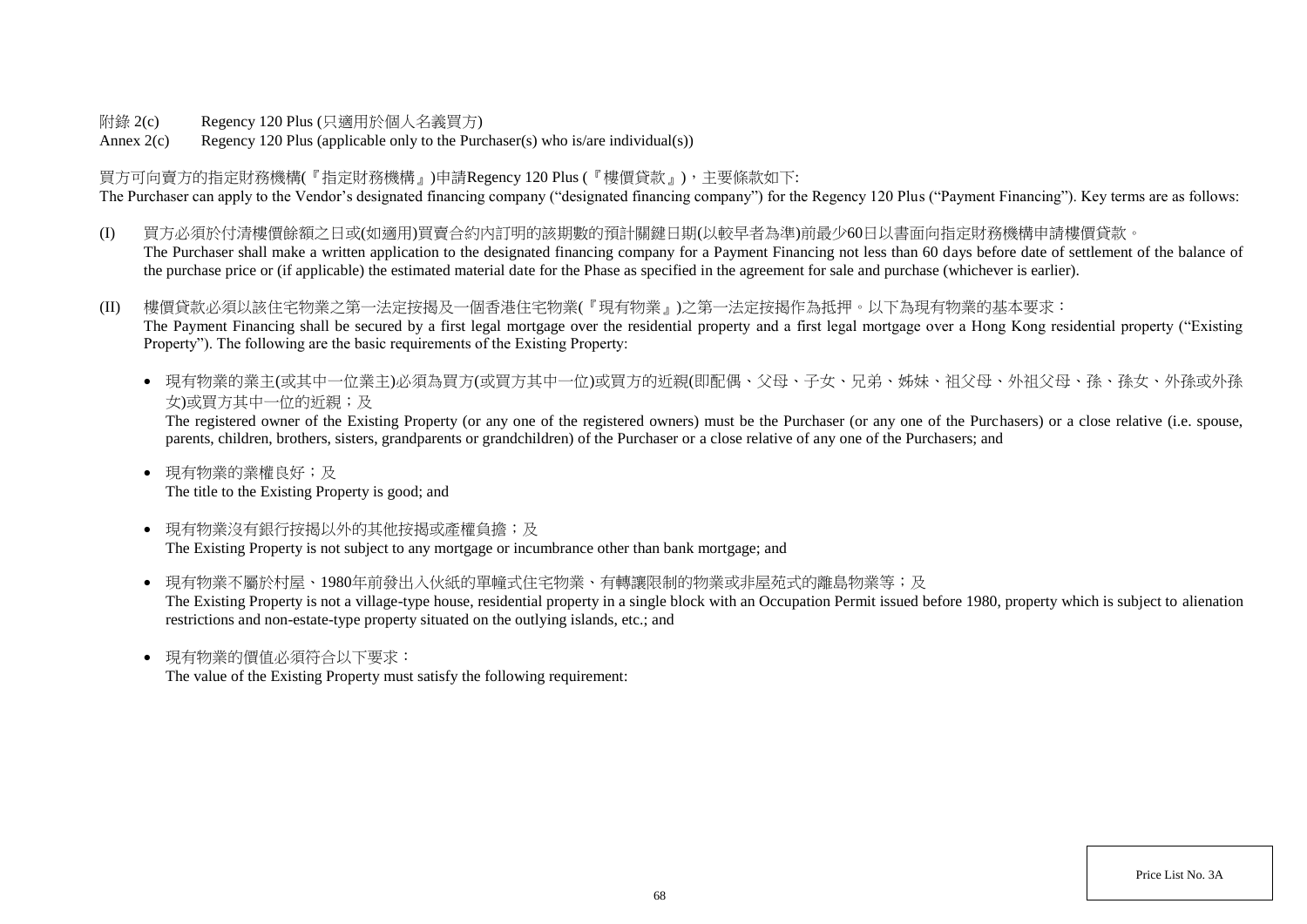附錄 2(c) Regency 120 Plus (只適用於個人名義買方)

Annex 2(c) Regency 120 Plus (applicable only to the Purchaser(s) who is/are individual(s))

買方可向賣方的指定財務機構(『指定財務機構』)申請Regency 120 Plus (『樓價貸款』)，主要條款如下:

The Purchaser can apply to the Vendor's designated financing company ("designated financing company") for the Regency 120 Plus ("Payment Financing"). Key terms are as follows:

(I) 買方必須於付清樓價餘額之日或(如適用)買賣合約內訂明的該期數的預計關鍵日期(以較早者為準)前最少60日以書面向指定財務機構申請樓價貸款。
The Purchaser shall make a written application to the designated financing company for a Payment Financing not less than 60 days before date of settlement of the balance of the purchase price or (if applicable) the estimated material date for the Phase as specified in the agreement for sale and purchase (whichever is earlier).

(II) 樓價貸款必須以該住宅物業之第一法定按揭及一個香港住宅物業(『現有物業』)之第一法定按揭作為抵押。以下為現有物業的基本要求：
The Payment Financing shall be secured by a first legal mortgage over the residential property and a first legal mortgage over a Hong Kong residential property ("Existing Property"). The following are the basic requirements of the Existing Property:

- 現有物業的業主(或其中一位業主)必須為買方(或買方其中一位)或買方的近親(即配偶、父母、子女、兄弟、姊妹、祖父母、外祖父母、孫、孫女、外孫或外孫女)或買方其中一位的近親；及
The registered owner of the Existing Property (or any one of the registered owners) must be the Purchaser (or any one of the Purchasers) or a close relative (i.e. spouse, parents, children, brothers, sisters, grandparents or grandchildren) of the Purchaser or a close relative of any one of the Purchasers; and

- 現有物業的業權良好；及
The title to the Existing Property is good; and

- 現有物業沒有銀行按揭以外的其他按揭或產權負擔；及
The Existing Property is not subject to any mortgage or incumbrance other than bank mortgage; and

- 現有物業不屬於村屋、1980年前發出入伙紙的單幢式住宅物業、有轉讓限制的物業或非屋苑式的離島物業等；及
The Existing Property is not a village-type house, residential property in a single block with an Occupation Permit issued before 1980, property which is subject to alienation restrictions and non-estate-type property situated on the outlying islands, etc.; and

- 現有物業的價值必須符合以下要求：
The value of the Existing Property must satisfy the following requirement:

Price List No. 3A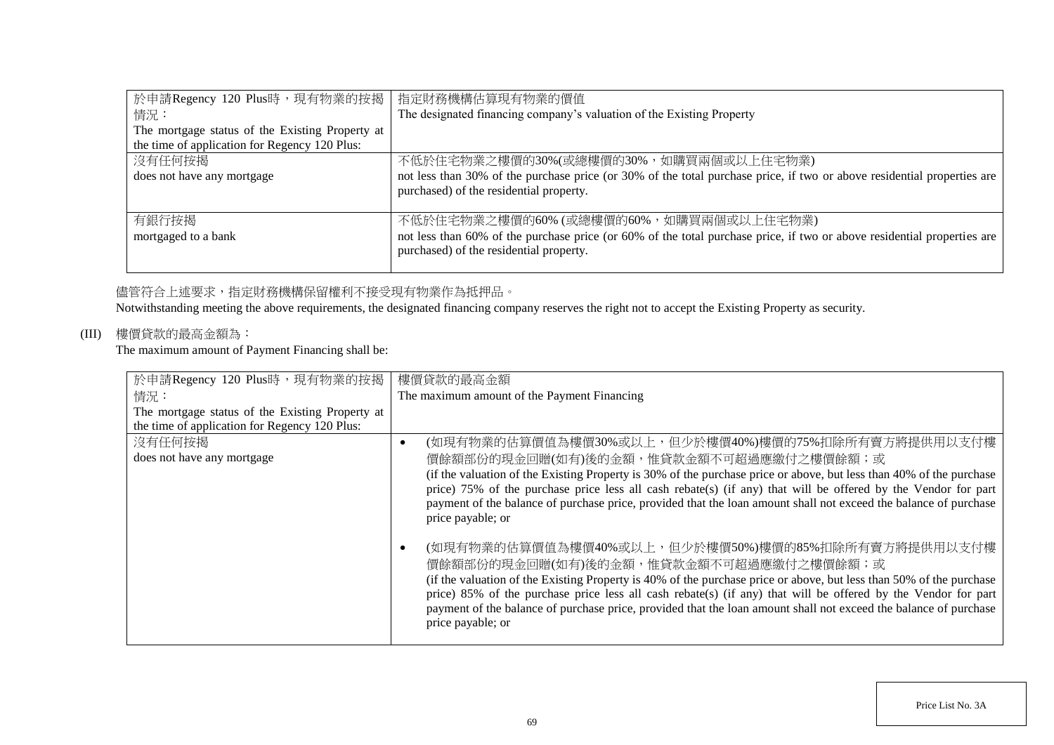| 於申請Regency 120 Plus時，現有物業的按揭情況：<br>The mortgage status of the Existing Property at the time of application for Regency 120 Plus: | 指定財務機構估算現有物業的價值<br>The designated financing company's valuation of the Existing Property |
| --- | --- |
| 沒有任何按揭<br>does not have any mortgage | 不低於住宅物業之樓價的30%(或總樓價的30%，如購買兩個或以上住宅物業)<br>not less than 30% of the purchase price (or 30% of the total purchase price, if two or above residential properties are purchased) of the residential property. |
| 有銀行按揭<br>mortgaged to a bank | 不低於住宅物業之樓價的60% (或總樓價的60%，如購買兩個或以上住宅物業)<br>not less than 60% of the purchase price (or 60% of the total purchase price, if two or above residential properties are purchased) of the residential property. |

儘管符合上述要求，指定財務機構保留權利不接受現有物業作為抵押品。
Notwithstanding meeting the above requirements, the designated financing company reserves the right not to accept the Existing Property as security.

(III) 樓價貸款的最高金額為：
The maximum amount of Payment Financing shall be:

| 於申請Regency 120 Plus時，現有物業的按揭情況：<br>The mortgage status of the Existing Property at the time of application for Regency 120 Plus: | 樓價貸款的最高金額<br>The maximum amount of the Payment Financing |
| --- | --- |
| 沒有任何按揭<br>does not have any mortgage | • (如現有物業的估算價值為樓價30%或以上，但少於樓價40%)樓價的75%扣除所有賣方將提供用以支付樓價餘額部份的現金回贈(如有)後的金額，惟貸款金額不可超過應繳付之樓價餘額；或<br>(if the valuation of the Existing Property is 30% of the purchase price or above, but less than 40% of the purchase price) 75% of the purchase price less all cash rebate(s) (if any) that will be offered by the Vendor for part payment of the balance of purchase price, provided that the loan amount shall not exceed the balance of purchase price payable; or<br><br>• (如現有物業的估算價值為樓價40%或以上，但少於樓價50%)樓價的85%扣除所有賣方將提供用以支付樓價餘額部份的現金回贈(如有)後的金額，惟貸款金額不可超過應繳付之樓價餘額；或<br>(if the valuation of the Existing Property is 40% of the purchase price or above, but less than 50% of the purchase price) 85% of the purchase price less all cash rebate(s) (if any) that will be offered by the Vendor for part payment of the balance of purchase price, provided that the loan amount shall not exceed the balance of purchase price payable; or |

Price List No. 3A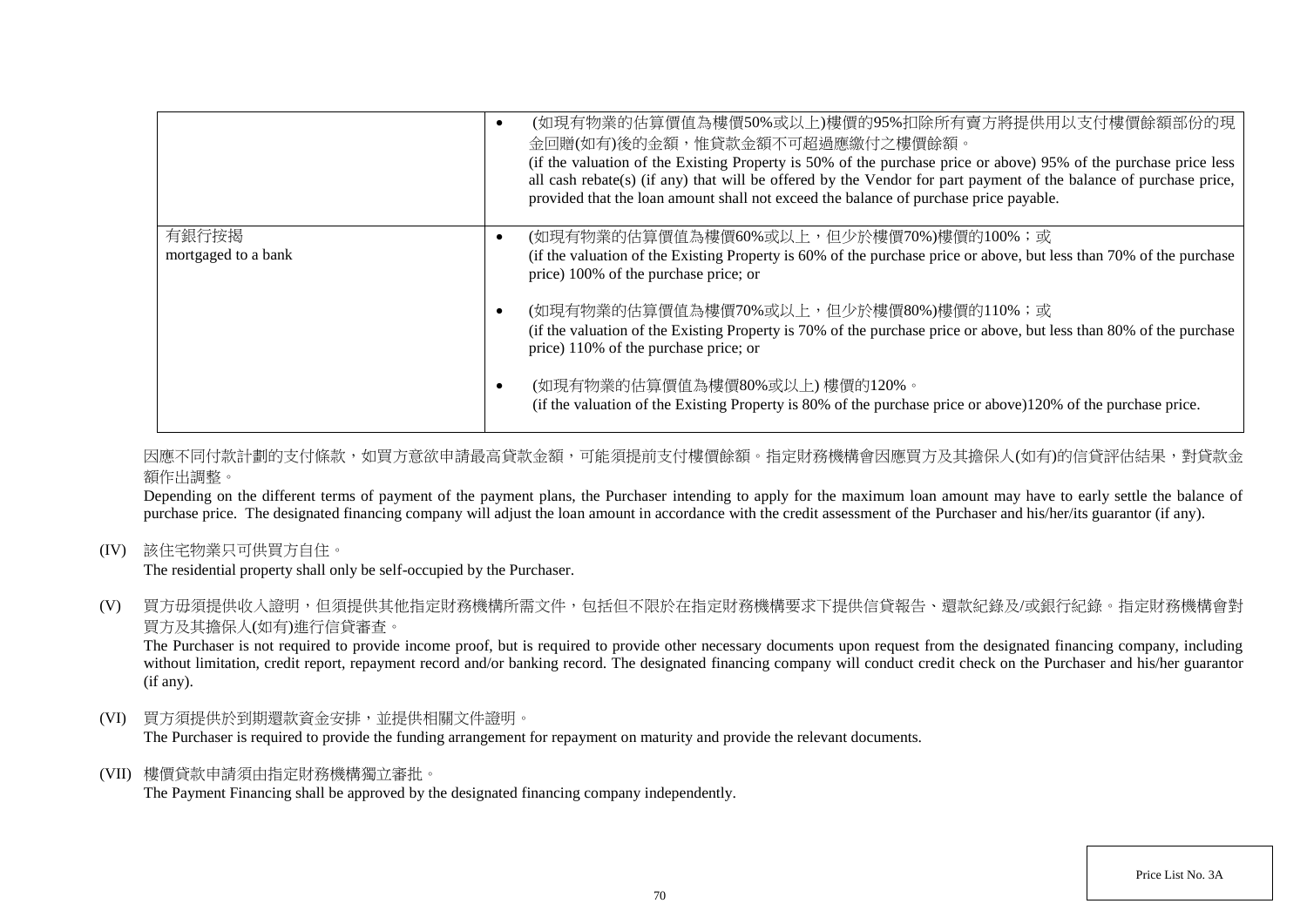| | |
|---|---|
| | • (如現有物業的估算價值為樓價50%或以上)樓價的95%扣除所有賣方將提供用以支付樓價餘額部份的現金回贈(如有)後的金額，惟貸款金額不可超過應繳付之樓價餘額。<br>(if the valuation of the Existing Property is 50% of the purchase price or above) 95% of the purchase price less all cash rebate(s) (if any) that will be offered by the Vendor for part payment of the balance of purchase price, provided that the loan amount shall not exceed the balance of purchase price payable. |
| 有銀行按揭<br>mortgaged to a bank | • (如現有物業的估算價值為樓價60%或以上，但少於樓價70%)樓價的100%；或<br>(if the valuation of the Existing Property is 60% of the purchase price or above, but less than 70% of the purchase price) 100% of the purchase price; or<br><br>• (如現有物業的估算價值為樓價70%或以上，但少於樓價80%)樓價的110%；或<br>(if the valuation of the Existing Property is 70% of the purchase price or above, but less than 80% of the purchase price) 110% of the purchase price; or<br><br>• (如現有物業的估算價值為樓價80%或以上) 樓價的120%。<br>(if the valuation of the Existing Property is 80% of the purchase price or above)120% of the purchase price. |

因應不同付款計劃的支付條款，如買方意欲申請最高貸款金額，可能須提前支付樓價餘額。指定財務機構會因應買方及其擔保人(如有)的信貸評估結果，對貸款金額作出調整。

Depending on the different terms of payment of the payment plans, the Purchaser intending to apply for the maximum loan amount may have to early settle the balance of purchase price. The designated financing company will adjust the loan amount in accordance with the credit assessment of the Purchaser and his/her/its guarantor (if any).

(IV) 該住宅物業只可供買方自住。
The residential property shall only be self-occupied by the Purchaser.

(V) 買方毋須提供收入證明，但須提供其他指定財務機構所需文件，包括但不限於在指定財務機構要求下提供信貸報告、還款紀錄及/或銀行紀錄。指定財務機構會對買方及其擔保人(如有)進行信貸審查。
The Purchaser is not required to provide income proof, but is required to provide other necessary documents upon request from the designated financing company, including without limitation, credit report, repayment record and/or banking record. The designated financing company will conduct credit check on the Purchaser and his/her guarantor (if any).

(VI) 買方須提供於到期還款資金安排，並提供相關文件證明。
The Purchaser is required to provide the funding arrangement for repayment on maturity and provide the relevant documents.

(VII) 樓價貸款申請須由指定財務機構獨立審批。
The Payment Financing shall be approved by the designated financing company independently.

Price List No. 3A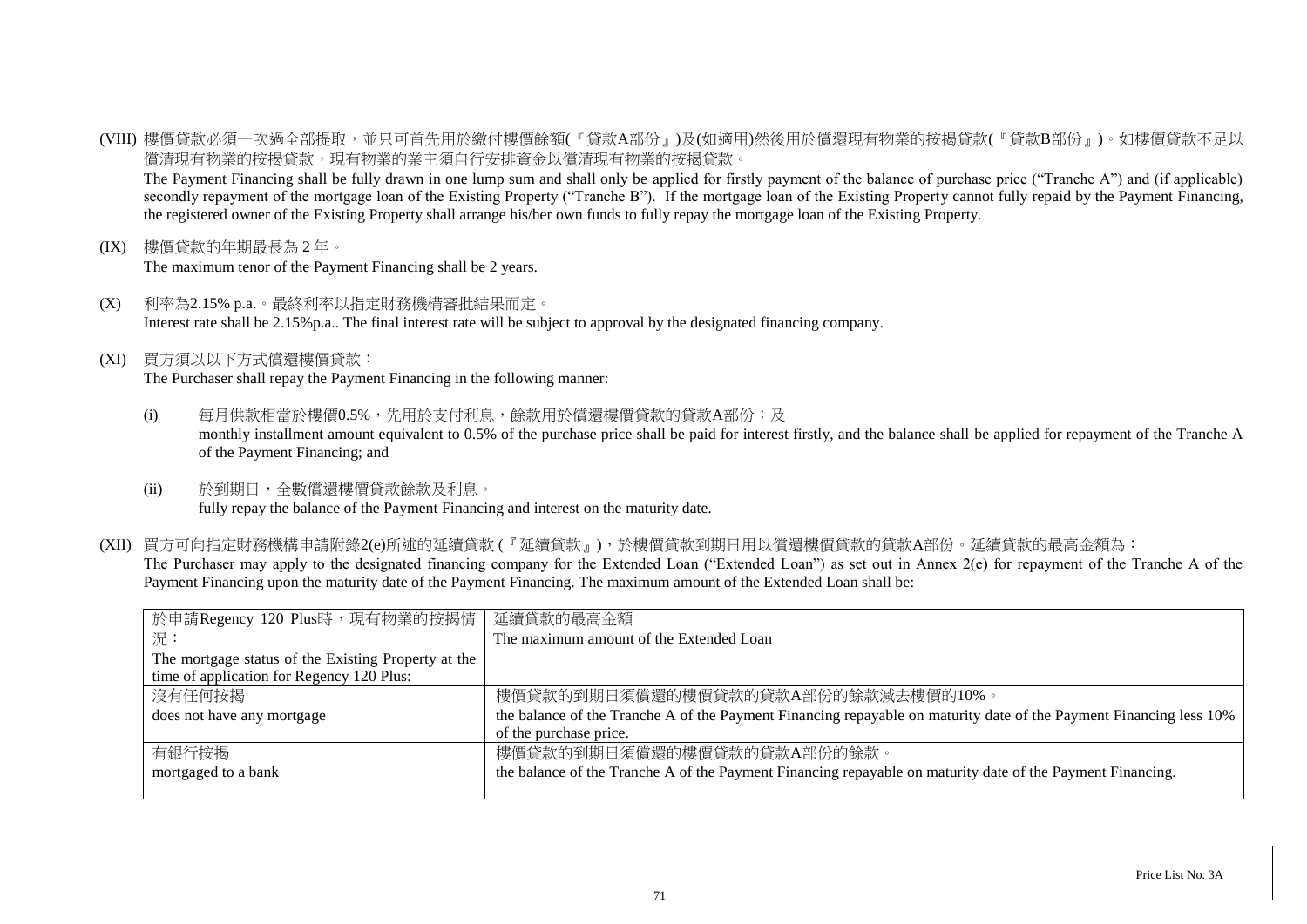(VIII) 樓價貸款必須一次過全部提取，並只可首先用於繳付樓價餘額(『貸款A部份』)及(如適用)然後用於償還現有物業的按揭貸款(『貸款B部份』)。如樓價貸款不足以償清現有物業的按揭貸款，現有物業的業主須自行安排資金以償清現有物業的按揭貸款。
The Payment Financing shall be fully drawn in one lump sum and shall only be applied for firstly payment of the balance of purchase price ("Tranche A") and (if applicable) secondly repayment of the mortgage loan of the Existing Property ("Tranche B"). If the mortgage loan of the Existing Property cannot fully repaid by the Payment Financing, the registered owner of the Existing Property shall arrange his/her own funds to fully repay the mortgage loan of the Existing Property.

(IX) 樓價貸款的年期最長為 2 年。
The maximum tenor of the Payment Financing shall be 2 years.

(X) 利率為2.15% p.a.。最終利率以指定財務機構審批結果而定。
Interest rate shall be 2.15%p.a.. The final interest rate will be subject to approval by the designated financing company.

(XI) 買方須以以下方式償還樓價貸款：
The Purchaser shall repay the Payment Financing in the following manner:

(i) 每月供款相當於樓價0.5%，先用於支付利息，餘款用於償還樓價貸款的貸款A部份；及
monthly installment amount equivalent to 0.5% of the purchase price shall be paid for interest firstly, and the balance shall be applied for repayment of the Tranche A of the Payment Financing; and

(ii) 於到期日，全數償還樓價貸款餘款及利息。
fully repay the balance of the Payment Financing and interest on the maturity date.

(XII) 買方可向指定財務機構申請附錄2(e)所述的延續貸款 (『延續貸款』)，於樓價貸款到期日用以償還樓價貸款的貸款A部份。延續貸款的最高金額為：
The Purchaser may apply to the designated financing company for the Extended Loan ("Extended Loan") as set out in Annex 2(e) for repayment of the Tranche A of the Payment Financing upon the maturity date of the Payment Financing. The maximum amount of the Extended Loan shall be:

| 於申請Regency 120 Plus時，現有物業的按揭情況：<br>The mortgage status of the Existing Property at the time of application for Regency 120 Plus: | 延續貸款的最高金額<br>The maximum amount of the Extended Loan |
|---|---|
| 沒有任何按揭<br>does not have any mortgage | 樓價貸款的到期日須償還的樓價貸款的貸款A部份的餘款減去樓價的10%。<br>the balance of the Tranche A of the Payment Financing repayable on maturity date of the Payment Financing less 10% of the purchase price. |
| 有銀行按揭<br>mortgaged to a bank | 樓價貸款的到期日須償還的樓價貸款的貸款A部份的餘款。<br>the balance of the Tranche A of the Payment Financing repayable on maturity date of the Payment Financing. |

Price List No. 3A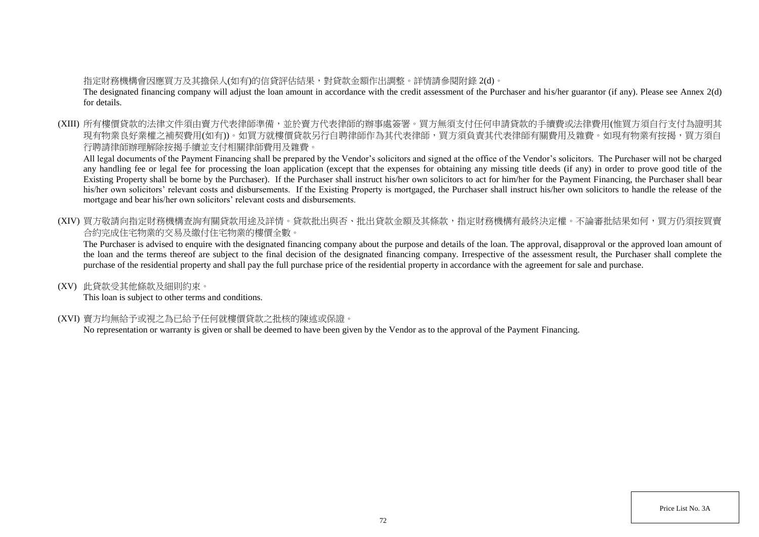指定財務機構會因應買方及其擔保人(如有)的信貸評估結果，對貸款金額作出調整。詳情請參閱附錄 2(d)。

The designated financing company will adjust the loan amount in accordance with the credit assessment of the Purchaser and his/her guarantor (if any). Please see Annex 2(d) for details.

(XIII) 所有樓價貸款的法律文件須由賣方代表律師準備，並於賣方代表律師的辦事處簽署。買方無須支付任何申請貸款的手續費或法律費用(惟買方須自行支付為證明其現有物業良好業權之補契費用(如有))。如買方就樓價貸款另行自聘律師作為其代表律師，買方須負責其代表律師有關費用及雜費。如現有物業有按揭，買方須自行聘請律師辦理解除按揭手續並支付相關律師費用及雜費。

All legal documents of the Payment Financing shall be prepared by the Vendor's solicitors and signed at the office of the Vendor's solicitors. The Purchaser will not be charged any handling fee or legal fee for processing the loan application (except that the expenses for obtaining any missing title deeds (if any) in order to prove good title of the Existing Property shall be borne by the Purchaser). If the Purchaser shall instruct his/her own solicitors to act for him/her for the Payment Financing, the Purchaser shall bear his/her own solicitors' relevant costs and disbursements. If the Existing Property is mortgaged, the Purchaser shall instruct his/her own solicitors to handle the release of the mortgage and bear his/her own solicitors' relevant costs and disbursements.

(XIV) 買方敬請向指定財務機構查詢有關貸款用途及詳情。貸款批出與否、批出貸款金額及其條款，指定財務機構有最終決定權。不論審批結果如何，買方仍須按買賣合約完成住宅物業的交易及繳付住宅物業的樓價全數。

The Purchaser is advised to enquire with the designated financing company about the purpose and details of the loan. The approval, disapproval or the approved loan amount of the loan and the terms thereof are subject to the final decision of the designated financing company. Irrespective of the assessment result, the Purchaser shall complete the purchase of the residential property and shall pay the full purchase price of the residential property in accordance with the agreement for sale and purchase.

(XV) 此貸款受其他條款及細則約束。

This loan is subject to other terms and conditions.

(XVI) 賣方均無給予或視之為已給予任何就樓價貸款之批核的陳述或保證。

No representation or warranty is given or shall be deemed to have been given by the Vendor as to the approval of the Payment Financing.

Price List No. 3A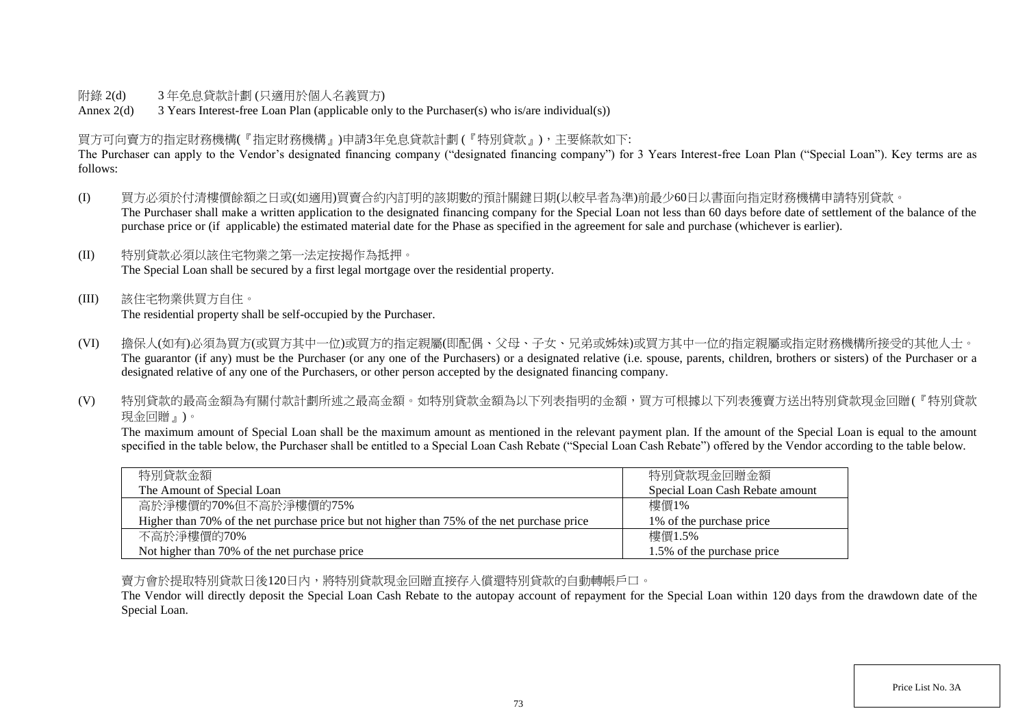附錄 2(d)　　3 年免息貸款計劃 (只適用於個人名義買方)

Annex 2(d)　　3 Years Interest-free Loan Plan (applicable only to the Purchaser(s) who is/are individual(s))

買方可向賣方的指定財務機構(『指定財務機構』)申請3年免息貸款計劃 (『特別貸款』)，主要條款如下:

The Purchaser can apply to the Vendor's designated financing company ("designated financing company") for 3 Years Interest-free Loan Plan ("Special Loan"). Key terms are as follows:

(I) 買方必須於付清樓價餘額之日或(如適用)買賣合約內訂明的該期數的預計關鍵日期(以較早者為準)前最少60日以書面向指定財務機構申請特別貸款。
The Purchaser shall make a written application to the designated financing company for the Special Loan not less than 60 days before date of settlement of the balance of the purchase price or (if applicable) the estimated material date for the Phase as specified in the agreement for sale and purchase (whichever is earlier).

(II) 特別貸款必須以該住宅物業之第一法定按揭作為抵押。
The Special Loan shall be secured by a first legal mortgage over the residential property.

(III) 該住宅物業供買方自住。
The residential property shall be self-occupied by the Purchaser.

(VI) 擔保人(如有)必須為買方(或買方其中一位)或買方的指定親屬(即配偶、父母、子女、兄弟或姊妹)或買方其中一位的指定親屬或指定財務機構所接受的其他人士。
The guarantor (if any) must be the Purchaser (or any one of the Purchasers) or a designated relative (i.e. spouse, parents, children, brothers or sisters) of the Purchaser or a designated relative of any one of the Purchasers, or other person accepted by the designated financing company.

(V) 特別貸款的最高金額為有關付款計劃所述之最高金額。如特別貸款金額為以下列表指明的金額，買方可根據以下列表獲賣方送出特別貸款現金回贈(『特別貸款現金回贈』)。
The maximum amount of Special Loan shall be the maximum amount as mentioned in the relevant payment plan. If the amount of the Special Loan is equal to the amount specified in the table below, the Purchaser shall be entitled to a Special Loan Cash Rebate ("Special Loan Cash Rebate") offered by the Vendor according to the table below.

| 特別貸款金額<br>The Amount of Special Loan | 特別貸款現金回贈金額<br>Special Loan Cash Rebate amount |
|---|---|
| 高於淨樓價的70%但不高於淨樓價的75%<br>Higher than 70% of the net purchase price but not higher than 75% of the net purchase price | 樓價1%<br>1% of the purchase price |
| 不高於淨樓價的70%<br>Not higher than 70% of the net purchase price | 樓價1.5%<br>1.5% of the purchase price |

賣方會於提取特別貸款日後120日內，將特別貸款現金回贈直接存入償還特別貸款的自動轉帳戶口。

The Vendor will directly deposit the Special Loan Cash Rebate to the autopay account of repayment for the Special Loan within 120 days from the drawdown date of the Special Loan.

Price List No. 3A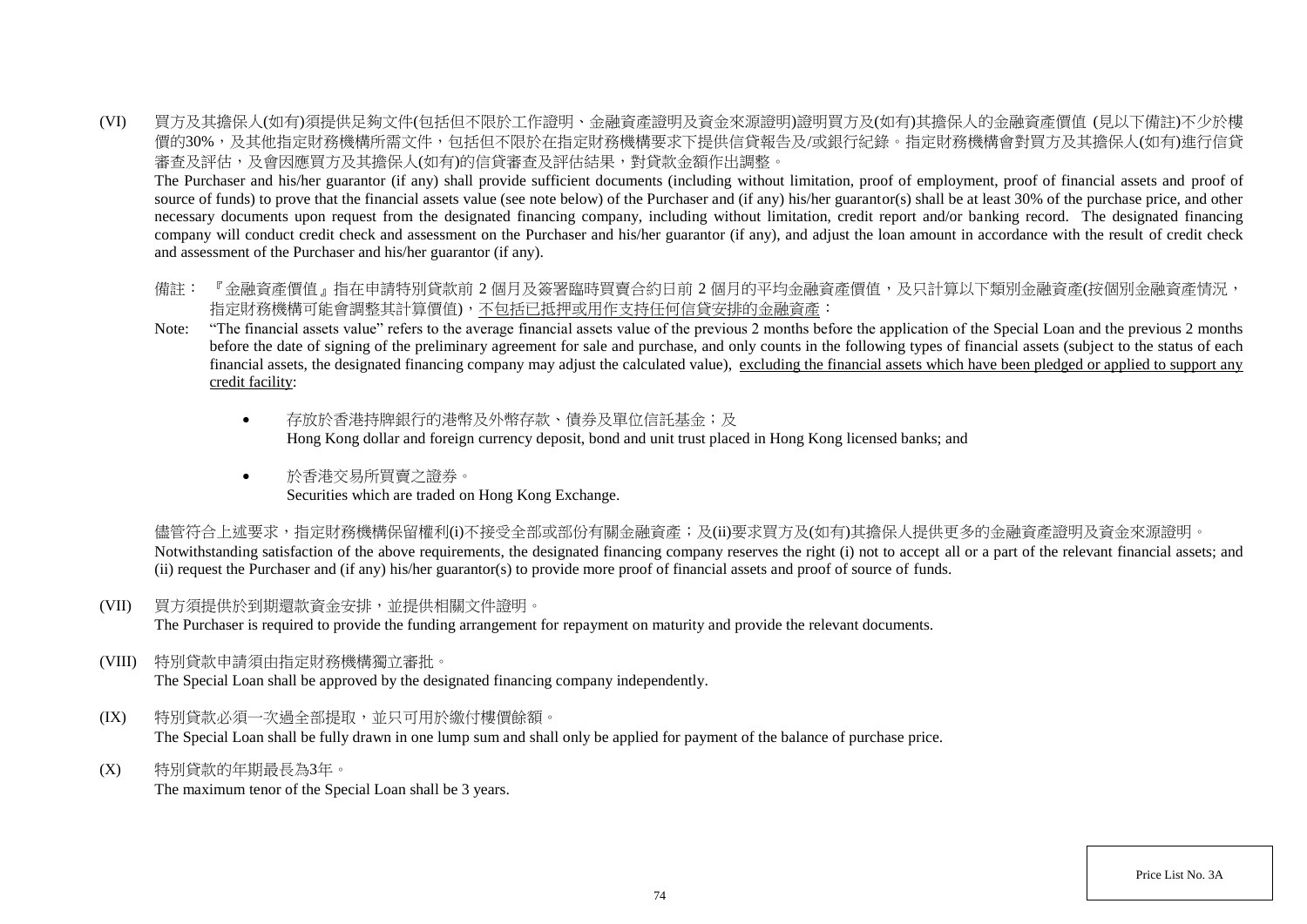(VI) 買方及其擔保人(如有)須提供足夠文件(包括但不限於工作證明、金融資產證明及資金來源證明)證明買方及(如有)其擔保人的金融資產價值 (見以下備註)不少於樓價的30%，及其他指定財務機構所需文件，包括但不限於在指定財務機構要求下提供信貸報告及/或銀行紀錄。指定財務機構會對買方及其擔保人(如有)進行信貸審查及評估，及會因應買方及其擔保人(如有)的信貸審查及評估結果，對貸款金額作出調整。

The Purchaser and his/her guarantor (if any) shall provide sufficient documents (including without limitation, proof of employment, proof of financial assets and proof of source of funds) to prove that the financial assets value (see note below) of the Purchaser and (if any) his/her guarantor(s) shall be at least 30% of the purchase price, and other necessary documents upon request from the designated financing company, including without limitation, credit report and/or banking record. The designated financing company will conduct credit check and assessment on the Purchaser and his/her guarantor (if any), and adjust the loan amount in accordance with the result of credit check and assessment of the Purchaser and his/her guarantor (if any).

備註： 『金融資產價值』指在申請特別貸款前 2 個月及簽署臨時買賣合約日前 2 個月的平均金融資產價值，及只計算以下類別金融資產(按個別金融資產情況，指定財務機構可能會調整其計算價值)，<u>不包括已抵押或用作支持任何信貸安排的金融資產</u>：

Note: "The financial assets value" refers to the average financial assets value of the previous 2 months before the application of the Special Loan and the previous 2 months before the date of signing of the preliminary agreement for sale and purchase, and only counts in the following types of financial assets (subject to the status of each financial assets, the designated financing company may adjust the calculated value), <u>excluding the financial assets which have been pledged or applied to support any credit facility</u>:

- 存放於香港持牌銀行的港幣及外幣存款、債券及單位信託基金；及
  Hong Kong dollar and foreign currency deposit, bond and unit trust placed in Hong Kong licensed banks; and

- 於香港交易所買賣之證券。
  Securities which are traded on Hong Kong Exchange.

儘管符合上述要求，指定財務機構保留權利(i)不接受全部或部份有關金融資產；及(ii)要求買方及(如有)其擔保人提供更多的金融資產證明及資金來源證明。

Notwithstanding satisfaction of the above requirements, the designated financing company reserves the right (i) not to accept all or a part of the relevant financial assets; and (ii) request the Purchaser and (if any) his/her guarantor(s) to provide more proof of financial assets and proof of source of funds.

(VII) 買方須提供於到期還款資金安排，並提供相關文件證明。

The Purchaser is required to provide the funding arrangement for repayment on maturity and provide the relevant documents.

(VIII) 特別貸款申請須由指定財務機構獨立審批。

The Special Loan shall be approved by the designated financing company independently.

(IX) 特別貸款必須一次過全部提取，並只可用於繳付樓價餘額。

The Special Loan shall be fully drawn in one lump sum and shall only be applied for payment of the balance of purchase price.

(X) 特別貸款的年期最長為3年。

The maximum tenor of the Special Loan shall be 3 years.

Price List No. 3A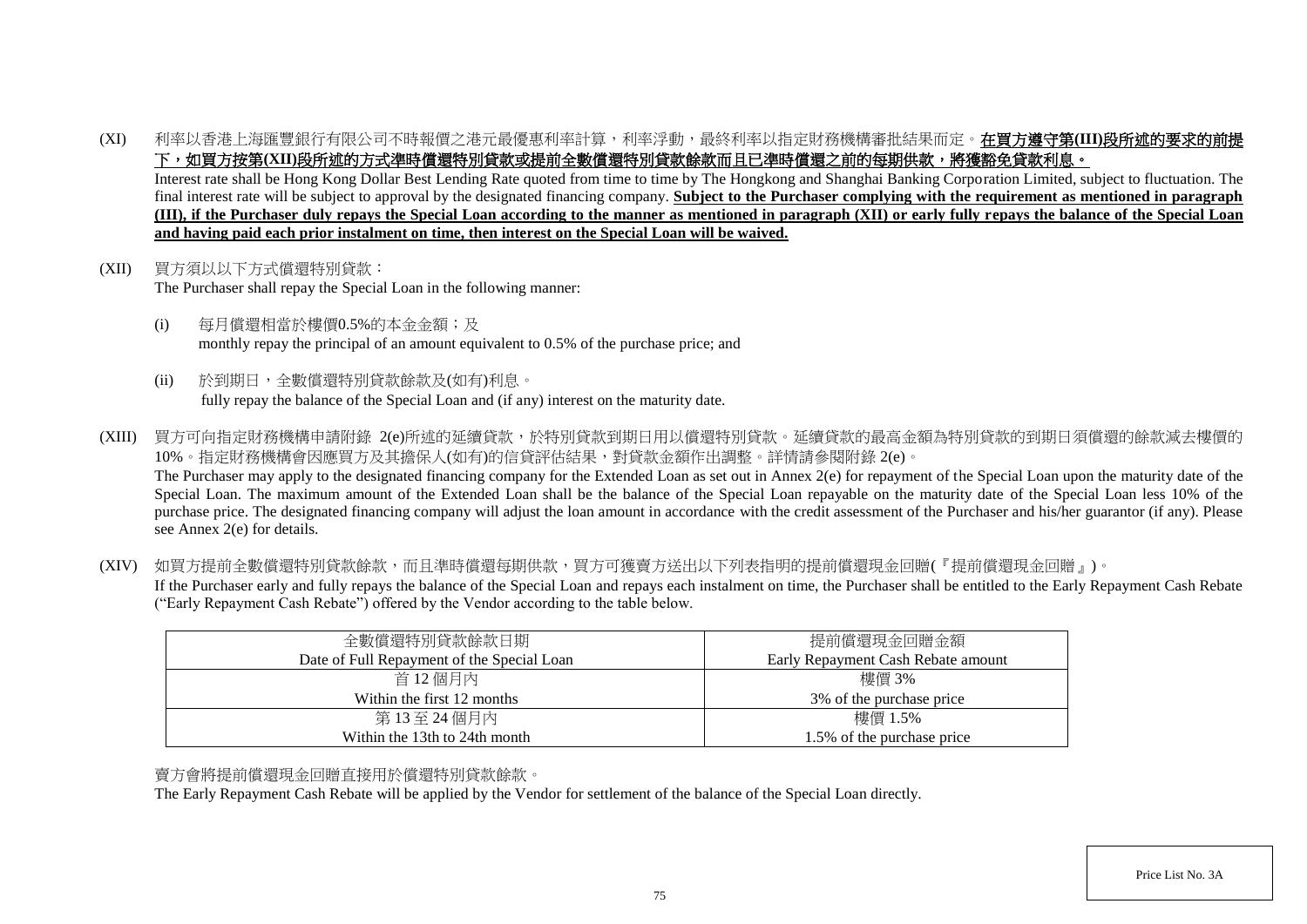(XI) 利率以香港上海匯豐銀行有限公司不時報價之港元最優惠利率計算，利率浮動，最終利率以指定財務機構審批結果而定。**在買方遵守第(III)段所述的要求的前提下，如買方按第(XII)段所述的方式準時償還特別貸款或提前全數償還特別貸款餘款而且已準時償還之前的每期供款，將獲豁免貸款利息。**
Interest rate shall be Hong Kong Dollar Best Lending Rate quoted from time to time by The Hongkong and Shanghai Banking Corporation Limited, subject to fluctuation. The final interest rate will be subject to approval by the designated financing company. **Subject to the Purchaser complying with the requirement as mentioned in paragraph (III), if the Purchaser duly repays the Special Loan according to the manner as mentioned in paragraph (XII) or early fully repays the balance of the Special Loan and having paid each prior instalment on time, then interest on the Special Loan will be waived.**

(XII) 買方須以以下方式償還特別貸款：
The Purchaser shall repay the Special Loan in the following manner:

(i) 每月償還相當於樓價0.5%的本金金額；及
monthly repay the principal of an amount equivalent to 0.5% of the purchase price; and

(ii) 於到期日，全數償還特別貸款餘款及(如有)利息。
fully repay the balance of the Special Loan and (if any) interest on the maturity date.

(XIII) 買方可向指定財務機構申請附錄 2(e)所述的延續貸款，於特別貸款到期日用以償還特別貸款。延續貸款的最高金額為特別貸款的到期日須償還的餘款減去樓價的10%。指定財務機構會因應買方及其擔保人(如有)的信貸評估結果，對貸款金額作出調整。詳情請參閱附錄 2(e)。
The Purchaser may apply to the designated financing company for the Extended Loan as set out in Annex 2(e) for repayment of the Special Loan upon the maturity date of the Special Loan. The maximum amount of the Extended Loan shall be the balance of the Special Loan repayable on the maturity date of the Special Loan less 10% of the purchase price. The designated financing company will adjust the loan amount in accordance with the credit assessment of the Purchaser and his/her guarantor (if any). Please see Annex 2(e) for details.

(XIV) 如買方提前全數償還特別貸款餘款，而且準時償還每期供款，買方可獲賣方送出以下列表指明的提前償還現金回贈(『提前償還現金回贈』)。
If the Purchaser early and fully repays the balance of the Special Loan and repays each instalment on time, the Purchaser shall be entitled to the Early Repayment Cash Rebate ("Early Repayment Cash Rebate") offered by the Vendor according to the table below.

| 全數償還特別貸款餘款日期<br>Date of Full Repayment of the Special Loan | 提前償還現金回贈金額<br>Early Repayment Cash Rebate amount |
|---|---|
| 首 12 個月內<br>Within the first 12 months | 樓價 3%<br>3% of the purchase price |
| 第 13 至 24 個月內<br>Within the 13th to 24th month | 樓價 1.5%<br>1.5% of the purchase price |

賣方會將提前償還現金回贈直接用於償還特別貸款餘款。
The Early Repayment Cash Rebate will be applied by the Vendor for settlement of the balance of the Special Loan directly.

Price List No. 3A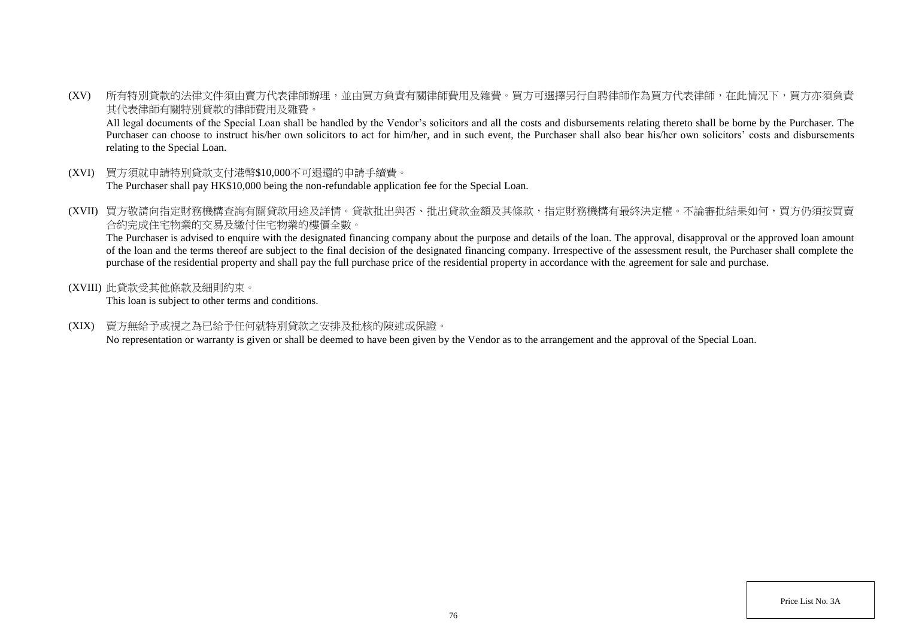(XV) 所有特別貸款的法律文件須由賣方代表律師辦理，並由買方負責有關律師費用及雜費。買方可選擇另行自聘律師作為買方代表律師，在此情況下，買方亦須負責其代表律師有關特別貸款的律師費用及雜費。

All legal documents of the Special Loan shall be handled by the Vendor's solicitors and all the costs and disbursements relating thereto shall be borne by the Purchaser. The Purchaser can choose to instruct his/her own solicitors to act for him/her, and in such event, the Purchaser shall also bear his/her own solicitors' costs and disbursements relating to the Special Loan.

(XVI) 買方須就申請特別貸款支付港幣$10,000不可退還的申請手續費。

The Purchaser shall pay HK$10,000 being the non-refundable application fee for the Special Loan.

(XVII) 買方敬請向指定財務機構查詢有關貸款用途及詳情。貸款批出與否、批出貸款金額及其條款，指定財務機構有最終決定權。不論審批結果如何，買方仍須按買賣合約完成住宅物業的交易及繳付住宅物業的樓價全數。

The Purchaser is advised to enquire with the designated financing company about the purpose and details of the loan. The approval, disapproval or the approved loan amount of the loan and the terms thereof are subject to the final decision of the designated financing company. Irrespective of the assessment result, the Purchaser shall complete the purchase of the residential property and shall pay the full purchase price of the residential property in accordance with the agreement for sale and purchase.

(XVIII) 此貸款受其他條款及細則約束。

This loan is subject to other terms and conditions.

(XIX) 賣方無給予或視之為已給予任何就特別貸款之安排及批核的陳述或保證。

No representation or warranty is given or shall be deemed to have been given by the Vendor as to the arrangement and the approval of the Special Loan.

Price List No. 3A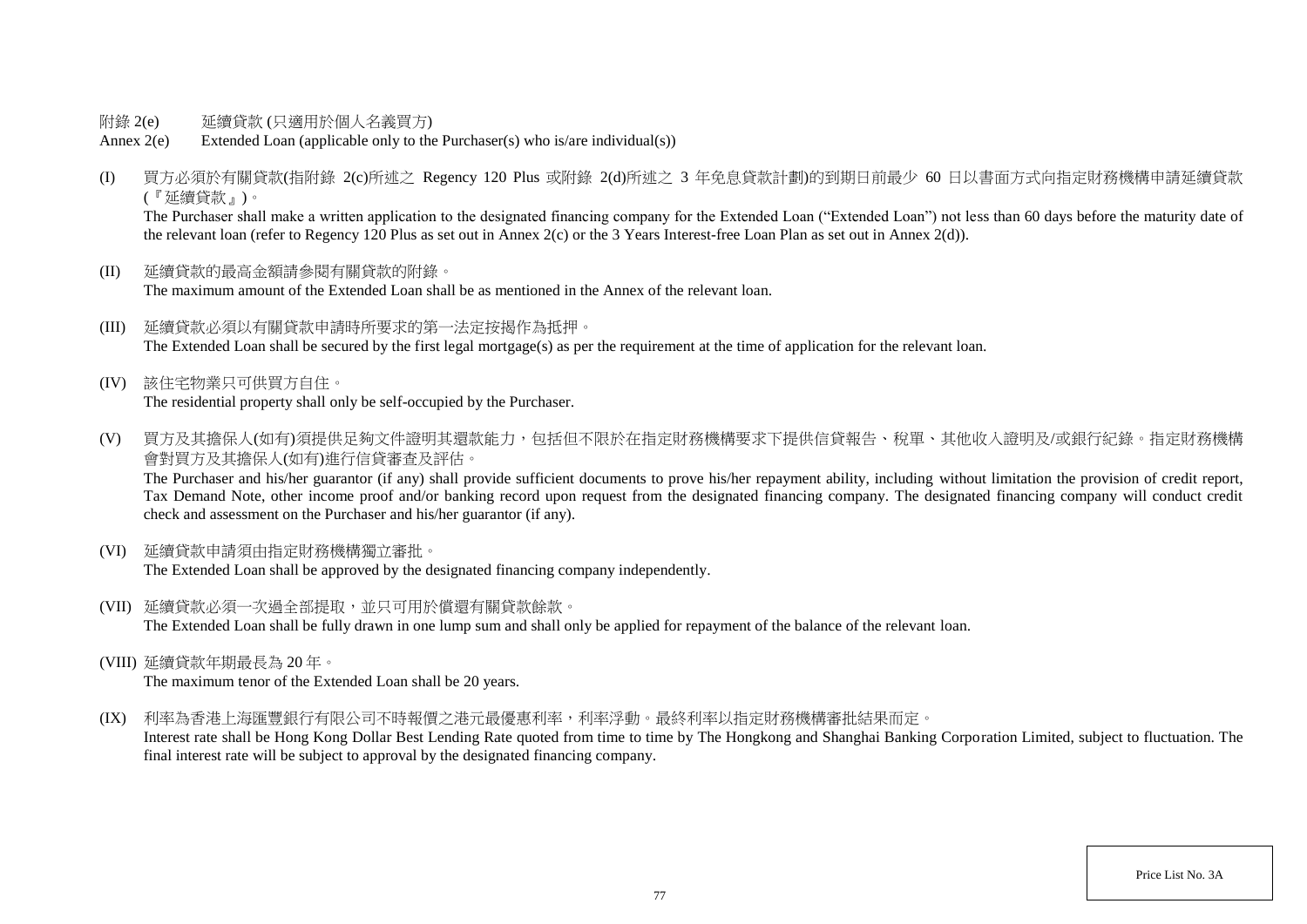附錄 2(e)　　延續貸款 (只適用於個人名義買方)

Annex 2(e)　　Extended Loan (applicable only to the Purchaser(s) who is/are individual(s))

(I) 買方必須於有關貸款(指附錄 2(c)所述之 Regency 120 Plus 或附錄 2(d)所述之 3 年免息貸款計劃)的到期日前最少 60 日以書面方式向指定財務機構申請延續貸款(『延續貸款』)。

The Purchaser shall make a written application to the designated financing company for the Extended Loan ("Extended Loan") not less than 60 days before the maturity date of the relevant loan (refer to Regency 120 Plus as set out in Annex 2(c) or the 3 Years Interest-free Loan Plan as set out in Annex 2(d)).

(II) 延續貸款的最高金額請參閱有關貸款的附錄。

The maximum amount of the Extended Loan shall be as mentioned in the Annex of the relevant loan.

(III) 延續貸款必須以有關貸款申請時所要求的第一法定按揭作為抵押。

The Extended Loan shall be secured by the first legal mortgage(s) as per the requirement at the time of application for the relevant loan.

(IV) 該住宅物業只可供買方自住。

The residential property shall only be self-occupied by the Purchaser.

(V) 買方及其擔保人(如有)須提供足夠文件證明其還款能力，包括但不限於在指定財務機構要求下提供信貸報告、稅單、其他收入證明及/或銀行紀錄。指定財務機構會對買方及其擔保人(如有)進行信貸審查及評估。

The Purchaser and his/her guarantor (if any) shall provide sufficient documents to prove his/her repayment ability, including without limitation the provision of credit report, Tax Demand Note, other income proof and/or banking record upon request from the designated financing company. The designated financing company will conduct credit check and assessment on the Purchaser and his/her guarantor (if any).

(VI) 延續貸款申請須由指定財務機構獨立審批。

The Extended Loan shall be approved by the designated financing company independently.

(VII) 延續貸款必須一次過全部提取，並只可用於償還有關貸款餘款。

The Extended Loan shall be fully drawn in one lump sum and shall only be applied for repayment of the balance of the relevant loan.

(VIII) 延續貸款年期最長為 20 年。

The maximum tenor of the Extended Loan shall be 20 years.

(IX) 利率為香港上海匯豐銀行有限公司不時報價之港元最優惠利率，利率浮動。最終利率以指定財務機構審批結果而定。

Interest rate shall be Hong Kong Dollar Best Lending Rate quoted from time to time by The Hongkong and Shanghai Banking Corporation Limited, subject to fluctuation. The final interest rate will be subject to approval by the designated financing company.

Price List No. 3A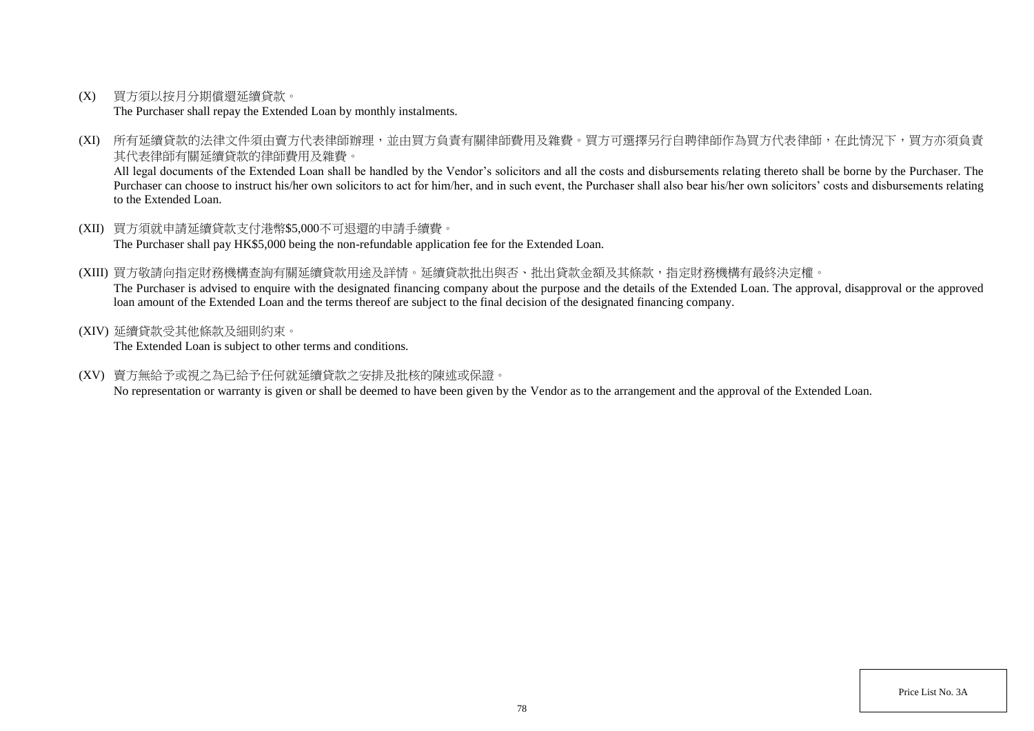(X) 買方須以按月分期償還延續貸款。
The Purchaser shall repay the Extended Loan by monthly instalments.

(XI) 所有延續貸款的法律文件須由賣方代表律師辦理，並由買方負責有關律師費用及雜費。買方可選擇另行自聘律師作為買方代表律師，在此情況下，買方亦須負責其代表律師有關延續貸款的律師費用及雜費。
All legal documents of the Extended Loan shall be handled by the Vendor's solicitors and all the costs and disbursements relating thereto shall be borne by the Purchaser. The Purchaser can choose to instruct his/her own solicitors to act for him/her, and in such event, the Purchaser shall also bear his/her own solicitors' costs and disbursements relating to the Extended Loan.

(XII) 買方須就申請延續貸款支付港幣$5,000不可退還的申請手續費。
The Purchaser shall pay HK$5,000 being the non-refundable application fee for the Extended Loan.

(XIII) 買方敬請向指定財務機構查詢有關延續貸款用途及詳情。延續貸款批出與否、批出貸款金額及其條款，指定財務機構有最終決定權。
The Purchaser is advised to enquire with the designated financing company about the purpose and the details of the Extended Loan. The approval, disapproval or the approved loan amount of the Extended Loan and the terms thereof are subject to the final decision of the designated financing company.

(XIV) 延續貸款受其他條款及細則約束。
The Extended Loan is subject to other terms and conditions.

(XV) 賣方無給予或視之為已給予任何就延續貸款之安排及批核的陳述或保證。
No representation or warranty is given or shall be deemed to have been given by the Vendor as to the arrangement and the approval of the Extended Loan.

Price List No. 3A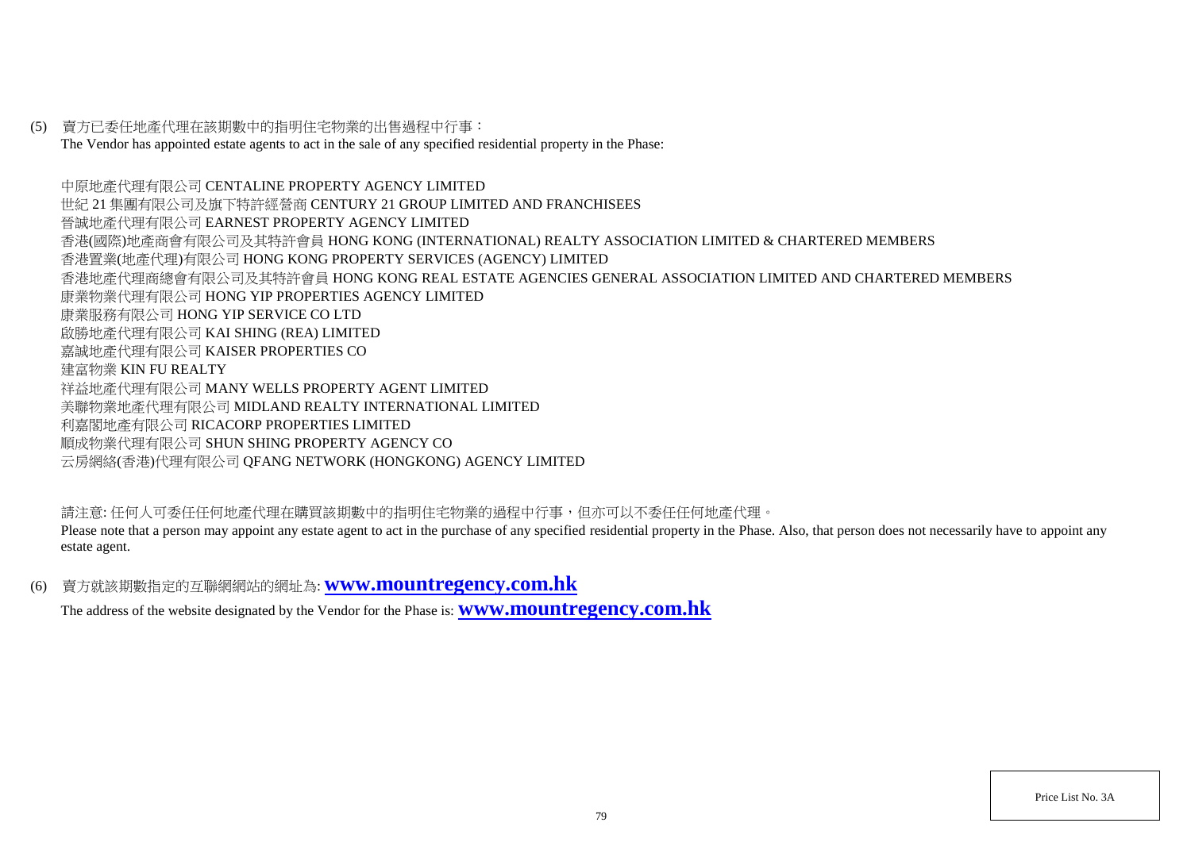(5) 賣方已委任地產代理在該期數中的指明住宅物業的出售過程中行事：
The Vendor has appointed estate agents to act in the sale of any specified residential property in the Phase:

中原地產代理有限公司 CENTALINE PROPERTY AGENCY LIMITED
世紀 21 集團有限公司及旗下特許經營商 CENTURY 21 GROUP LIMITED AND FRANCHISEES
晉誠地產代理有限公司 EARNEST PROPERTY AGENCY LIMITED
香港(國際)地產商會有限公司及其特許會員 HONG KONG (INTERNATIONAL) REALTY ASSOCIATION LIMITED & CHARTERED MEMBERS
香港置業(地產代理)有限公司 HONG KONG PROPERTY SERVICES (AGENCY) LIMITED
香港地產代理商總會有限公司及其特許會員 HONG KONG REAL ESTATE AGENCIES GENERAL ASSOCIATION LIMITED AND CHARTERED MEMBERS
康業物業代理有限公司 HONG YIP PROPERTIES AGENCY LIMITED
康業服務有限公司 HONG YIP SERVICE CO LTD
啟勝地產代理有限公司 KAI SHING (REA) LIMITED
嘉誠地產代理有限公司 KAISER PROPERTIES CO
建富物業 KIN FU REALTY
祥益地產代理有限公司 MANY WELLS PROPERTY AGENT LIMITED
美聯物業地產代理有限公司 MIDLAND REALTY INTERNATIONAL LIMITED
利嘉閣地產有限公司 RICACORP PROPERTIES LIMITED
順成物業代理有限公司 SHUN SHING PROPERTY AGENCY CO
云房網絡(香港)代理有限公司 QFANG NETWORK (HONGKONG) AGENCY LIMITED

請注意: 任何人可委任任何地產代理在購買該期數中的指明住宅物業的過程中行事，但亦可以不委任任何地產代理。
Please note that a person may appoint any estate agent to act in the purchase of any specified residential property in the Phase. Also, that person does not necessarily have to appoint any estate agent.

(6) 賣方就該期數指定的互聯網網站的網址為: **www.mountregency.com.hk**
The address of the website designated by the Vendor for the Phase is: **www.mountregency.com.hk**

Price List No. 3A